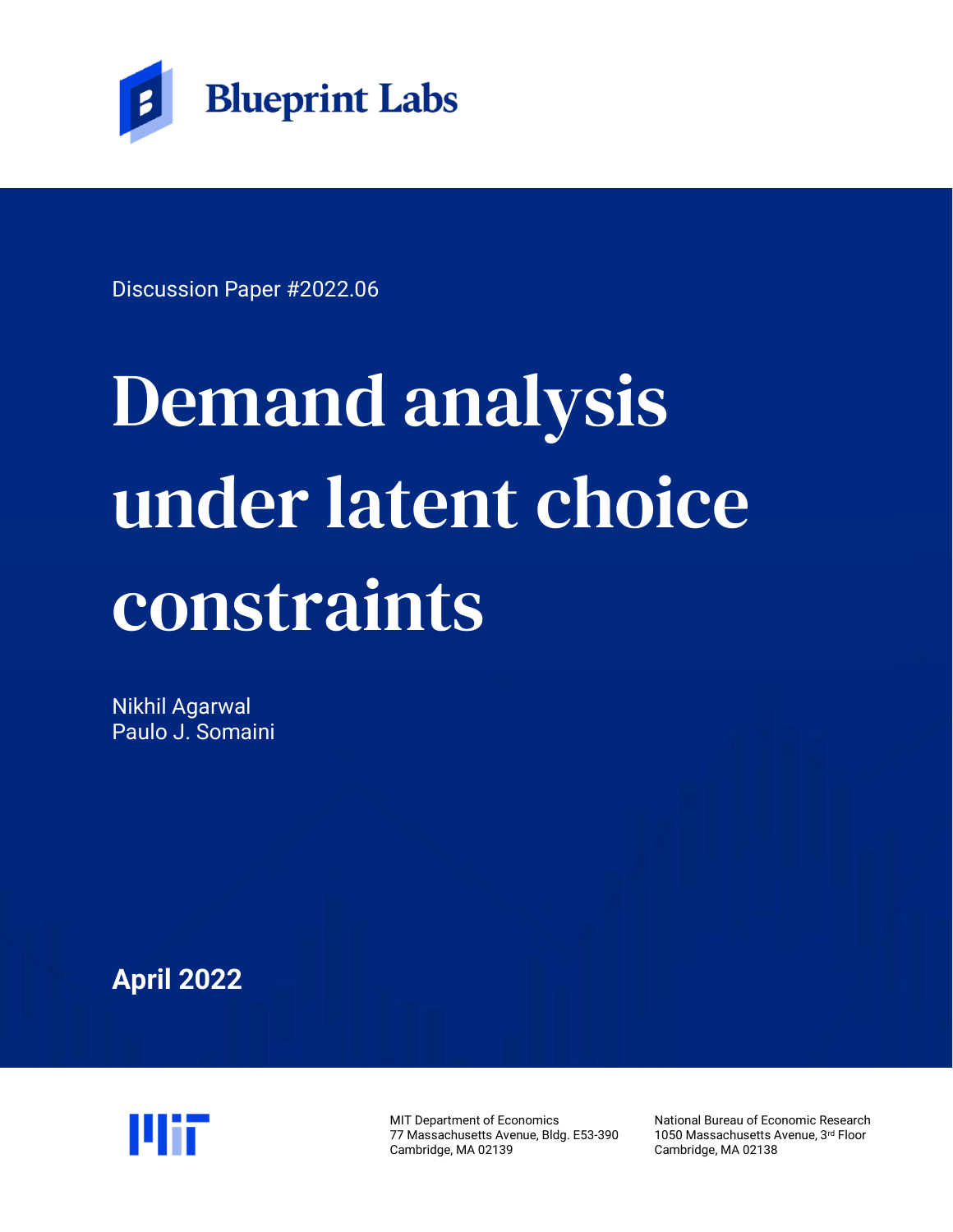Blueprint Labs

Discussion Paper #2022.06

# Demand analysis under latent choice constraints

Nikhil Agarwal
Paulo J. Somaini

**April 2022**

MIT Department of Economics
77 Massachusetts Avenue, Bldg. E53-390
Cambridge, MA 02139

National Bureau of Economic Research
1050 Massachusetts Avenue, 3rd Floor
Cambridge, MA 02138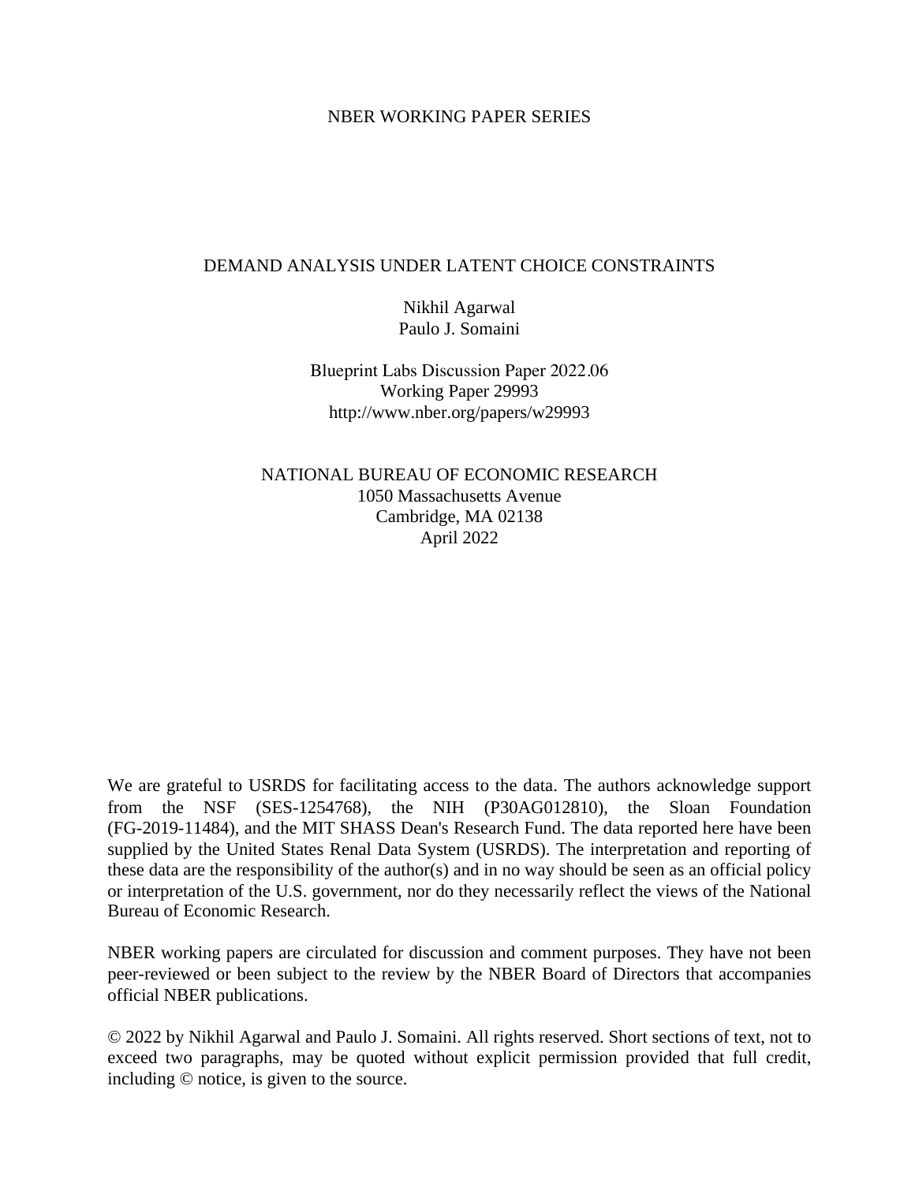NBER WORKING PAPER SERIES

# DEMAND ANALYSIS UNDER LATENT CHOICE CONSTRAINTS

Nikhil Agarwal
Paulo J. Somaini

Blueprint Labs Discussion Paper 2022.06
Working Paper 29993
http://www.nber.org/papers/w29993

NATIONAL BUREAU OF ECONOMIC RESEARCH
1050 Massachusetts Avenue
Cambridge, MA 02138
April 2022

We are grateful to USRDS for facilitating access to the data. The authors acknowledge support from the NSF (SES-1254768), the NIH (P30AG012810), the Sloan Foundation (FG-2019-11484), and the MIT SHASS Dean's Research Fund. The data reported here have been supplied by the United States Renal Data System (USRDS). The interpretation and reporting of these data are the responsibility of the author(s) and in no way should be seen as an official policy or interpretation of the U.S. government, nor do they necessarily reflect the views of the National Bureau of Economic Research.

NBER working papers are circulated for discussion and comment purposes. They have not been peer-reviewed or been subject to the review by the NBER Board of Directors that accompanies official NBER publications.

© 2022 by Nikhil Agarwal and Paulo J. Somaini. All rights reserved. Short sections of text, not to exceed two paragraphs, may be quoted without explicit permission provided that full credit, including © notice, is given to the source.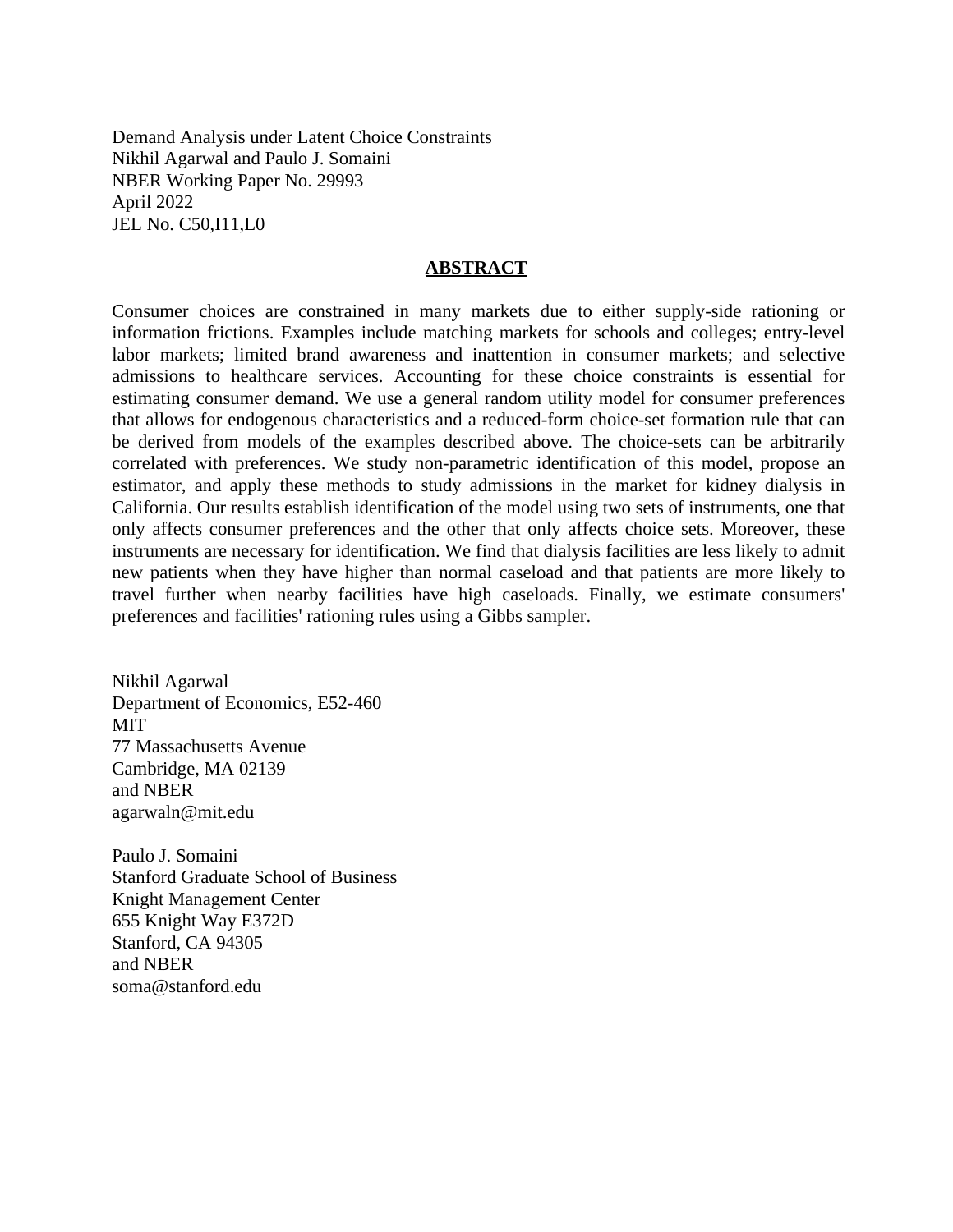Demand Analysis under Latent Choice Constraints
Nikhil Agarwal and Paulo J. Somaini
NBER Working Paper No. 29993
April 2022
JEL No. C50,I11,L0

## ABSTRACT

Consumer choices are constrained in many markets due to either supply-side rationing or information frictions. Examples include matching markets for schools and colleges; entry-level labor markets; limited brand awareness and inattention in consumer markets; and selective admissions to healthcare services. Accounting for these choice constraints is essential for estimating consumer demand. We use a general random utility model for consumer preferences that allows for endogenous characteristics and a reduced-form choice-set formation rule that can be derived from models of the examples described above. The choice-sets can be arbitrarily correlated with preferences. We study non-parametric identification of this model, propose an estimator, and apply these methods to study admissions in the market for kidney dialysis in California. Our results establish identification of the model using two sets of instruments, one that only affects consumer preferences and the other that only affects choice sets. Moreover, these instruments are necessary for identification. We find that dialysis facilities are less likely to admit new patients when they have higher than normal caseload and that patients are more likely to travel further when nearby facilities have high caseloads. Finally, we estimate consumers' preferences and facilities' rationing rules using a Gibbs sampler.

Nikhil Agarwal
Department of Economics, E52-460
MIT
77 Massachusetts Avenue
Cambridge, MA 02139
and NBER
agarwaln@mit.edu

Paulo J. Somaini
Stanford Graduate School of Business
Knight Management Center
655 Knight Way E372D
Stanford, CA 94305
and NBER
soma@stanford.edu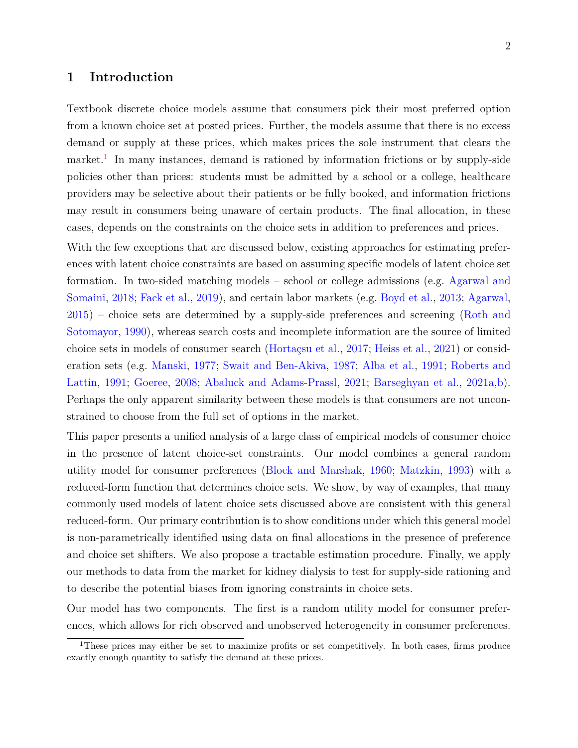# 1 Introduction

Textbook discrete choice models assume that consumers pick their most preferred option from a known choice set at posted prices. Further, the models assume that there is no excess demand or supply at these prices, which makes prices the sole instrument that clears the market.[1] In many instances, demand is rationed by information frictions or by supply-side policies other than prices: students must be admitted by a school or a college, healthcare providers may be selective about their patients or be fully booked, and information frictions may result in consumers being unaware of certain products. The final allocation, in these cases, depends on the constraints on the choice sets in addition to preferences and prices.

With the few exceptions that are discussed below, existing approaches for estimating preferences with latent choice constraints are based on assuming specific models of latent choice set formation. In two-sided matching models – school or college admissions (e.g. Agarwal and Somaini, 2018; Fack et al., 2019), and certain labor markets (e.g. Boyd et al., 2013; Agarwal, 2015) – choice sets are determined by a supply-side preferences and screening (Roth and Sotomayor, 1990), whereas search costs and incomplete information are the source of limited choice sets in models of consumer search (Hortaçsu et al., 2017; Heiss et al., 2021) or consideration sets (e.g. Manski, 1977; Swait and Ben-Akiva, 1987; Alba et al., 1991; Roberts and Lattin, 1991; Goeree, 2008; Abaluck and Adams-Prassl, 2021; Barseghyan et al., 2021a,b). Perhaps the only apparent similarity between these models is that consumers are not unconstrained to choose from the full set of options in the market.

This paper presents a unified analysis of a large class of empirical models of consumer choice in the presence of latent choice-set constraints. Our model combines a general random utility model for consumer preferences (Block and Marshak, 1960; Matzkin, 1993) with a reduced-form function that determines choice sets. We show, by way of examples, that many commonly used models of latent choice sets discussed above are consistent with this general reduced-form. Our primary contribution is to show conditions under which this general model is non-parametrically identified using data on final allocations in the presence of preference and choice set shifters. We also propose a tractable estimation procedure. Finally, we apply our methods to data from the market for kidney dialysis to test for supply-side rationing and to describe the potential biases from ignoring constraints in choice sets.

Our model has two components. The first is a random utility model for consumer preferences, which allows for rich observed and unobserved heterogeneity in consumer preferences.

[1] These prices may either be set to maximize profits or set competitively. In both cases, firms produce exactly enough quantity to satisfy the demand at these prices.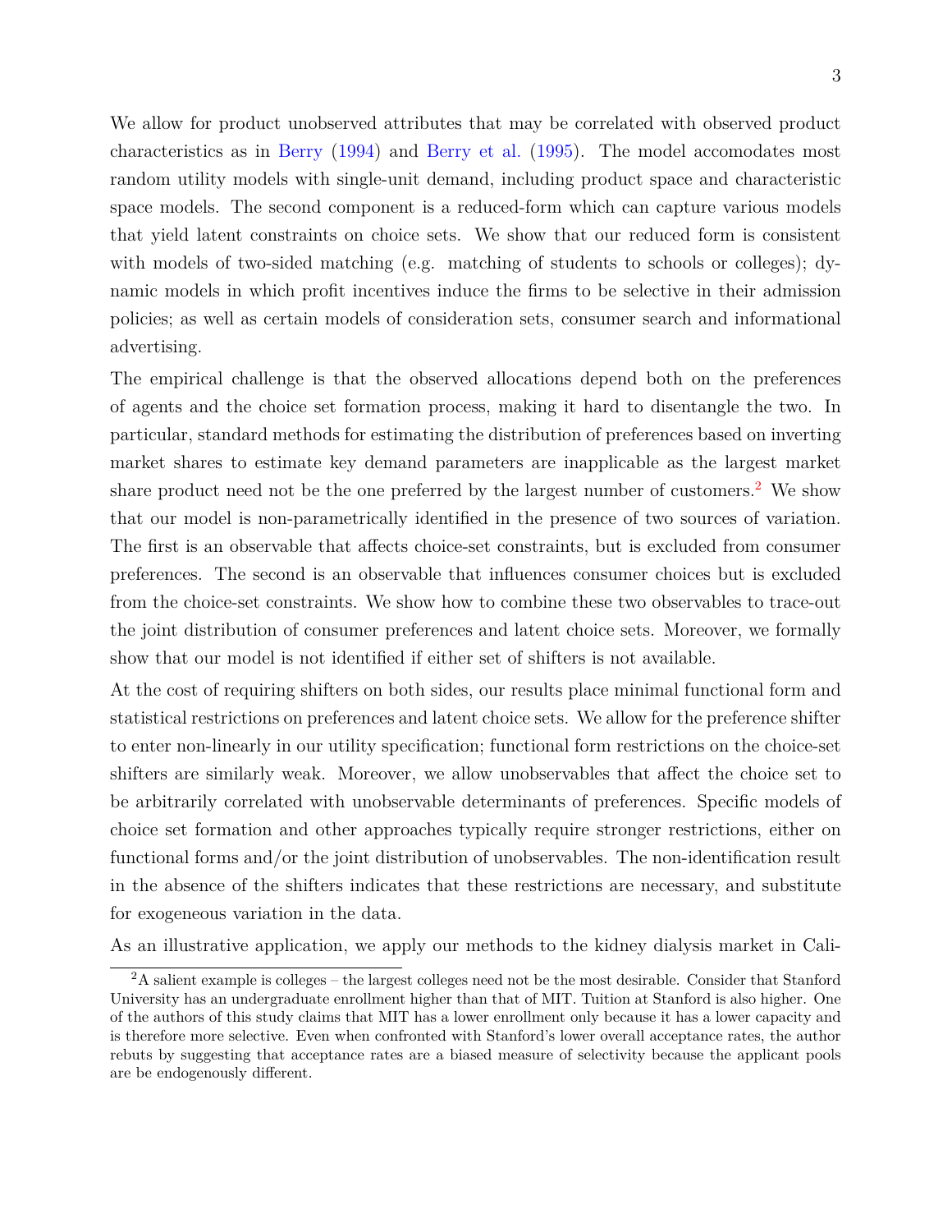We allow for product unobserved attributes that may be correlated with observed product characteristics as in Berry (1994) and Berry et al. (1995). The model accomodates most random utility models with single-unit demand, including product space and characteristic space models. The second component is a reduced-form which can capture various models that yield latent constraints on choice sets. We show that our reduced form is consistent with models of two-sided matching (e.g. matching of students to schools or colleges); dynamic models in which profit incentives induce the firms to be selective in their admission policies; as well as certain models of consideration sets, consumer search and informational advertising.

The empirical challenge is that the observed allocations depend both on the preferences of agents and the choice set formation process, making it hard to disentangle the two. In particular, standard methods for estimating the distribution of preferences based on inverting market shares to estimate key demand parameters are inapplicable as the largest market share product need not be the one preferred by the largest number of customers.[2] We show that our model is non-parametrically identified in the presence of two sources of variation. The first is an observable that affects choice-set constraints, but is excluded from consumer preferences. The second is an observable that influences consumer choices but is excluded from the choice-set constraints. We show how to combine these two observables to trace-out the joint distribution of consumer preferences and latent choice sets. Moreover, we formally show that our model is not identified if either set of shifters is not available.

At the cost of requiring shifters on both sides, our results place minimal functional form and statistical restrictions on preferences and latent choice sets. We allow for the preference shifter to enter non-linearly in our utility specification; functional form restrictions on the choice-set shifters are similarly weak. Moreover, we allow unobservables that affect the choice set to be arbitrarily correlated with unobservable determinants of preferences. Specific models of choice set formation and other approaches typically require stronger restrictions, either on functional forms and/or the joint distribution of unobservables. The non-identification result in the absence of the shifters indicates that these restrictions are necessary, and substitute for exogeneous variation in the data.

As an illustrative application, we apply our methods to the kidney dialysis market in Cali-

[2] A salient example is colleges – the largest colleges need not be the most desirable. Consider that Stanford University has an undergraduate enrollment higher than that of MIT. Tuition at Stanford is also higher. One of the authors of this study claims that MIT has a lower enrollment only because it has a lower capacity and is therefore more selective. Even when confronted with Stanford's lower overall acceptance rates, the author rebuts by suggesting that acceptance rates are a biased measure of selectivity because the applicant pools are be endogenously different.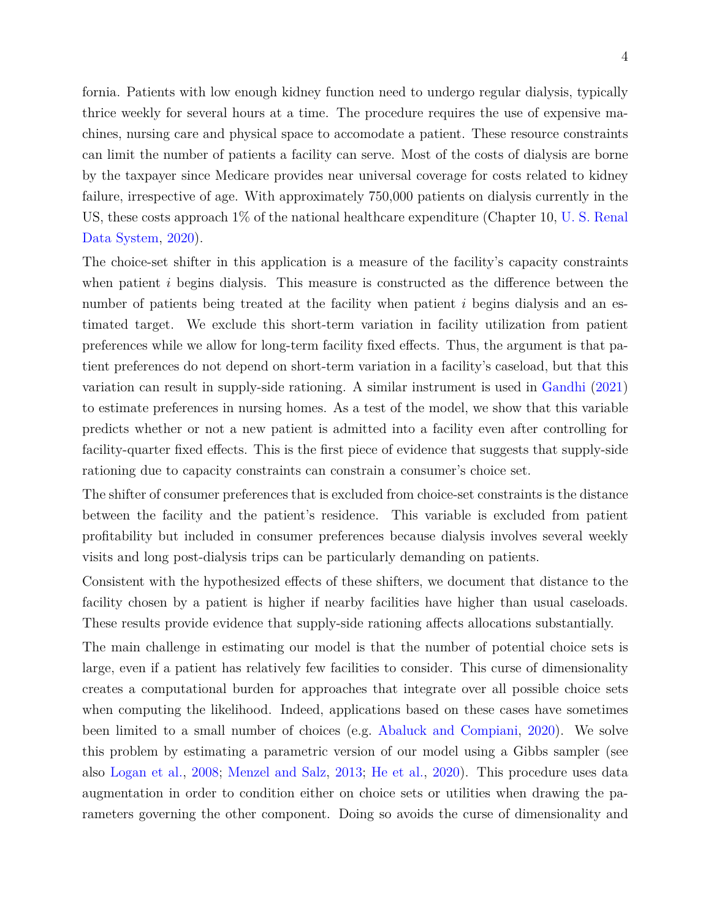fornia. Patients with low enough kidney function need to undergo regular dialysis, typically thrice weekly for several hours at a time. The procedure requires the use of expensive machines, nursing care and physical space to accomodate a patient. These resource constraints can limit the number of patients a facility can serve. Most of the costs of dialysis are borne by the taxpayer since Medicare provides near universal coverage for costs related to kidney failure, irrespective of age. With approximately 750,000 patients on dialysis currently in the US, these costs approach 1% of the national healthcare expenditure (Chapter 10, U. S. Renal Data System, 2020).

The choice-set shifter in this application is a measure of the facility's capacity constraints when patient $i$ begins dialysis. This measure is constructed as the difference between the number of patients being treated at the facility when patient $i$ begins dialysis and an estimated target. We exclude this short-term variation in facility utilization from patient preferences while we allow for long-term facility fixed effects. Thus, the argument is that patient preferences do not depend on short-term variation in a facility's caseload, but that this variation can result in supply-side rationing. A similar instrument is used in Gandhi (2021) to estimate preferences in nursing homes. As a test of the model, we show that this variable predicts whether or not a new patient is admitted into a facility even after controlling for facility-quarter fixed effects. This is the first piece of evidence that suggests that supply-side rationing due to capacity constraints can constrain a consumer's choice set.

The shifter of consumer preferences that is excluded from choice-set constraints is the distance between the facility and the patient's residence. This variable is excluded from patient profitability but included in consumer preferences because dialysis involves several weekly visits and long post-dialysis trips can be particularly demanding on patients.

Consistent with the hypothesized effects of these shifters, we document that distance to the facility chosen by a patient is higher if nearby facilities have higher than usual caseloads. These results provide evidence that supply-side rationing affects allocations substantially.

The main challenge in estimating our model is that the number of potential choice sets is large, even if a patient has relatively few facilities to consider. This curse of dimensionality creates a computational burden for approaches that integrate over all possible choice sets when computing the likelihood. Indeed, applications based on these cases have sometimes been limited to a small number of choices (e.g. Abaluck and Compiani, 2020). We solve this problem by estimating a parametric version of our model using a Gibbs sampler (see also Logan et al., 2008; Menzel and Salz, 2013; He et al., 2020). This procedure uses data augmentation in order to condition either on choice sets or utilities when drawing the parameters governing the other component. Doing so avoids the curse of dimensionality and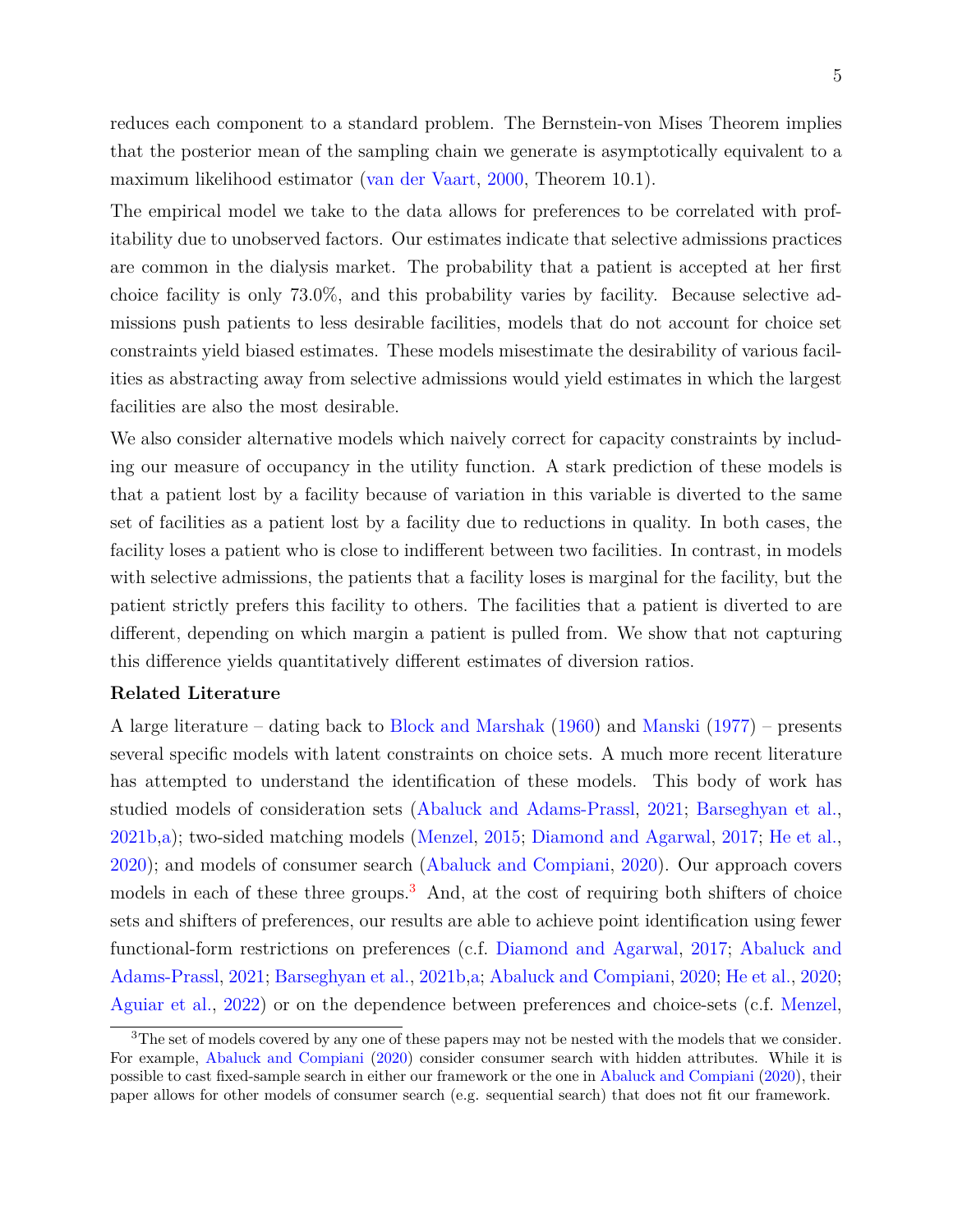reduces each component to a standard problem. The Bernstein-von Mises Theorem implies that the posterior mean of the sampling chain we generate is asymptotically equivalent to a maximum likelihood estimator (van der Vaart, 2000, Theorem 10.1).

The empirical model we take to the data allows for preferences to be correlated with profitability due to unobserved factors. Our estimates indicate that selective admissions practices are common in the dialysis market. The probability that a patient is accepted at her first choice facility is only 73.0%, and this probability varies by facility. Because selective admissions push patients to less desirable facilities, models that do not account for choice set constraints yield biased estimates. These models misestimate the desirability of various facilities as abstracting away from selective admissions would yield estimates in which the largest facilities are also the most desirable.

We also consider alternative models which naively correct for capacity constraints by including our measure of occupancy in the utility function. A stark prediction of these models is that a patient lost by a facility because of variation in this variable is diverted to the same set of facilities as a patient lost by a facility due to reductions in quality. In both cases, the facility loses a patient who is close to indifferent between two facilities. In contrast, in models with selective admissions, the patients that a facility loses is marginal for the facility, but the patient strictly prefers this facility to others. The facilities that a patient is diverted to are different, depending on which margin a patient is pulled from. We show that not capturing this difference yields quantitatively different estimates of diversion ratios.

**Related Literature**

A large literature – dating back to Block and Marshak (1960) and Manski (1977) – presents several specific models with latent constraints on choice sets. A much more recent literature has attempted to understand the identification of these models. This body of work has studied models of consideration sets (Abaluck and Adams-Prassl, 2021; Barseghyan et al., 2021b,a); two-sided matching models (Menzel, 2015; Diamond and Agarwal, 2017; He et al., 2020); and models of consumer search (Abaluck and Compiani, 2020). Our approach covers models in each of these three groups.[3] And, at the cost of requiring both shifters of choice sets and shifters of preferences, our results are able to achieve point identification using fewer functional-form restrictions on preferences (c.f. Diamond and Agarwal, 2017; Abaluck and Adams-Prassl, 2021; Barseghyan et al., 2021b,a; Abaluck and Compiani, 2020; He et al., 2020; Aguiar et al., 2022) or on the dependence between preferences and choice-sets (c.f. Menzel,

[3] The set of models covered by any one of these papers may not be nested with the models that we consider. For example, Abaluck and Compiani (2020) consider consumer search with hidden attributes. While it is possible to cast fixed-sample search in either our framework or the one in Abaluck and Compiani (2020), their paper allows for other models of consumer search (e.g. sequential search) that does not fit our framework.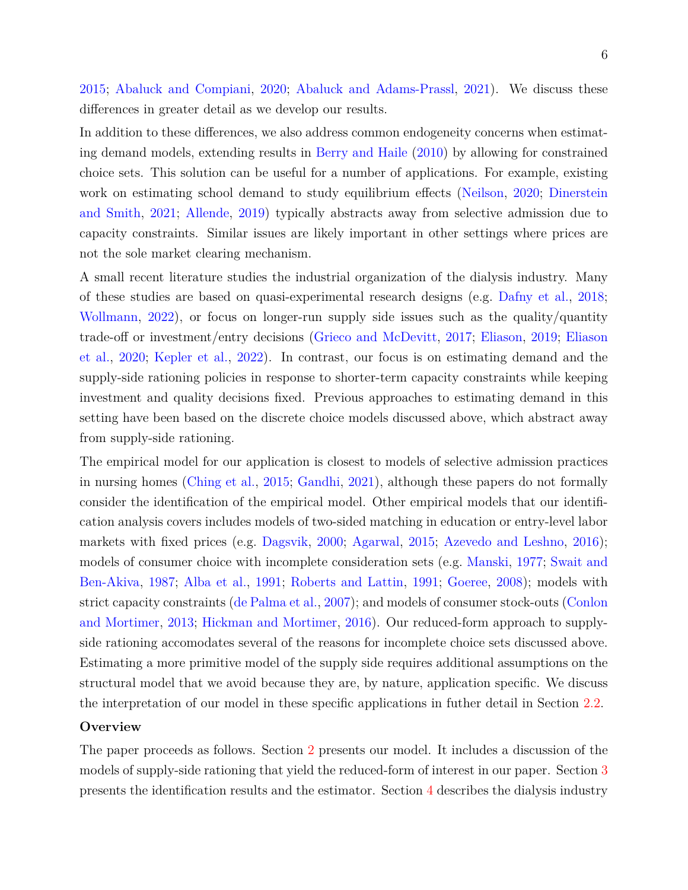2015; Abaluck and Compiani, 2020; Abaluck and Adams-Prassl, 2021). We discuss these differences in greater detail as we develop our results.

In addition to these differences, we also address common endogeneity concerns when estimating demand models, extending results in Berry and Haile (2010) by allowing for constrained choice sets. This solution can be useful for a number of applications. For example, existing work on estimating school demand to study equilibrium effects (Neilson, 2020; Dinerstein and Smith, 2021; Allende, 2019) typically abstracts away from selective admission due to capacity constraints. Similar issues are likely important in other settings where prices are not the sole market clearing mechanism.

A small recent literature studies the industrial organization of the dialysis industry. Many of these studies are based on quasi-experimental research designs (e.g. Dafny et al., 2018; Wollmann, 2022), or focus on longer-run supply side issues such as the quality/quantity trade-off or investment/entry decisions (Grieco and McDevitt, 2017; Eliason, 2019; Eliason et al., 2020; Kepler et al., 2022). In contrast, our focus is on estimating demand and the supply-side rationing policies in response to shorter-term capacity constraints while keeping investment and quality decisions fixed. Previous approaches to estimating demand in this setting have been based on the discrete choice models discussed above, which abstract away from supply-side rationing.

The empirical model for our application is closest to models of selective admission practices in nursing homes (Ching et al., 2015; Gandhi, 2021), although these papers do not formally consider the identification of the empirical model. Other empirical models that our identification analysis covers includes models of two-sided matching in education or entry-level labor markets with fixed prices (e.g. Dagsvik, 2000; Agarwal, 2015; Azevedo and Leshno, 2016); models of consumer choice with incomplete consideration sets (e.g. Manski, 1977; Swait and Ben-Akiva, 1987; Alba et al., 1991; Roberts and Lattin, 1991; Goeree, 2008); models with strict capacity constraints (de Palma et al., 2007); and models of consumer stock-outs (Conlon and Mortimer, 2013; Hickman and Mortimer, 2016). Our reduced-form approach to supply-side rationing accomodates several of the reasons for incomplete choice sets discussed above. Estimating a more primitive model of the supply side requires additional assumptions on the structural model that we avoid because they are, by nature, application specific. We discuss the interpretation of our model in these specific applications in futher detail in Section 2.2.

**Overview**

The paper proceeds as follows. Section 2 presents our model. It includes a discussion of the models of supply-side rationing that yield the reduced-form of interest in our paper. Section 3 presents the identification results and the estimator. Section 4 describes the dialysis industry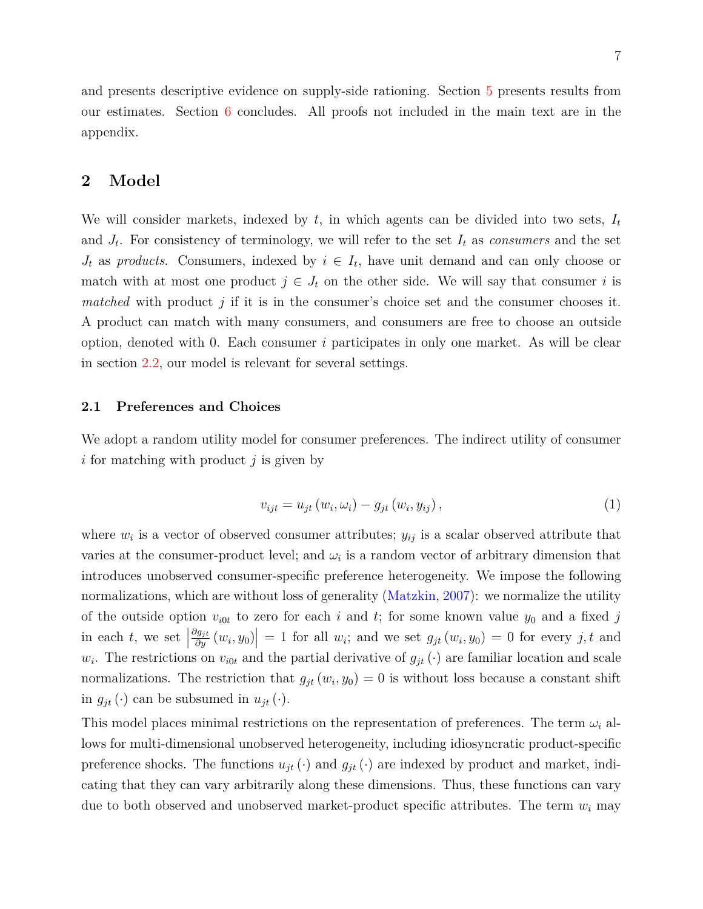and presents descriptive evidence on supply-side rationing. Section 5 presents results from our estimates. Section 6 concludes. All proofs not included in the main text are in the appendix.

## 2 Model

We will consider markets, indexed by $t$, in which agents can be divided into two sets, $I_t$ and $J_t$. For consistency of terminology, we will refer to the set $I_t$ as *consumers* and the set $J_t$ as *products*. Consumers, indexed by $i \in I_t$, have unit demand and can only choose or match with at most one product $j \in J_t$ on the other side. We will say that consumer $i$ is *matched* with product $j$ if it is in the consumer's choice set and the consumer chooses it. A product can match with many consumers, and consumers are free to choose an outside option, denoted with 0. Each consumer $i$ participates in only one market. As will be clear in section 2.2, our model is relevant for several settings.

### 2.1 Preferences and Choices

We adopt a random utility model for consumer preferences. The indirect utility of consumer $i$ for matching with product $j$ is given by

$$v_{ijt} = u_{jt}\left(w_i, \omega_i\right) - g_{jt}\left(w_i, y_{ij}\right), \tag{1}$$

where $w_i$ is a vector of observed consumer attributes; $y_{ij}$ is a scalar observed attribute that varies at the consumer-product level; and $\omega_i$ is a random vector of arbitrary dimension that introduces unobserved consumer-specific preference heterogeneity. We impose the following normalizations, which are without loss of generality (Matzkin, 2007): we normalize the utility of the outside option $v_{i0t}$ to zero for each $i$ and $t$; for some known value $y_0$ and a fixed $j$ in each $t$, we set $\left|\frac{\partial g_{jt}}{\partial y}\left(w_i, y_0\right)\right| = 1$ for all $w_i$; and we set $g_{jt}\left(w_i, y_0\right) = 0$ for every $j, t$ and $w_i$. The restrictions on $v_{i0t}$ and the partial derivative of $g_{jt}\left(\cdot\right)$ are familiar location and scale normalizations. The restriction that $g_{jt}\left(w_i, y_0\right) = 0$ is without loss because a constant shift in $g_{jt}\left(\cdot\right)$ can be subsumed in $u_{jt}\left(\cdot\right)$.

This model places minimal restrictions on the representation of preferences. The term $\omega_i$ allows for multi-dimensional unobserved heterogeneity, including idiosyncratic product-specific preference shocks. The functions $u_{jt}\left(\cdot\right)$ and $g_{jt}\left(\cdot\right)$ are indexed by product and market, indicating that they can vary arbitrarily along these dimensions. Thus, these functions can vary due to both observed and unobserved market-product specific attributes. The term $w_i$ may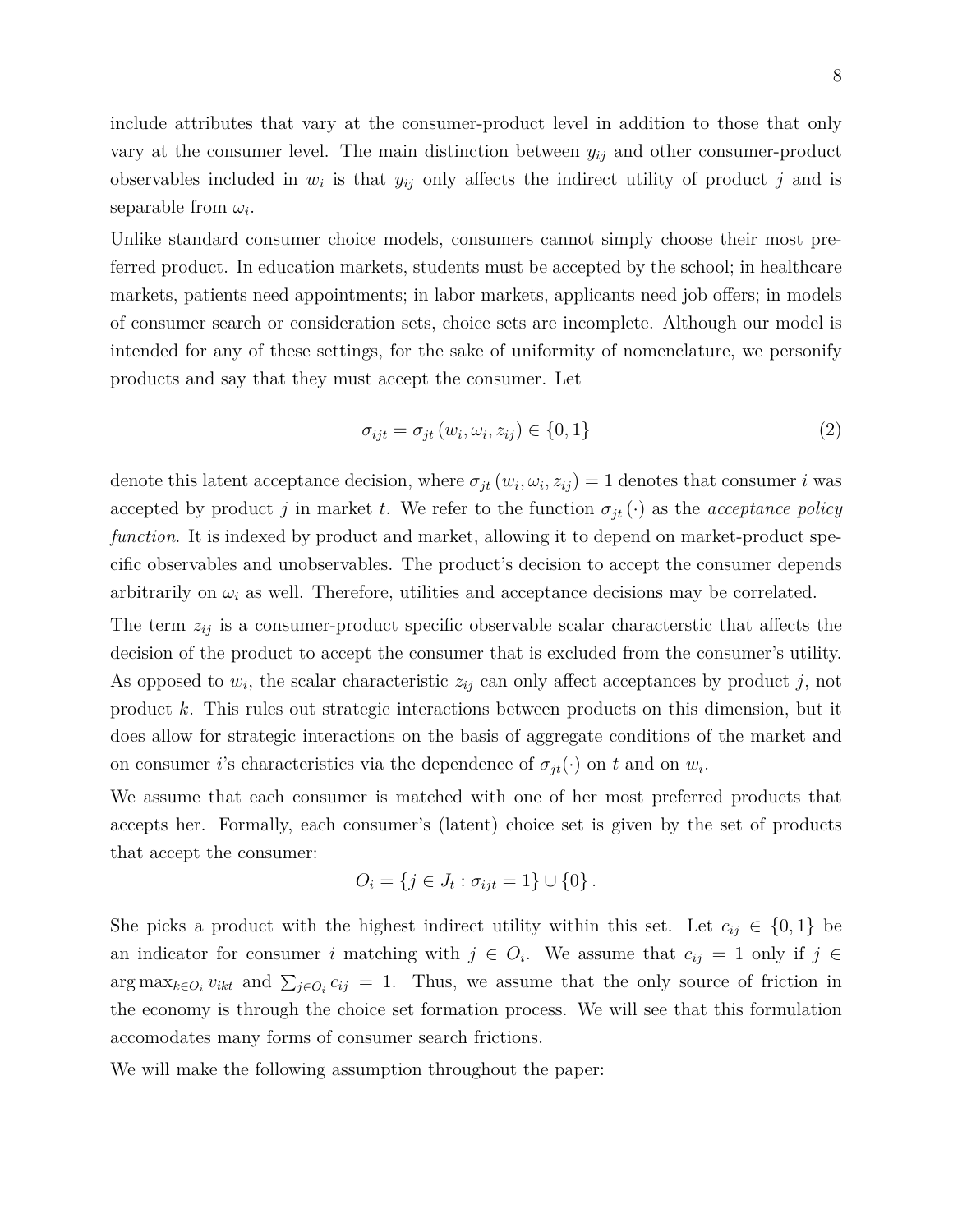include attributes that vary at the consumer-product level in addition to those that only vary at the consumer level. The main distinction between $y_{ij}$ and other consumer-product observables included in $w_i$ is that $y_{ij}$ only affects the indirect utility of product $j$ and is separable from $\omega_i$.

Unlike standard consumer choice models, consumers cannot simply choose their most preferred product. In education markets, students must be accepted by the school; in healthcare markets, patients need appointments; in labor markets, applicants need job offers; in models of consumer search or consideration sets, choice sets are incomplete. Although our model is intended for any of these settings, for the sake of uniformity of nomenclature, we personify products and say that they must accept the consumer. Let

$$\sigma_{ijt} = \sigma_{jt}\left(w_i, \omega_i, z_{ij}\right) \in \{0, 1\} \tag{2}$$

denote this latent acceptance decision, where $\sigma_{jt}\left(w_i, \omega_i, z_{ij}\right) = 1$ denotes that consumer $i$ was accepted by product $j$ in market $t$. We refer to the function $\sigma_{jt}(\cdot)$ as the *acceptance policy function*. It is indexed by product and market, allowing it to depend on market-product specific observables and unobservables. The product's decision to accept the consumer depends arbitrarily on $\omega_i$ as well. Therefore, utilities and acceptance decisions may be correlated.

The term $z_{ij}$ is a consumer-product specific observable scalar characterstic that affects the decision of the product to accept the consumer that is excluded from the consumer's utility. As opposed to $w_i$, the scalar characteristic $z_{ij}$ can only affect acceptances by product $j$, not product $k$. This rules out strategic interactions between products on this dimension, but it does allow for strategic interactions on the basis of aggregate conditions of the market and on consumer $i$'s characteristics via the dependence of $\sigma_{jt}(\cdot)$ on $t$ and on $w_i$.

We assume that each consumer is matched with one of her most preferred products that accepts her. Formally, each consumer's (latent) choice set is given by the set of products that accept the consumer:

$$O_i = \{j \in J_t : \sigma_{ijt} = 1\} \cup \{0\}.$$

She picks a product with the highest indirect utility within this set. Let $c_{ij} \in \{0, 1\}$ be an indicator for consumer $i$ matching with $j \in O_i$. We assume that $c_{ij} = 1$ only if $j \in \arg\max_{k \in O_i} v_{ikt}$ and $\sum_{j \in O_i} c_{ij} = 1$. Thus, we assume that the only source of friction in the economy is through the choice set formation process. We will see that this formulation accomodates many forms of consumer search frictions.

We will make the following assumption throughout the paper: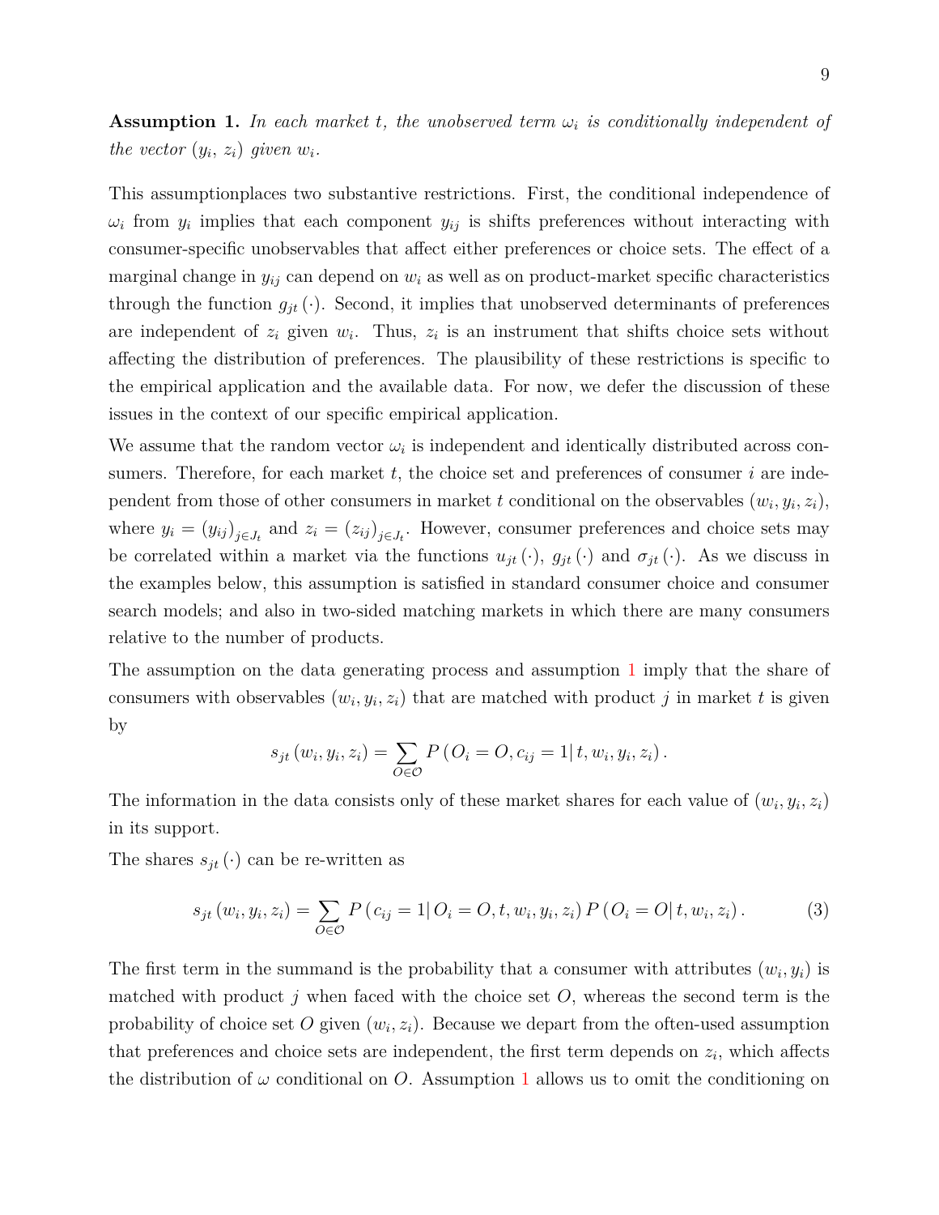**Assumption 1.** *In each market $t$, the unobserved term $\omega_i$ is conditionally independent of the vector $(y_i, z_i)$ given $w_i$.*

This assumptionplaces two substantive restrictions. First, the conditional independence of $\omega_i$ from $y_i$ implies that each component $y_{ij}$ is shifts preferences without interacting with consumer-specific unobservables that affect either preferences or choice sets. The effect of a marginal change in $y_{ij}$ can depend on $w_i$ as well as on product-market specific characteristics through the function $g_{jt}(\cdot)$. Second, it implies that unobserved determinants of preferences are independent of $z_i$ given $w_i$. Thus, $z_i$ is an instrument that shifts choice sets without affecting the distribution of preferences. The plausibility of these restrictions is specific to the empirical application and the available data. For now, we defer the discussion of these issues in the context of our specific empirical application.

We assume that the random vector $\omega_i$ is independent and identically distributed across consumers. Therefore, for each market $t$, the choice set and preferences of consumer $i$ are independent from those of other consumers in market $t$ conditional on the observables $(w_i, y_i, z_i)$, where $y_i = (y_{ij})_{j \in J_t}$ and $z_i = (z_{ij})_{j \in J_t}$. However, consumer preferences and choice sets may be correlated within a market via the functions $u_{jt}(\cdot)$, $g_{jt}(\cdot)$ and $\sigma_{jt}(\cdot)$. As we discuss in the examples below, this assumption is satisfied in standard consumer choice and consumer search models; and also in two-sided matching markets in which there are many consumers relative to the number of products.

The assumption on the data generating process and assumption 1 imply that the share of consumers with observables $(w_i, y_i, z_i)$ that are matched with product $j$ in market $t$ is given by

$$s_{jt}(w_i, y_i, z_i) = \sum_{O \in \mathcal{O}} P\left(O_i = O, c_{ij} = 1 \middle| t, w_i, y_i, z_i\right).$$

The information in the data consists only of these market shares for each value of $(w_i, y_i, z_i)$ in its support.

The shares $s_{jt}(\cdot)$ can be re-written as

$$s_{jt}(w_i, y_i, z_i) = \sum_{O \in \mathcal{O}} P\left(c_{ij} = 1 \middle| O_i = O, t, w_i, y_i, z_i\right) P\left(O_i = O \middle| t, w_i, z_i\right). \tag{3}$$

The first term in the summand is the probability that a consumer with attributes $(w_i, y_i)$ is matched with product $j$ when faced with the choice set $O$, whereas the second term is the probability of choice set $O$ given $(w_i, z_i)$. Because we depart from the often-used assumption that preferences and choice sets are independent, the first term depends on $z_i$, which affects the distribution of $\omega$ conditional on $O$. Assumption 1 allows us to omit the conditioning on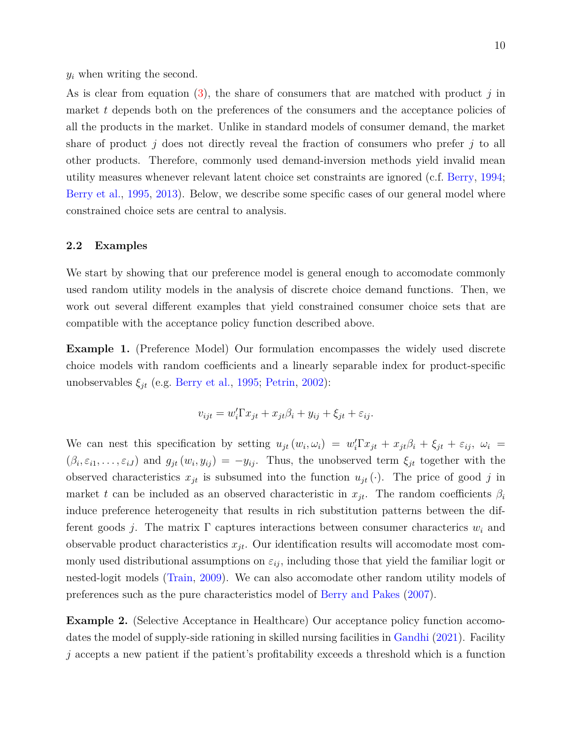$y_i$ when writing the second.

As is clear from equation (3), the share of consumers that are matched with product $j$ in market $t$ depends both on the preferences of the consumers and the acceptance policies of all the products in the market. Unlike in standard models of consumer demand, the market share of product $j$ does not directly reveal the fraction of consumers who prefer $j$ to all other products. Therefore, commonly used demand-inversion methods yield invalid mean utility measures whenever relevant latent choice set constraints are ignored (c.f. Berry, 1994; Berry et al., 1995, 2013). Below, we describe some specific cases of our general model where constrained choice sets are central to analysis.

### 2.2 Examples

We start by showing that our preference model is general enough to accomodate commonly used random utility models in the analysis of discrete choice demand functions. Then, we work out several different examples that yield constrained consumer choice sets that are compatible with the acceptance policy function described above.

**Example 1.** (Preference Model) Our formulation encompasses the widely used discrete choice models with random coefficients and a linearly separable index for product-specific unobservables $\xi_{jt}$ (e.g. Berry et al., 1995; Petrin, 2002):

$$v_{ijt} = w_i'\Gamma x_{jt} + x_{jt}\beta_i + y_{ij} + \xi_{jt} + \varepsilon_{ij}.$$

We can nest this specification by setting $u_{jt}(w_i, \omega_i) = w_i'\Gamma x_{jt} + x_{jt}\beta_i + \xi_{jt} + \varepsilon_{ij}$, $\omega_i = (\beta_i, \varepsilon_{i1}, \ldots, \varepsilon_{iJ})$ and $g_{jt}(w_i, y_{ij}) = -y_{ij}$. Thus, the unobserved term $\xi_{jt}$ together with the observed characteristics $x_{jt}$ is subsumed into the function $u_{jt}(\cdot)$. The price of good $j$ in market $t$ can be included as an observed characteristic in $x_{jt}$. The random coefficients $\beta_i$ induce preference heterogeneity that results in rich substitution patterns between the different goods $j$. The matrix $\Gamma$ captures interactions between consumer characteristics $w_i$ and observable product characteristics $x_{jt}$. Our identification results will accomodate most commonly used distributional assumptions on $\varepsilon_{ij}$, including those that yield the familiar logit or nested-logit models (Train, 2009). We can also accomodate other random utility models of preferences such as the pure characteristics model of Berry and Pakes (2007).

**Example 2.** (Selective Acceptance in Healthcare) Our acceptance policy function accomodates the model of supply-side rationing in skilled nursing facilities in Gandhi (2021). Facility $j$ accepts a new patient if the patient's profitability exceeds a threshold which is a function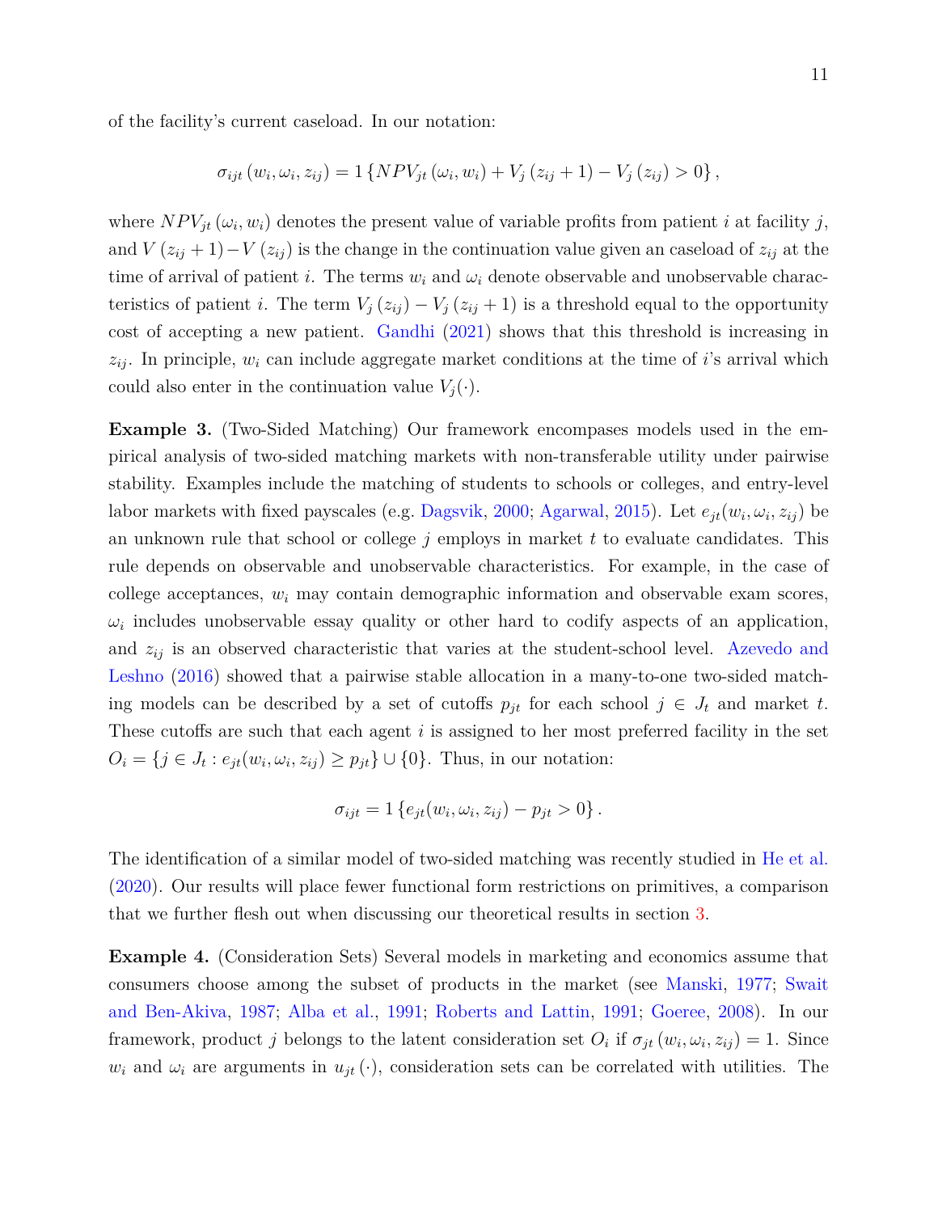of the facility's current caseload. In our notation:

$$\sigma_{ijt}\left(w_i, \omega_i, z_{ij}\right) = 1\left\{NPV_{jt}\left(\omega_i, w_i\right) + V_j\left(z_{ij}+1\right) - V_j\left(z_{ij}\right) > 0\right\},$$

where $NPV_{jt}\left(\omega_i, w_i\right)$ denotes the present value of variable profits from patient $i$ at facility $j$, and $V\left(z_{ij}+1\right) - V\left(z_{ij}\right)$ is the change in the continuation value given an caseload of $z_{ij}$ at the time of arrival of patient $i$. The terms $w_i$ and $\omega_i$ denote observable and unobservable characteristics of patient $i$. The term $V_j\left(z_{ij}\right) - V_j\left(z_{ij}+1\right)$ is a threshold equal to the opportunity cost of accepting a new patient. Gandhi (2021) shows that this threshold is increasing in $z_{ij}$. In principle, $w_i$ can include aggregate market conditions at the time of $i$'s arrival which could also enter in the continuation value $V_j(\cdot)$.

**Example 3.** (Two-Sided Matching) Our framework encompases models used in the empirical analysis of two-sided matching markets with non-transferable utility under pairwise stability. Examples include the matching of students to schools or colleges, and entry-level labor markets with fixed payscales (e.g. Dagsvik, 2000; Agarwal, 2015). Let $e_{jt}(w_i, \omega_i, z_{ij})$ be an unknown rule that school or college $j$ employs in market $t$ to evaluate candidates. This rule depends on observable and unobservable characteristics. For example, in the case of college acceptances, $w_i$ may contain demographic information and observable exam scores, $\omega_i$ includes unobservable essay quality or other hard to codify aspects of an application, and $z_{ij}$ is an observed characteristic that varies at the student-school level. Azevedo and Leshno (2016) showed that a pairwise stable allocation in a many-to-one two-sided matching models can be described by a set of cutoffs $p_{jt}$ for each school $j \in J_t$ and market $t$. These cutoffs are such that each agent $i$ is assigned to her most preferred facility in the set $O_i = \{j \in J_t : e_{jt}(w_i, \omega_i, z_{ij}) \geq p_{jt}\} \cup \{0\}$. Thus, in our notation:

$$\sigma_{ijt} = 1\left\{e_{jt}(w_i, \omega_i, z_{ij}) - p_{jt} > 0\right\}.$$

The identification of a similar model of two-sided matching was recently studied in He et al. (2020). Our results will place fewer functional form restrictions on primitives, a comparison that we further flesh out when discussing our theoretical results in section 3.

**Example 4.** (Consideration Sets) Several models in marketing and economics assume that consumers choose among the subset of products in the market (see Manski, 1977; Swait and Ben-Akiva, 1987; Alba et al., 1991; Roberts and Lattin, 1991; Goeree, 2008). In our framework, product $j$ belongs to the latent consideration set $O_i$ if $\sigma_{jt}\left(w_i, \omega_i, z_{ij}\right) = 1$. Since $w_i$ and $\omega_i$ are arguments in $u_{jt}\left(\cdot\right)$, consideration sets can be correlated with utilities. The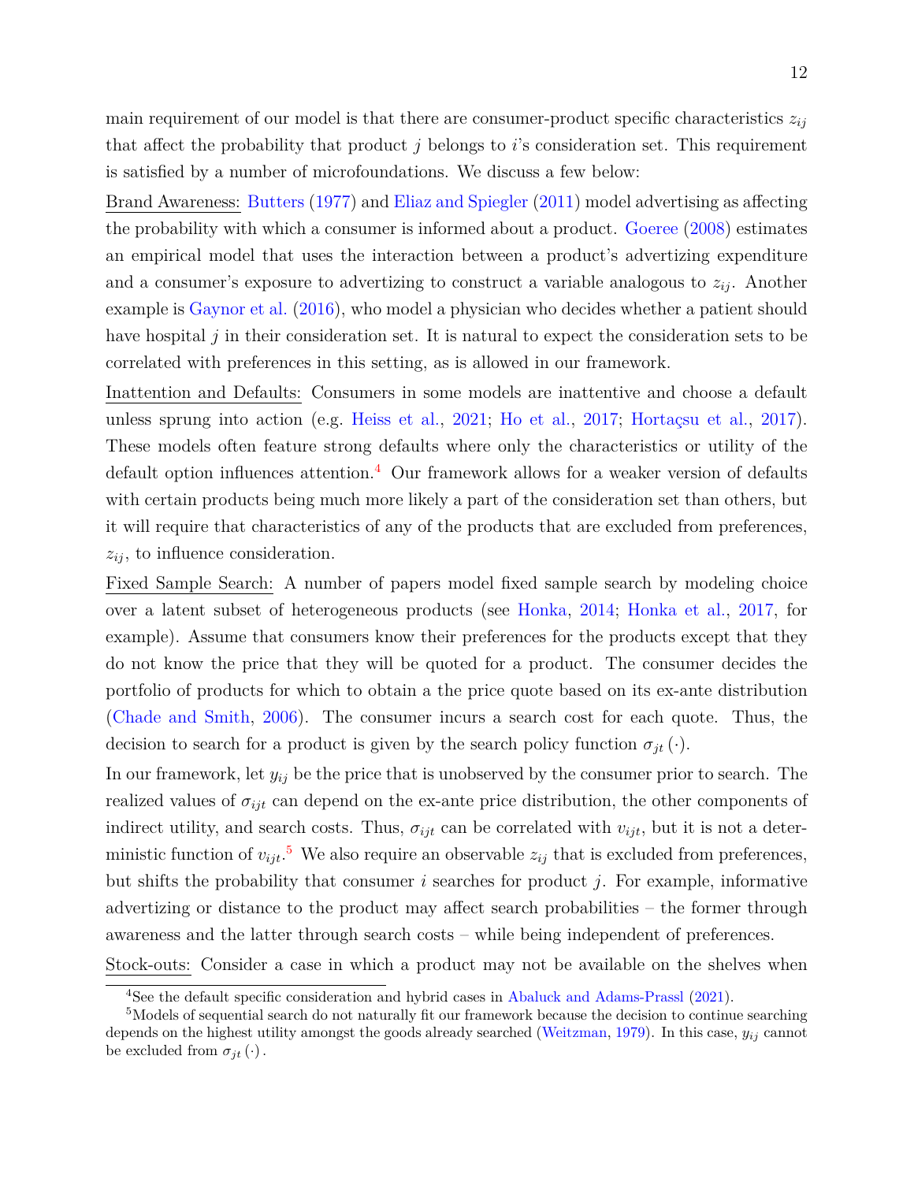main requirement of our model is that there are consumer-product specific characteristics $z_{ij}$ that affect the probability that product $j$ belongs to $i$'s consideration set. This requirement is satisfied by a number of microfoundations. We discuss a few below:

Brand Awareness: Butters (1977) and Eliaz and Spiegler (2011) model advertising as affecting the probability with which a consumer is informed about a product. Goeree (2008) estimates an empirical model that uses the interaction between a product's advertizing expenditure and a consumer's exposure to advertizing to construct a variable analogous to $z_{ij}$. Another example is Gaynor et al. (2016), who model a physician who decides whether a patient should have hospital $j$ in their consideration set. It is natural to expect the consideration sets to be correlated with preferences in this setting, as is allowed in our framework.

Inattention and Defaults: Consumers in some models are inattentive and choose a default unless sprung into action (e.g. Heiss et al., 2021; Ho et al., 2017; Hortaçsu et al., 2017). These models often feature strong defaults where only the characteristics or utility of the default option influences attention.[4] Our framework allows for a weaker version of defaults with certain products being much more likely a part of the consideration set than others, but it will require that characteristics of any of the products that are excluded from preferences, $z_{ij}$, to influence consideration.

Fixed Sample Search: A number of papers model fixed sample search by modeling choice over a latent subset of heterogeneous products (see Honka, 2014; Honka et al., 2017, for example). Assume that consumers know their preferences for the products except that they do not know the price that they will be quoted for a product. The consumer decides the portfolio of products for which to obtain a the price quote based on its ex-ante distribution (Chade and Smith, 2006). The consumer incurs a search cost for each quote. Thus, the decision to search for a product is given by the search policy function $\sigma_{jt}(\cdot)$.

In our framework, let $y_{ij}$ be the price that is unobserved by the consumer prior to search. The realized values of $\sigma_{ijt}$ can depend on the ex-ante price distribution, the other components of indirect utility, and search costs. Thus, $\sigma_{ijt}$ can be correlated with $v_{ijt}$, but it is not a deterministic function of $v_{ijt}$.[5] We also require an observable $z_{ij}$ that is excluded from preferences, but shifts the probability that consumer $i$ searches for product $j$. For example, informative advertizing or distance to the product may affect search probabilities – the former through awareness and the latter through search costs – while being independent of preferences.

Stock-outs: Consider a case in which a product may not be available on the shelves when

[4] See the default specific consideration and hybrid cases in Abaluck and Adams-Prassl (2021).

[5] Models of sequential search do not naturally fit our framework because the decision to continue searching depends on the highest utility amongst the goods already searched (Weitzman, 1979). In this case, $y_{ij}$ cannot be excluded from $\sigma_{jt}(\cdot)$.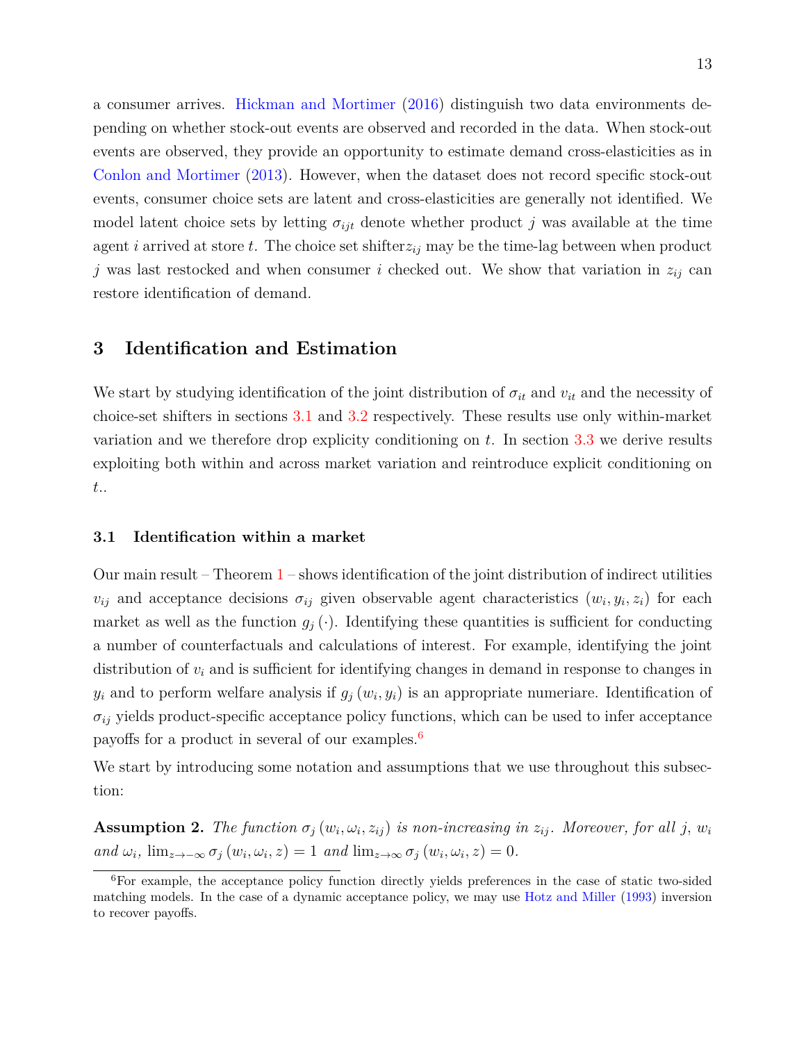a consumer arrives. Hickman and Mortimer (2016) distinguish two data environments depending on whether stock-out events are observed and recorded in the data. When stock-out events are observed, they provide an opportunity to estimate demand cross-elasticities as in Conlon and Mortimer (2013). However, when the dataset does not record specific stock-out events, consumer choice sets are latent and cross-elasticities are generally not identified. We model latent choice sets by letting $\sigma_{ijt}$ denote whether product $j$ was available at the time agent $i$ arrived at store $t$. The choice set shifter$z_{ij}$ may be the time-lag between when product $j$ was last restocked and when consumer $i$ checked out. We show that variation in $z_{ij}$ can restore identification of demand.

## 3 Identification and Estimation

We start by studying identification of the joint distribution of $\sigma_{it}$ and $v_{it}$ and the necessity of choice-set shifters in sections 3.1 and 3.2 respectively. These results use only within-market variation and we therefore drop explicity conditioning on $t$. In section 3.3 we derive results exploiting both within and across market variation and reintroduce explicit conditioning on $t$..

### 3.1 Identification within a market

Our main result – Theorem 1 – shows identification of the joint distribution of indirect utilities $v_{ij}$ and acceptance decisions $\sigma_{ij}$ given observable agent characteristics $(w_i, y_i, z_i)$ for each market as well as the function $g_j(\cdot)$. Identifying these quantities is sufficient for conducting a number of counterfactuals and calculations of interest. For example, identifying the joint distribution of $v_i$ and is sufficient for identifying changes in demand in response to changes in $y_i$ and to perform welfare analysis if $g_j(w_i, y_i)$ is an appropriate numeriare. Identification of $\sigma_{ij}$ yields product-specific acceptance policy functions, which can be used to infer acceptance payoffs for a product in several of our examples.[6]

We start by introducing some notation and assumptions that we use throughout this subsection:

**Assumption 2.** *The function $\sigma_j(w_i, \omega_i, z_{ij})$ is non-increasing in $z_{ij}$. Moreover, for all $j$, $w_i$ and $\omega_i$, $\lim_{z \to -\infty} \sigma_j(w_i, \omega_i, z) = 1$ and $\lim_{z \to \infty} \sigma_j(w_i, \omega_i, z) = 0$.*

[6]For example, the acceptance policy function directly yields preferences in the case of static two-sided matching models. In the case of a dynamic acceptance policy, we may use Hotz and Miller (1993) inversion to recover payoffs.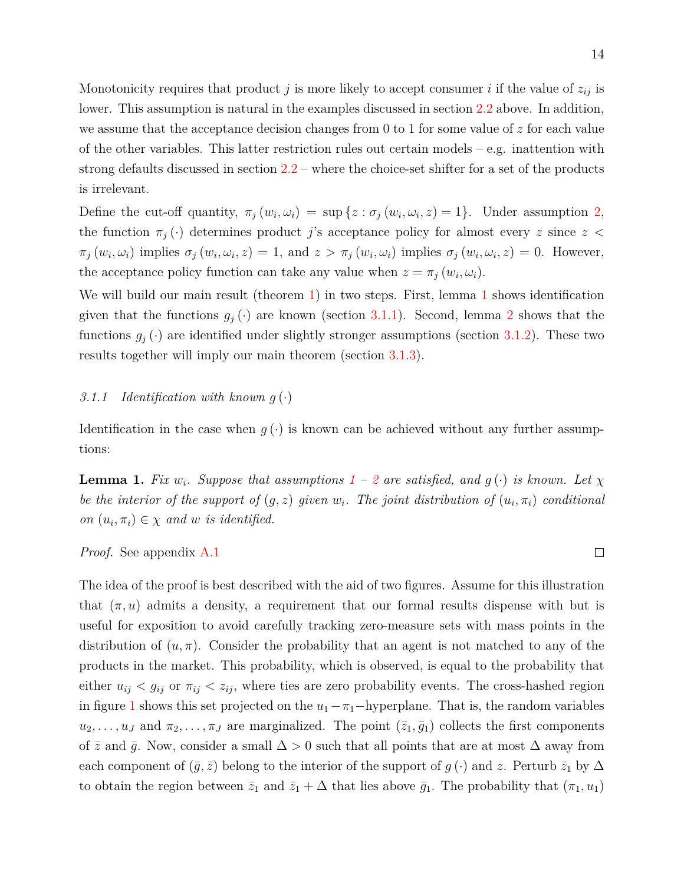Monotonicity requires that product $j$ is more likely to accept consumer $i$ if the value of $z_{ij}$ is lower. This assumption is natural in the examples discussed in section 2.2 above. In addition, we assume that the acceptance decision changes from 0 to 1 for some value of $z$ for each value of the other variables. This latter restriction rules out certain models – e.g. inattention with strong defaults discussed in section 2.2 – where the choice-set shifter for a set of the products is irrelevant.

Define the cut-off quantity, $\pi_j(w_i, \omega_i) = \sup\{z : \sigma_j(w_i, \omega_i, z) = 1\}$. Under assumption 2, the function $\pi_j(\cdot)$ determines product $j$'s acceptance policy for almost every $z$ since $z < \pi_j(w_i, \omega_i)$ implies $\sigma_j(w_i, \omega_i, z) = 1$, and $z > \pi_j(w_i, \omega_i)$ implies $\sigma_j(w_i, \omega_i, z) = 0$. However, the acceptance policy function can take any value when $z = \pi_j(w_i, \omega_i)$.

We will build our main result (theorem 1) in two steps. First, lemma 1 shows identification given that the functions $g_j(\cdot)$ are known (section 3.1.1). Second, lemma 2 shows that the functions $g_j(\cdot)$ are identified under slightly stronger assumptions (section 3.1.2). These two results together will imply our main theorem (section 3.1.3).

### 3.1.1 *Identification with known $g(\cdot)$*

Identification in the case when $g(\cdot)$ is known can be achieved without any further assumptions:

**Lemma 1.** *Fix $w_i$. Suppose that assumptions 1 – 2 are satisfied, and $g(\cdot)$ is known. Let $\chi$ be the interior of the support of $(g, z)$ given $w_i$. The joint distribution of $(u_i, \pi_i)$ conditional on $(u_i, \pi_i) \in \chi$ and $w$ is identified.*

*Proof.* See appendix A.1 ◻

The idea of the proof is best described with the aid of two figures. Assume for this illustration that $(\pi, u)$ admits a density, a requirement that our formal results dispense with but is useful for exposition to avoid carefully tracking zero-measure sets with mass points in the distribution of $(u, \pi)$. Consider the probability that an agent is not matched to any of the products in the market. This probability, which is observed, is equal to the probability that either $u_{ij} < g_{ij}$ or $\pi_{ij} < z_{ij}$, where ties are zero probability events. The cross-hashed region in figure 1 shows this set projected on the $u_1 - \pi_1-$hyperplane. That is, the random variables $u_2, \ldots, u_J$ and $\pi_2, \ldots, \pi_J$ are marginalized. The point $(\bar{z}_1, \bar{g}_1)$ collects the first components of $\bar{z}$ and $\bar{g}$. Now, consider a small $\Delta > 0$ such that all points that are at most $\Delta$ away from each component of $(\bar{g}, \bar{z})$ belong to the interior of the support of $g(\cdot)$ and $z$. Perturb $\bar{z}_1$ by $\Delta$ to obtain the region between $\bar{z}_1$ and $\bar{z}_1 + \Delta$ that lies above $\bar{g}_1$. The probability that $(\pi_1, u_1)$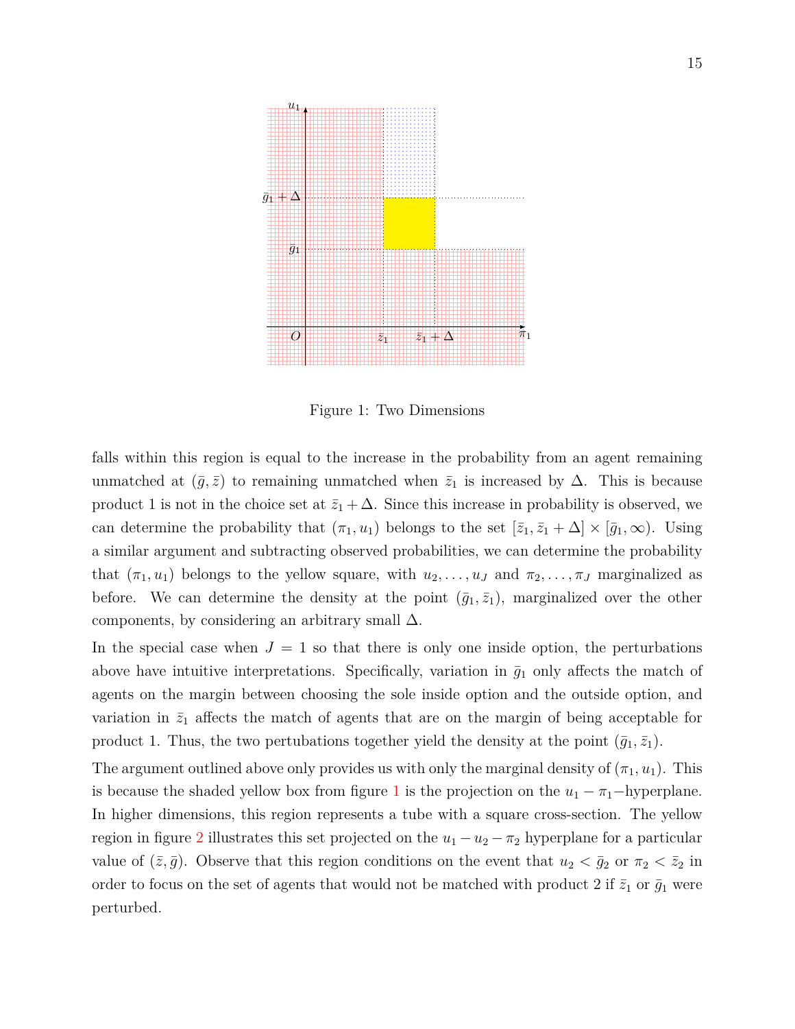Figure 1: Two Dimensions

falls within this region is equal to the increase in the probability from an agent remaining unmatched at $(\bar{g}, \bar{z})$ to remaining unmatched when $\bar{z}_1$ is increased by $\Delta$. This is because product 1 is not in the choice set at $\bar{z}_1 + \Delta$. Since this increase in probability is observed, we can determine the probability that $(\pi_1, u_1)$ belongs to the set $[\bar{z}_1, \bar{z}_1 + \Delta] \times [\bar{g}_1, \infty)$. Using a similar argument and subtracting observed probabilities, we can determine the probability that $(\pi_1, u_1)$ belongs to the yellow square, with $u_2, \ldots, u_J$ and $\pi_2, \ldots, \pi_J$ marginalized as before. We can determine the density at the point $(\bar{g}_1, \bar{z}_1)$, marginalized over the other components, by considering an arbitrary small $\Delta$.

In the special case when $J = 1$ so that there is only one inside option, the perturbations above have intuitive interpretations. Specifically, variation in $\bar{g}_1$ only affects the match of agents on the margin between choosing the sole inside option and the outside option, and variation in $\bar{z}_1$ affects the match of agents that are on the margin of being acceptable for product 1. Thus, the two pertubations together yield the density at the point $(\bar{g}_1, \bar{z}_1)$.

The argument outlined above only provides us with only the marginal density of $(\pi_1, u_1)$. This is because the shaded yellow box from figure 1 is the projection on the $u_1 - \pi_1-$hyperplane. In higher dimensions, this region represents a tube with a square cross-section. The yellow region in figure 2 illustrates this set projected on the $u_1 - u_2 - \pi_2$ hyperplane for a particular value of $(\bar{z}, \bar{g})$. Observe that this region conditions on the event that $u_2 < \bar{g}_2$ or $\pi_2 < \bar{z}_2$ in order to focus on the set of agents that would not be matched with product 2 if $\bar{z}_1$ or $\bar{g}_1$ were perturbed.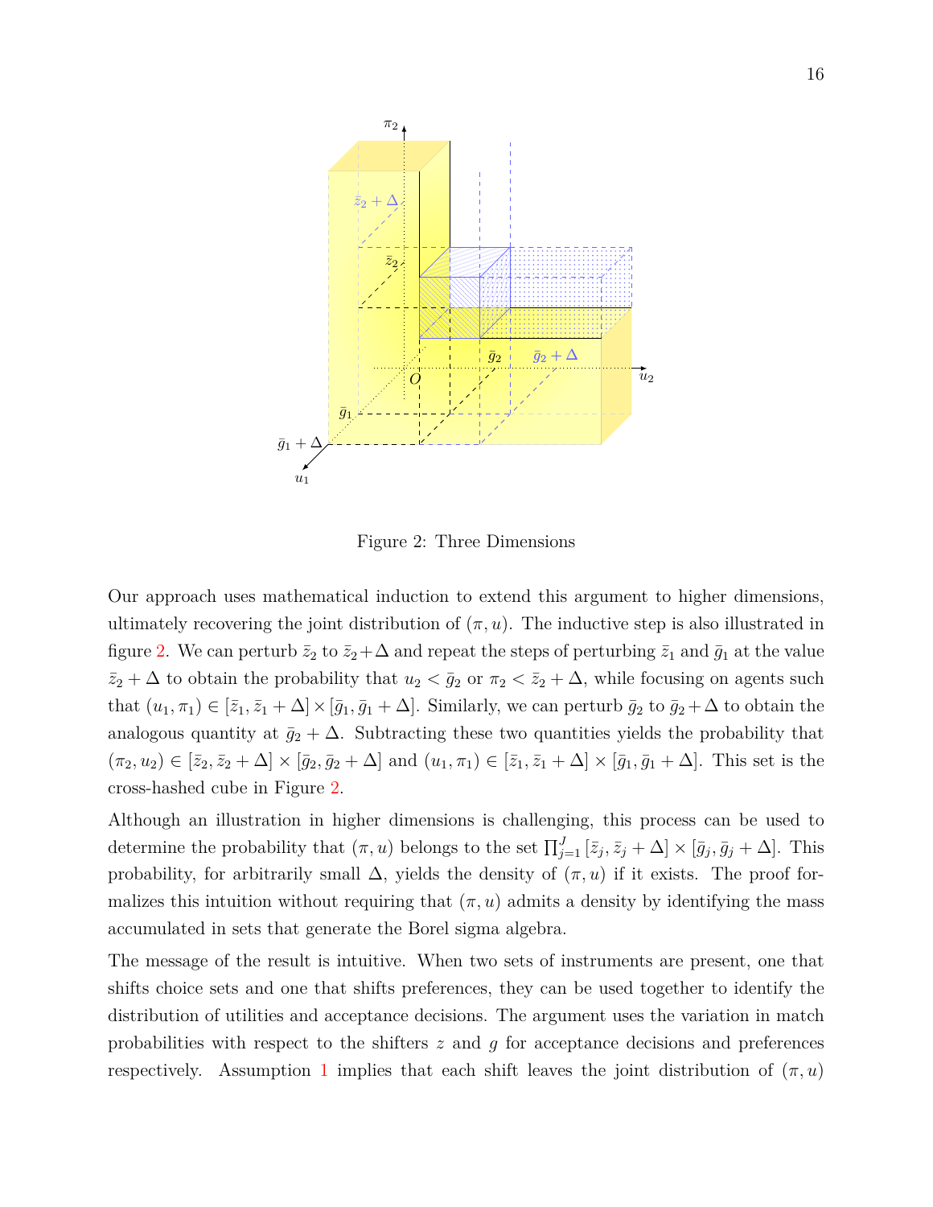Figure 2: Three Dimensions

Our approach uses mathematical induction to extend this argument to higher dimensions, ultimately recovering the joint distribution of $(\pi, u)$. The inductive step is also illustrated in figure 2. We can perturb $\bar{z}_2$ to $\bar{z}_2+\Delta$ and repeat the steps of perturbing $\bar{z}_1$ and $\bar{g}_1$ at the value $\bar{z}_2 + \Delta$ to obtain the probability that $u_2 < \bar{g}_2$ or $\pi_2 < \bar{z}_2 + \Delta$, while focusing on agents such that $(u_1, \pi_1) \in [\bar{z}_1, \bar{z}_1 + \Delta] \times [\bar{g}_1, \bar{g}_1 + \Delta]$. Similarly, we can perturb $\bar{g}_2$ to $\bar{g}_2+\Delta$ to obtain the analogous quantity at $\bar{g}_2 + \Delta$. Subtracting these two quantities yields the probability that $(\pi_2, u_2) \in [\bar{z}_2, \bar{z}_2 + \Delta] \times [\bar{g}_2, \bar{g}_2 + \Delta]$ and $(u_1, \pi_1) \in [\bar{z}_1, \bar{z}_1 + \Delta] \times [\bar{g}_1, \bar{g}_1 + \Delta]$. This set is the cross-hashed cube in Figure 2.

Although an illustration in higher dimensions is challenging, this process can be used to determine the probability that $(\pi, u)$ belongs to the set $\prod_{j=1}^{J} [\bar{z}_j, \bar{z}_j + \Delta] \times [\bar{g}_j, \bar{g}_j + \Delta]$. This probability, for arbitrarily small $\Delta$, yields the density of $(\pi, u)$ if it exists. The proof formalizes this intuition without requiring that $(\pi, u)$ admits a density by identifying the mass accumulated in sets that generate the Borel sigma algebra.

The message of the result is intuitive. When two sets of instruments are present, one that shifts choice sets and one that shifts preferences, they can be used together to identify the distribution of utilities and acceptance decisions. The argument uses the variation in match probabilities with respect to the shifters $z$ and $g$ for acceptance decisions and preferences respectively. Assumption 1 implies that each shift leaves the joint distribution of $(\pi, u)$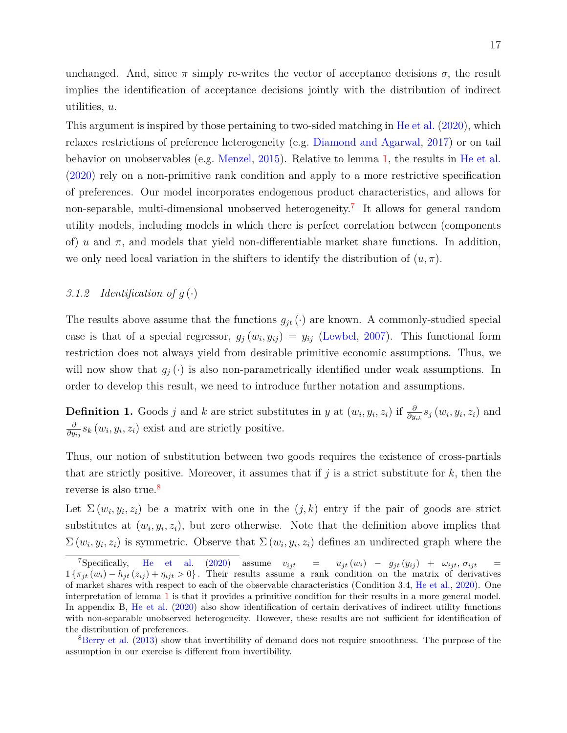unchanged. And, since $\pi$ simply re-writes the vector of acceptance decisions $\sigma$, the result implies the identification of acceptance decisions jointly with the distribution of indirect utilities, $u$.

This argument is inspired by those pertaining to two-sided matching in He et al. (2020), which relaxes restrictions of preference heterogeneity (e.g. Diamond and Agarwal, 2017) or on tail behavior on unobservables (e.g. Menzel, 2015). Relative to lemma 1, the results in He et al. (2020) rely on a non-primitive rank condition and apply to a more restrictive specification of preferences. Our model incorporates endogenous product characteristics, and allows for non-separable, multi-dimensional unobserved heterogeneity.[7] It allows for general random utility models, including models in which there is perfect correlation between (components of) $u$ and $\pi$, and models that yield non-differentiable market share functions. In addition, we only need local variation in the shifters to identify the distribution of $(u, \pi)$.

### 3.1.2 *Identification of* $g(\cdot)$

The results above assume that the functions $g_{jt}(\cdot)$ are known. A commonly-studied special case is that of a special regressor, $g_j(w_i, y_{ij}) = y_{ij}$ (Lewbel, 2007). This functional form restriction does not always yield from desirable primitive economic assumptions. Thus, we will now show that $g_j(\cdot)$ is also non-parametrically identified under weak assumptions. In order to develop this result, we need to introduce further notation and assumptions.

**Definition 1.** Goods $j$ and $k$ are strict substitutes in $y$ at $(w_i, y_i, z_i)$ if $\frac{\partial}{\partial y_{ik}} s_j(w_i, y_i, z_i)$ and $\frac{\partial}{\partial y_{ij}} s_k(w_i, y_i, z_i)$ exist and are strictly positive.

Thus, our notion of substitution between two goods requires the existence of cross-partials that are strictly positive. Moreover, it assumes that if $j$ is a strict substitute for $k$, then the reverse is also true.[8]

Let $\Sigma(w_i, y_i, z_i)$ be a matrix with one in the $(j, k)$ entry if the pair of goods are strict substitutes at $(w_i, y_i, z_i)$, but zero otherwise. Note that the definition above implies that $\Sigma(w_i, y_i, z_i)$ is symmetric. Observe that $\Sigma(w_i, y_i, z_i)$ defines an undirected graph where the

[7] Specifically, He et al. (2020) assume $v_{ijt} = u_{jt}(w_i) - g_{jt}(y_{ij}) + \omega_{ijt}, \sigma_{ijt} = 1\{\pi_{jt}(w_i) - h_{jt}(z_{ij}) + \eta_{ijt} > 0\}$. Their results assume a rank condition on the matrix of derivatives of market shares with respect to each of the observable characteristics (Condition 3.4, He et al., 2020). One interpretation of lemma 1 is that it provides a primitive condition for their results in a more general model. In appendix B, He et al. (2020) also show identification of certain derivatives of indirect utility functions with non-separable unobserved heterogeneity. However, these results are not sufficient for identification of the distribution of preferences.

[8] Berry et al. (2013) show that invertibility of demand does not require smoothness. The purpose of the assumption in our exercise is different from invertibility.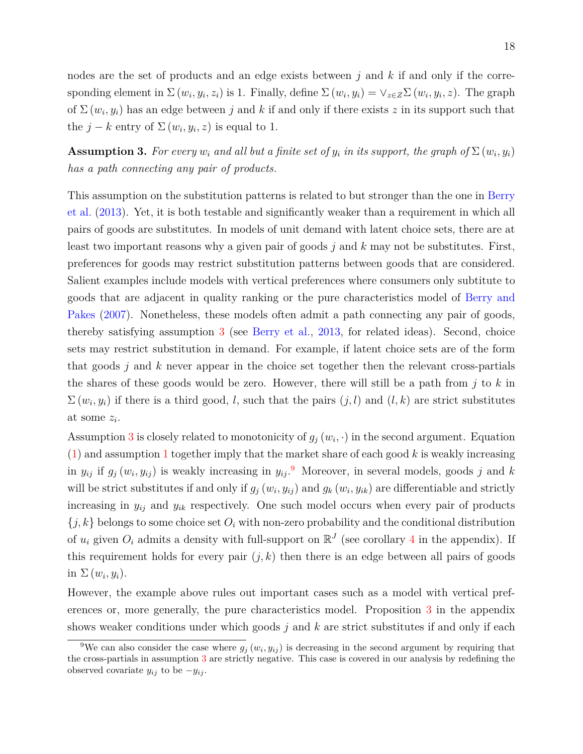nodes are the set of products and an edge exists between $j$ and $k$ if and only if the corresponding element in $\Sigma(w_i, y_i, z_i)$ is 1. Finally, define $\Sigma(w_i, y_i) = \vee_{z \in Z} \Sigma(w_i, y_i, z)$. The graph of $\Sigma(w_i, y_i)$ has an edge between $j$ and $k$ if and only if there exists $z$ in its support such that the $j - k$ entry of $\Sigma(w_i, y_i, z)$ is equal to 1.

**Assumption 3.** *For every $w_i$ and all but a finite set of $y_i$ in its support, the graph of $\Sigma(w_i, y_i)$ has a path connecting any pair of products.*

This assumption on the substitution patterns is related to but stronger than the one in Berry et al. (2013). Yet, it is both testable and significantly weaker than a requirement in which all pairs of goods are substitutes. In models of unit demand with latent choice sets, there are at least two important reasons why a given pair of goods $j$ and $k$ may not be substitutes. First, preferences for goods may restrict substitution patterns between goods that are considered. Salient examples include models with vertical preferences where consumers only subtitute to goods that are adjacent in quality ranking or the pure characteristics model of Berry and Pakes (2007). Nonetheless, these models often admit a path connecting any pair of goods, thereby satisfying assumption 3 (see Berry et al., 2013, for related ideas). Second, choice sets may restrict substitution in demand. For example, if latent choice sets are of the form that goods $j$ and $k$ never appear in the choice set together then the relevant cross-partials the shares of these goods would be zero. However, there will still be a path from $j$ to $k$ in $\Sigma(w_i, y_i)$ if there is a third good, $l$, such that the pairs $(j, l)$ and $(l, k)$ are strict substitutes at some $z_i$.

Assumption 3 is closely related to monotonicity of $g_j(w_i, \cdot)$ in the second argument. Equation (1) and assumption 1 together imply that the market share of each good $k$ is weakly increasing in $y_{ij}$ if $g_j(w_i, y_{ij})$ is weakly increasing in $y_{ij}$.[9] Moreover, in several models, goods $j$ and $k$ will be strict substitutes if and only if $g_j(w_i, y_{ij})$ and $g_k(w_i, y_{ik})$ are differentiable and strictly increasing in $y_{ij}$ and $y_{ik}$ respectively. One such model occurs when every pair of products $\{j, k\}$ belongs to some choice set $O_i$ with non-zero probability and the conditional distribution of $u_i$ given $O_i$ admits a density with full-support on $\mathbb{R}^J$ (see corollary 4 in the appendix). If this requirement holds for every pair $(j, k)$ then there is an edge between all pairs of goods in $\Sigma(w_i, y_i)$.

However, the example above rules out important cases such as a model with vertical preferences or, more generally, the pure characteristics model. Proposition 3 in the appendix shows weaker conditions under which goods $j$ and $k$ are strict substitutes if and only if each

[9] We can also consider the case where $g_j(w_i, y_{ij})$ is decreasing in the second argument by requiring that the cross-partials in assumption 3 are strictly negative. This case is covered in our analysis by redefining the observed covariate $y_{ij}$ to be $-y_{ij}$.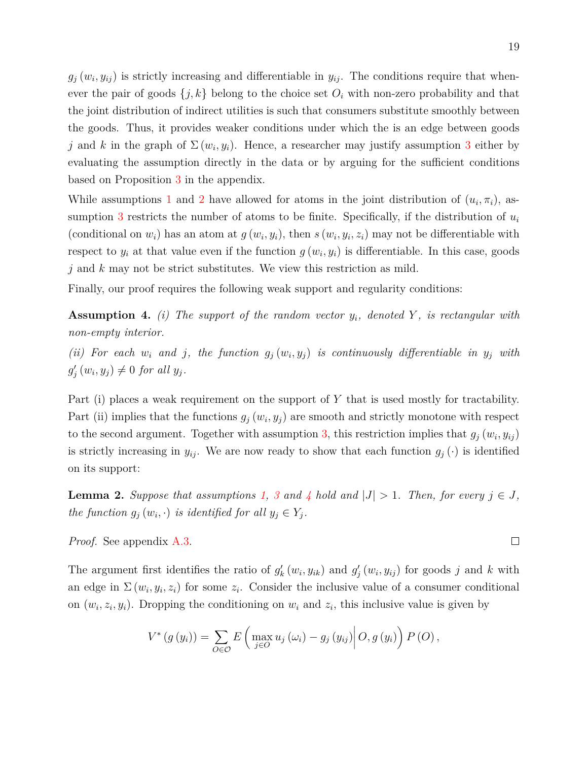$g_j(w_i, y_{ij})$ is strictly increasing and differentiable in $y_{ij}$. The conditions require that whenever the pair of goods $\{j, k\}$ belong to the choice set $O_i$ with non-zero probability and that the joint distribution of indirect utilities is such that consumers substitute smoothly between the goods. Thus, it provides weaker conditions under which the is an edge between goods $j$ and $k$ in the graph of $\Sigma(w_i, y_i)$. Hence, a researcher may justify assumption 3 either by evaluating the assumption directly in the data or by arguing for the sufficient conditions based on Proposition 3 in the appendix.

While assumptions 1 and 2 have allowed for atoms in the joint distribution of $(u_i, \pi_i)$, assumption 3 restricts the number of atoms to be finite. Specifically, if the distribution of $u_i$ (conditional on $w_i$) has an atom at $g(w_i, y_i)$, then $s(w_i, y_i, z_i)$ may not be differentiable with respect to $y_i$ at that value even if the function $g(w_i, y_i)$ is differentiable. In this case, goods $j$ and $k$ may not be strict substitutes. We view this restriction as mild.

Finally, our proof requires the following weak support and regularity conditions:

**Assumption 4.** *(i) The support of the random vector $y_i$, denoted $Y$, is rectangular with non-empty interior.*

*(ii) For each $w_i$ and $j$, the function $g_j(w_i, y_j)$ is continuously differentiable in $y_j$ with $g_j'(w_i, y_j) \neq 0$ for all $y_j$.*

Part (i) places a weak requirement on the support of $Y$ that is used mostly for tractability. Part (ii) implies that the functions $g_j(w_i, y_j)$ are smooth and strictly monotone with respect to the second argument. Together with assumption 3, this restriction implies that $g_j(w_i, y_{ij})$ is strictly increasing in $y_{ij}$. We are now ready to show that each function $g_j(\cdot)$ is identified on its support:

**Lemma 2.** *Suppose that assumptions 1, 3 and 4 hold and $|J| > 1$. Then, for every $j \in J$, the function $g_j(w_i, \cdot)$ is identified for all $y_j \in Y_j$.*

*Proof.* See appendix A.3. □

The argument first identifies the ratio of $g_k'(w_i, y_{ik})$ and $g_j'(w_i, y_{ij})$ for goods $j$ and $k$ with an edge in $\Sigma(w_i, y_i, z_i)$ for some $z_i$. Consider the inclusive value of a consumer conditional on $(w_i, z_i, y_i)$. Dropping the conditioning on $w_i$ and $z_i$, this inclusive value is given by

$$V^*(g(y_i)) = \sum_{O \in \mathcal{O}} E\left(\max_{j \in O} u_j(\omega_i) - g_j(y_{ij}) \middle| O, g(y_i)\right) P(O),$$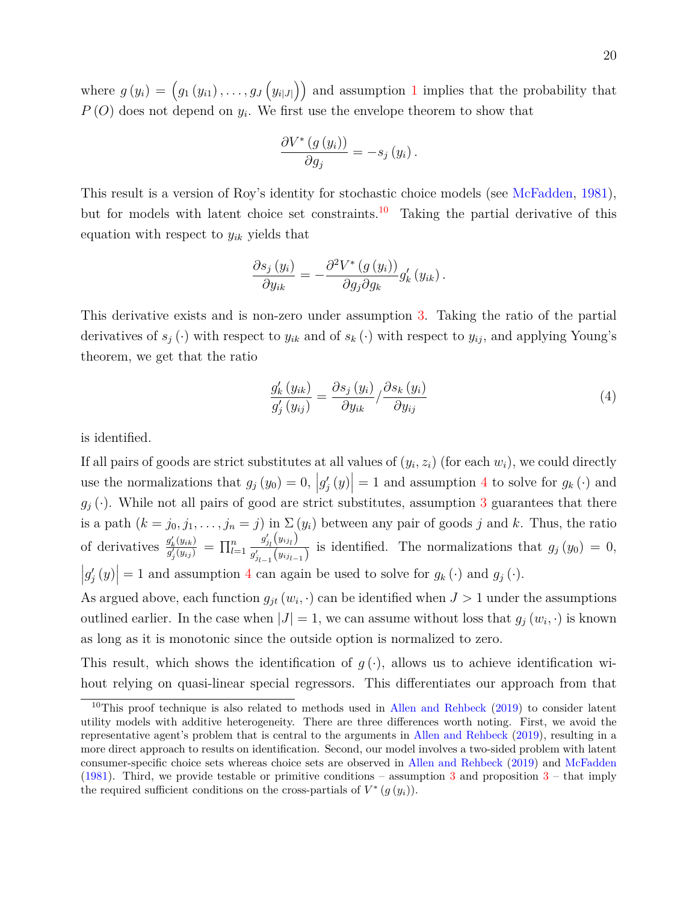where $g(y_i) = \left(g_1(y_{i1}), \ldots, g_J\left(y_{i|J|}\right)\right)$ and assumption 1 implies that the probability that $P(O)$ does not depend on $y_i$. We first use the envelope theorem to show that

$$\frac{\partial V^*(g(y_i))}{\partial g_j} = -s_j(y_i).$$

This result is a version of Roy's identity for stochastic choice models (see McFadden, 1981), but for models with latent choice set constraints.[10] Taking the partial derivative of this equation with respect to $y_{ik}$ yields that

$$\frac{\partial s_j(y_i)}{\partial y_{ik}} = -\frac{\partial^2 V^*(g(y_i))}{\partial g_j \partial g_k} g_k'(y_{ik}).$$

This derivative exists and is non-zero under assumption 3. Taking the ratio of the partial derivatives of $s_j(\cdot)$ with respect to $y_{ik}$ and of $s_k(\cdot)$ with respect to $y_{ij}$, and applying Young's theorem, we get that the ratio

$$\frac{g_k'(y_{ik})}{g_j'(y_{ij})} = \frac{\partial s_j(y_i)}{\partial y_{ik}} / \frac{\partial s_k(y_i)}{\partial y_{ij}} \tag{4}$$

is identified.

If all pairs of goods are strict substitutes at all values of $(y_i, z_i)$ (for each $w_i$), we could directly use the normalizations that $g_j(y_0) = 0$, $\left|g_j'(y)\right| = 1$ and assumption 4 to solve for $g_k(\cdot)$ and $g_j(\cdot)$. While not all pairs of good are strict substitutes, assumption 3 guarantees that there is a path $(k = j_0, j_1, \ldots, j_n = j)$ in $\Sigma(y_i)$ between any pair of goods $j$ and $k$. Thus, the ratio of derivatives $\frac{g_k'(y_{ik})}{g_j'(y_{ij})} = \prod_{l=1}^{n} \frac{g_{j_l}'\left(y_{ij_l}\right)}{g_{j_{l-1}}'\left(y_{ij_{l-1}}\right)}$ is identified. The normalizations that $g_j(y_0) = 0$, $\left|g_j'(y)\right| = 1$ and assumption 4 can again be used to solve for $g_k(\cdot)$ and $g_j(\cdot)$.

As argued above, each function $g_{jt}(w_i, \cdot)$ can be identified when $J > 1$ under the assumptions outlined earlier. In the case when $|J| = 1$, we can assume without loss that $g_j(w_i, \cdot)$ is known as long as it is monotonic since the outside option is normalized to zero.

This result, which shows the identification of $g(\cdot)$, allows us to achieve identification wihout relying on quasi-linear special regressors. This differentiates our approach from that

[10] This proof technique is also related to methods used in Allen and Rehbeck (2019) to consider latent utility models with additive heterogeneity. There are three differences worth noting. First, we avoid the representative agent's problem that is central to the arguments in Allen and Rehbeck (2019), resulting in a more direct approach to results on identification. Second, our model involves a two-sided problem with latent consumer-specific choice sets whereas choice sets are observed in Allen and Rehbeck (2019) and McFadden (1981). Third, we provide testable or primitive conditions – assumption 3 and proposition 3 – that imply the required sufficient conditions on the cross-partials of $V^*(g(y_i))$.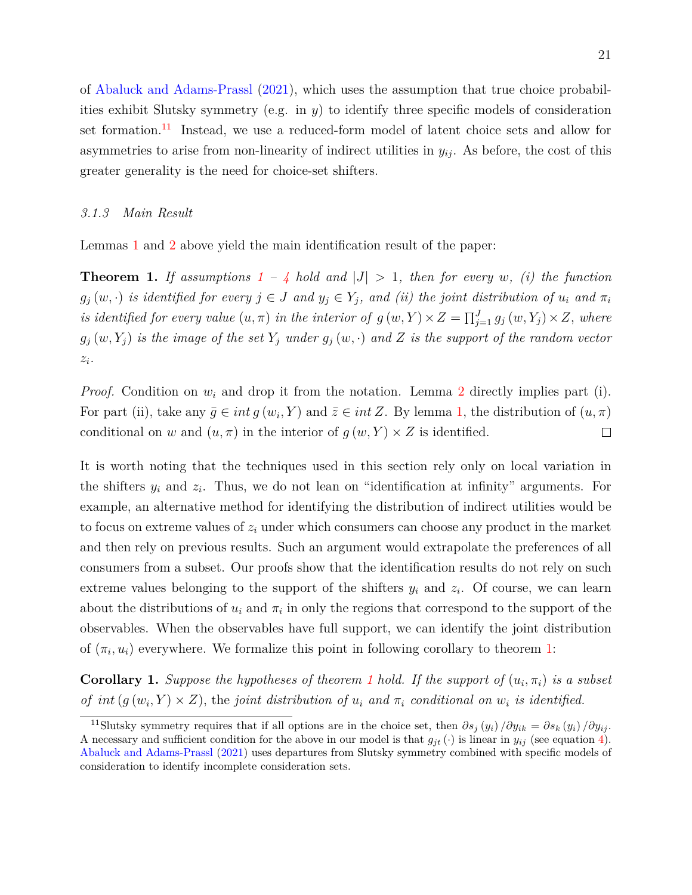of Abaluck and Adams-Prassl (2021), which uses the assumption that true choice probabilities exhibit Slutsky symmetry (e.g. in $y$) to identify three specific models of consideration set formation.[11] Instead, we use a reduced-form model of latent choice sets and allow for asymmetries to arise from non-linearity of indirect utilities in $y_{ij}$. As before, the cost of this greater generality is the need for choice-set shifters.

### 3.1.3 Main Result

Lemmas 1 and 2 above yield the main identification result of the paper:

**Theorem 1.** *If assumptions 1 – 4 hold and $|J| > 1$, then for every $w$, (i) the function $g_j(w, \cdot)$ is identified for every $j \in J$ and $y_j \in Y_j$, and (ii) the joint distribution of $u_i$ and $\pi_i$ is identified for every value $(u, \pi)$ in the interior of $g(w, Y) \times Z = \prod_{j=1}^{J} g_j(w, Y_j) \times Z$, where $g_j(w, Y_j)$ is the image of the set $Y_j$ under $g_j(w, \cdot)$ and $Z$ is the support of the random vector $z_i$.*

*Proof.* Condition on $w_i$ and drop it from the notation. Lemma 2 directly implies part (i). For part (ii), take any $\bar{g} \in int\, g(w_i, Y)$ and $\bar{z} \in int\, Z$. By lemma 1, the distribution of $(u, \pi)$ conditional on $w$ and $(u, \pi)$ in the interior of $g(w, Y) \times Z$ is identified. □

It is worth noting that the techniques used in this section rely only on local variation in the shifters $y_i$ and $z_i$. Thus, we do not lean on "identification at infinity" arguments. For example, an alternative method for identifying the distribution of indirect utilities would be to focus on extreme values of $z_i$ under which consumers can choose any product in the market and then rely on previous results. Such an argument would extrapolate the preferences of all consumers from a subset. Our proofs show that the identification results do not rely on such extreme values belonging to the support of the shifters $y_i$ and $z_i$. Of course, we can learn about the distributions of $u_i$ and $\pi_i$ in only the regions that correspond to the support of the observables. When the observables have full support, we can identify the joint distribution of $(\pi_i, u_i)$ everywhere. We formalize this point in following corollary to theorem 1:

**Corollary 1.** *Suppose the hypotheses of theorem 1 hold. If the support of $(u_i, \pi_i)$ is a subset of $int\,(g(w_i, Y) \times Z)$*, the *joint distribution of $u_i$ and $\pi_i$ conditional on $w_i$ is identified.*

[11] Slutsky symmetry requires that if all options are in the choice set, then $\partial s_j(y_i)/\partial y_{ik} = \partial s_k(y_i)/\partial y_{ij}$. A necessary and sufficient condition for the above in our model is that $g_{jt}(\cdot)$ is linear in $y_{ij}$ (see equation 4). Abaluck and Adams-Prassl (2021) uses departures from Slutsky symmetry combined with specific models of consideration to identify incomplete consideration sets.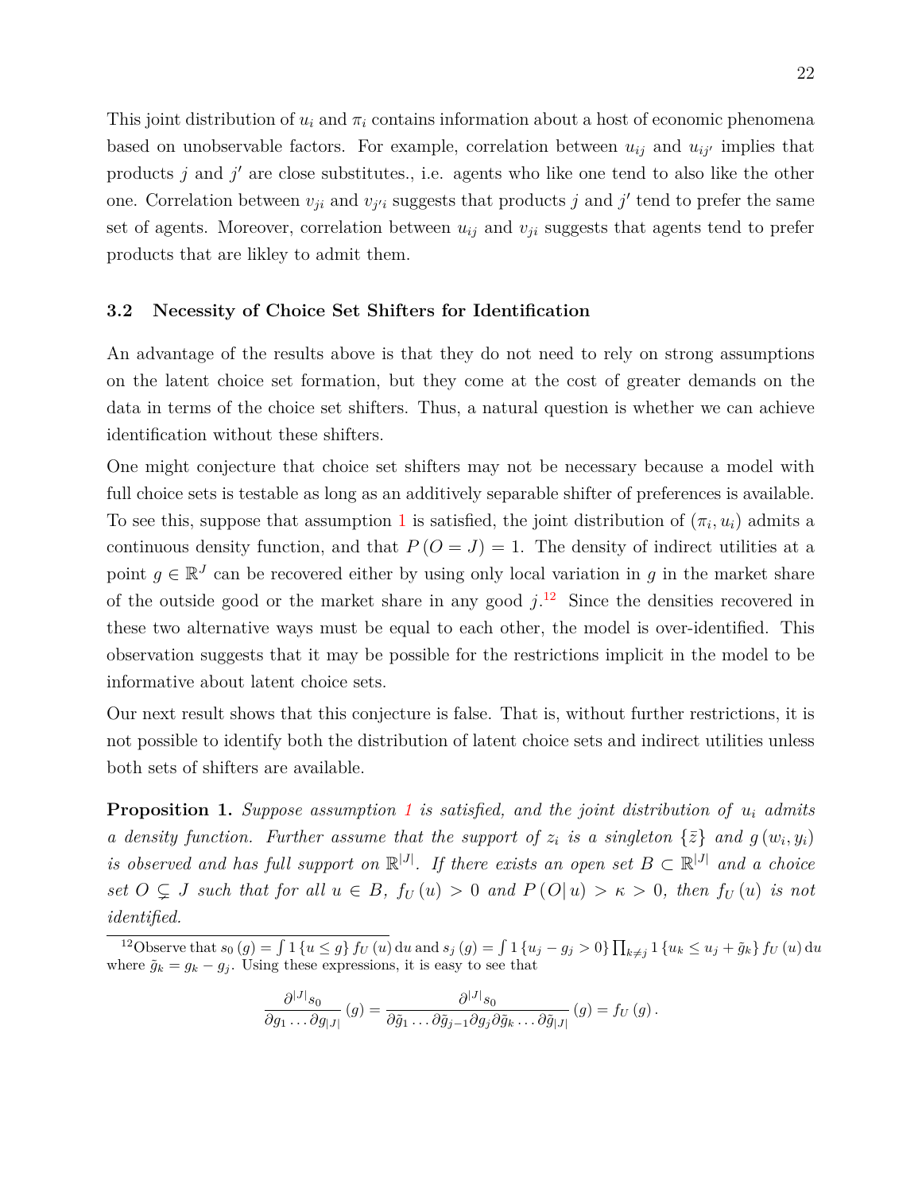This joint distribution of $u_i$ and $\pi_i$ contains information about a host of economic phenomena based on unobservable factors. For example, correlation between $u_{ij}$ and $u_{ij'}$ implies that products $j$ and $j'$ are close substitutes., i.e. agents who like one tend to also like the other one. Correlation between $v_{ji}$ and $v_{j'i}$ suggests that products $j$ and $j'$ tend to prefer the same set of agents. Moreover, correlation between $u_{ij}$ and $v_{ji}$ suggests that agents tend to prefer products that are likley to admit them.

### 3.2 Necessity of Choice Set Shifters for Identification

An advantage of the results above is that they do not need to rely on strong assumptions on the latent choice set formation, but they come at the cost of greater demands on the data in terms of the choice set shifters. Thus, a natural question is whether we can achieve identification without these shifters.

One might conjecture that choice set shifters may not be necessary because a model with full choice sets is testable as long as an additively separable shifter of preferences is available. To see this, suppose that assumption 1 is satisfied, the joint distribution of $(\pi_i, u_i)$ admits a continuous density function, and that $P(O = J) = 1$. The density of indirect utilities at a point $g \in \mathbb{R}^J$ can be recovered either by using only local variation in $g$ in the market share of the outside good or the market share in any good $j$.[12] Since the densities recovered in these two alternative ways must be equal to each other, the model is over-identified. This observation suggests that it may be possible for the restrictions implicit in the model to be informative about latent choice sets.

Our next result shows that this conjecture is false. That is, without further restrictions, it is not possible to identify both the distribution of latent choice sets and indirect utilities unless both sets of shifters are available.

**Proposition 1.** *Suppose assumption 1 is satisfied, and the joint distribution of $u_i$ admits a density function. Further assume that the support of $z_i$ is a singleton $\{\bar{z}\}$ and $g(w_i, y_i)$ is observed and has full support on $\mathbb{R}^{|J|}$. If there exists an open set $B \subset \mathbb{R}^{|J|}$ and a choice set $O \subsetneq J$ such that for all $u \in B$, $f_U(u) > 0$ and $P(O|u) > \kappa > 0$, then $f_U(u)$ is not identified.*

[12] Observe that $s_0(g) = \int 1\{u \leq g\} f_U(u)\,\mathrm{d}u$ and $s_j(g) = \int 1\{u_j - g_j > 0\} \prod_{k \neq j} 1\{u_k \leq u_j + \tilde{g}_k\} f_U(u)\,\mathrm{d}u$ where $\tilde{g}_k = g_k - g_j$. Using these expressions, it is easy to see that

$$\frac{\partial^{|J|} s_0}{\partial g_1 \ldots \partial g_{|J|}}(g) = \frac{\partial^{|J|} s_0}{\partial \tilde{g}_1 \ldots \partial \tilde{g}_{j-1} \partial g_j \partial \tilde{g}_k \ldots \partial \tilde{g}_{|J|}}(g) = f_U(g).$$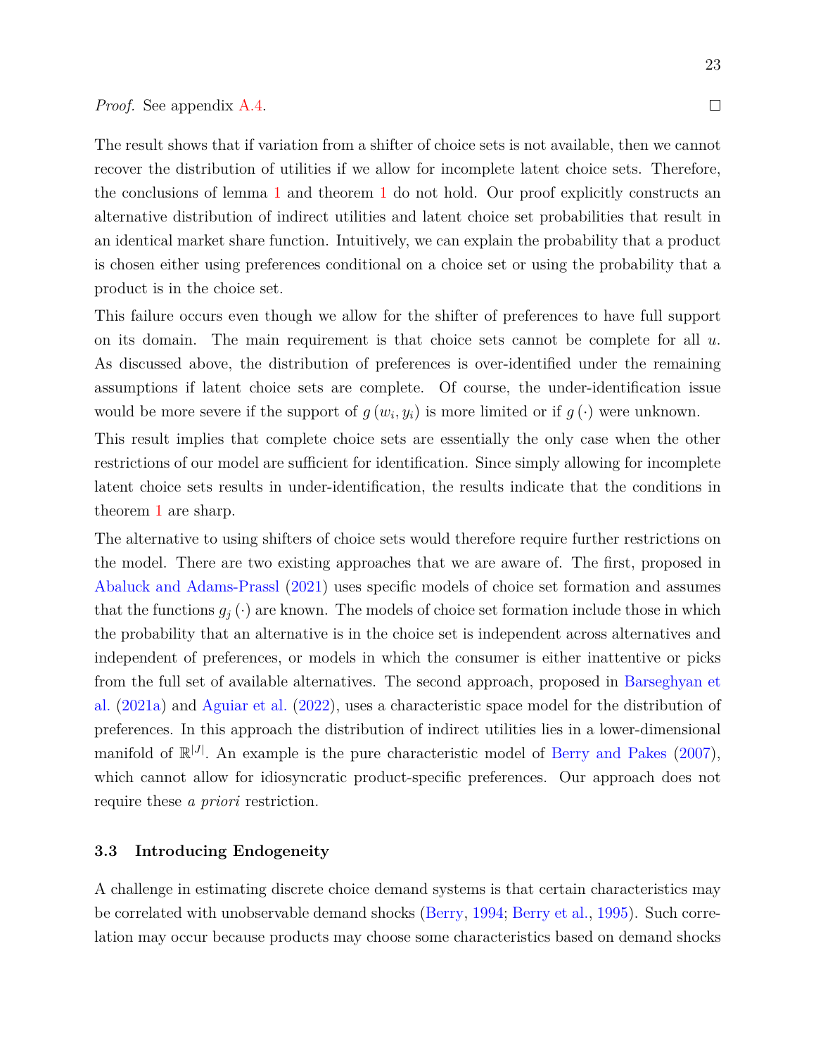*Proof.* See appendix A.4. □

The result shows that if variation from a shifter of choice sets is not available, then we cannot recover the distribution of utilities if we allow for incomplete latent choice sets. Therefore, the conclusions of lemma 1 and theorem 1 do not hold. Our proof explicitly constructs an alternative distribution of indirect utilities and latent choice set probabilities that result in an identical market share function. Intuitively, we can explain the probability that a product is chosen either using preferences conditional on a choice set or using the probability that a product is in the choice set.

This failure occurs even though we allow for the shifter of preferences to have full support on its domain. The main requirement is that choice sets cannot be complete for all $u$. As discussed above, the distribution of preferences is over-identified under the remaining assumptions if latent choice sets are complete. Of course, the under-identification issue would be more severe if the support of $g(w_i, y_i)$ is more limited or if $g(\cdot)$ were unknown.

This result implies that complete choice sets are essentially the only case when the other restrictions of our model are sufficient for identification. Since simply allowing for incomplete latent choice sets results in under-identification, the results indicate that the conditions in theorem 1 are sharp.

The alternative to using shifters of choice sets would therefore require further restrictions on the model. There are two existing approaches that we are aware of. The first, proposed in Abaluck and Adams-Prassl (2021) uses specific models of choice set formation and assumes that the functions $g_j(\cdot)$ are known. The models of choice set formation include those in which the probability that an alternative is in the choice set is independent across alternatives and independent of preferences, or models in which the consumer is either inattentive or picks from the full set of available alternatives. The second approach, proposed in Barseghyan et al. (2021a) and Aguiar et al. (2022), uses a characteristic space model for the distribution of preferences. In this approach the distribution of indirect utilities lies in a lower-dimensional manifold of $\mathbb{R}^{|J|}$. An example is the pure characteristic model of Berry and Pakes (2007), which cannot allow for idiosyncratic product-specific preferences. Our approach does not require these *a priori* restriction.

### 3.3 Introducing Endogeneity

A challenge in estimating discrete choice demand systems is that certain characteristics may be correlated with unobservable demand shocks (Berry, 1994; Berry et al., 1995). Such correlation may occur because products may choose some characteristics based on demand shocks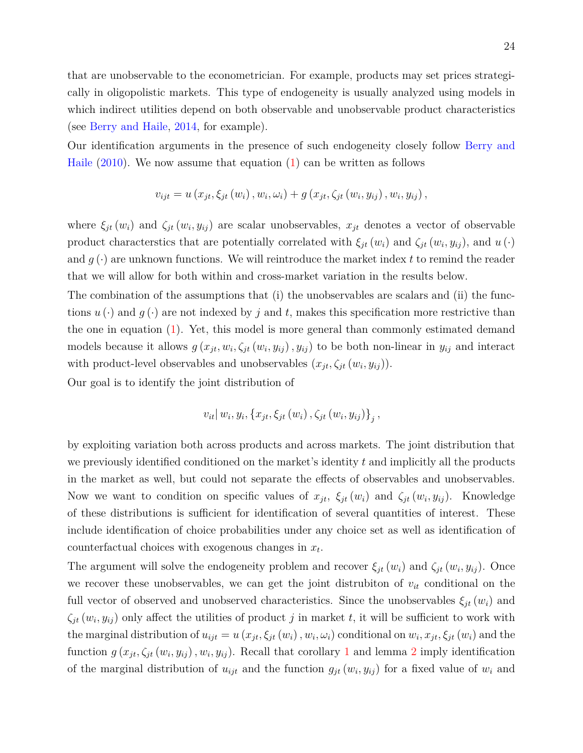that are unobservable to the econometrician. For example, products may set prices strategically in oligopolistic markets. This type of endogeneity is usually analyzed using models in which indirect utilities depend on both observable and unobservable product characteristics (see Berry and Haile, 2014, for example).

Our identification arguments in the presence of such endogeneity closely follow Berry and Haile (2010). We now assume that equation (1) can be written as follows

$$v_{ijt} = u\left(x_{jt}, \xi_{jt}\left(w_i\right), w_i, \omega_i\right) + g\left(x_{jt}, \zeta_{jt}\left(w_i, y_{ij}\right), w_i, y_{ij}\right),$$

where $\xi_{jt}\left(w_i\right)$ and $\zeta_{jt}\left(w_i, y_{ij}\right)$ are scalar unobservables, $x_{jt}$ denotes a vector of observable product characterstics that are potentially correlated with $\xi_{jt}\left(w_i\right)$ and $\zeta_{jt}\left(w_i, y_{ij}\right)$, and $u\left(\cdot\right)$ and $g\left(\cdot\right)$ are unknown functions. We will reintroduce the market index $t$ to remind the reader that we will allow for both within and cross-market variation in the results below.

The combination of the assumptions that (i) the unobservables are scalars and (ii) the functions $u\left(\cdot\right)$ and $g\left(\cdot\right)$ are not indexed by $j$ and $t$, makes this specification more restrictive than the one in equation (1). Yet, this model is more general than commonly estimated demand models because it allows $g\left(x_{jt}, w_i, \zeta_{jt}\left(w_i, y_{ij}\right), y_{ij}\right)$ to be both non-linear in $y_{ij}$ and interact with product-level observables and unobservables $\left(x_{jt}, \zeta_{jt}\left(w_i, y_{ij}\right)\right)$.

Our goal is to identify the joint distribution of

$$v_{it} | \, w_i, y_i, \left\{x_{jt}, \xi_{jt}\left(w_i\right), \zeta_{jt}\left(w_i, y_{ij}\right)\right\}_j,$$

by exploiting variation both across products and across markets. The joint distribution that we previously identified conditioned on the market's identity $t$ and implicitly all the products in the market as well, but could not separate the effects of observables and unobservables. Now we want to condition on specific values of $x_{jt}$, $\xi_{jt}\left(w_i\right)$ and $\zeta_{jt}\left(w_i, y_{ij}\right)$. Knowledge of these distributions is sufficient for identification of several quantities of interest. These include identification of choice probabilities under any choice set as well as identification of counterfactual choices with exogenous changes in $x_t$.

The argument will solve the endogeneity problem and recover $\xi_{jt}\left(w_i\right)$ and $\zeta_{jt}\left(w_i, y_{ij}\right)$. Once we recover these unobservables, we can get the joint distrubiton of $v_{it}$ conditional on the full vector of observed and unobserved characteristics. Since the unobservables $\xi_{jt}\left(w_i\right)$ and $\zeta_{jt}\left(w_i, y_{ij}\right)$ only affect the utilities of product $j$ in market $t$, it will be sufficient to work with the marginal distribution of $u_{ijt} = u\left(x_{jt}, \xi_{jt}\left(w_i\right), w_i, \omega_i\right)$ conditional on $w_i, x_{jt}, \xi_{jt}\left(w_i\right)$ and the function $g\left(x_{jt}, \zeta_{jt}\left(w_i, y_{ij}\right), w_i, y_{ij}\right)$. Recall that corollary 1 and lemma 2 imply identification of the marginal distribution of $u_{ijt}$ and the function $g_{jt}\left(w_i, y_{ij}\right)$ for a fixed value of $w_i$ and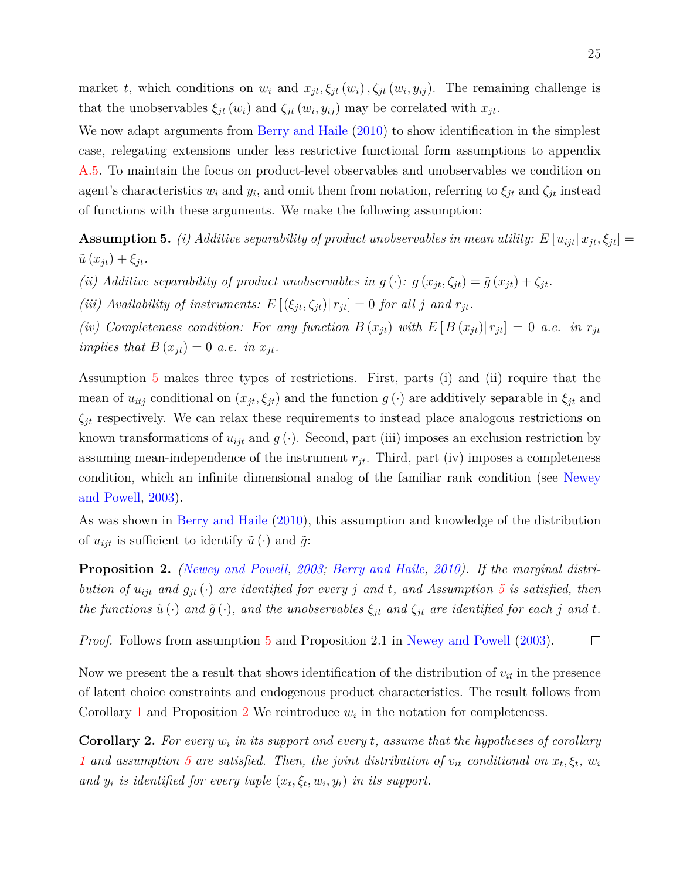market $t$, which conditions on $w_i$ and $x_{jt}, \xi_{jt}(w_i), \zeta_{jt}(w_i, y_{ij})$. The remaining challenge is that the unobservables $\xi_{jt}(w_i)$ and $\zeta_{jt}(w_i, y_{ij})$ may be correlated with $x_{jt}$.

We now adapt arguments from Berry and Haile (2010) to show identification in the simplest case, relegating extensions under less restrictive functional form assumptions to appendix A.5. To maintain the focus on product-level observables and unobservables we condition on agent's characteristics $w_i$ and $y_i$, and omit them from notation, referring to $\xi_{jt}$ and $\zeta_{jt}$ instead of functions with these arguments. We make the following assumption:

**Assumption 5.** *(i) Additive separability of product unobservables in mean utility:* $E[u_{ijt}|\, x_{jt}, \xi_{jt}] = \tilde{u}(x_{jt}) + \xi_{jt}$.

*(ii) Additive separability of product unobservables in* $g(\cdot)$*:* $g(x_{jt}, \zeta_{jt}) = \tilde{g}(x_{jt}) + \zeta_{jt}$.

*(iii) Availability of instruments:* $E[(\xi_{jt}, \zeta_{jt})|\, r_{jt}] = 0$ *for all* $j$ *and* $r_{jt}$.

*(iv) Completeness condition: For any function* $B(x_{jt})$ *with* $E[B(x_{jt})|\, r_{jt}] = 0$ *a.e. in* $r_{jt}$ *implies that* $B(x_{jt}) = 0$ *a.e. in* $x_{jt}$.

Assumption 5 makes three types of restrictions. First, parts (i) and (ii) require that the mean of $u_{itj}$ conditional on $(x_{jt}, \xi_{jt})$ and the function $g(\cdot)$ are additively separable in $\xi_{jt}$ and $\zeta_{jt}$ respectively. We can relax these requirements to instead place analogous restrictions on known transformations of $u_{ijt}$ and $g(\cdot)$. Second, part (iii) imposes an exclusion restriction by assuming mean-independence of the instrument $r_{jt}$. Third, part (iv) imposes a completeness condition, which an infinite dimensional analog of the familiar rank condition (see Newey and Powell, 2003).

As was shown in Berry and Haile (2010), this assumption and knowledge of the distribution of $u_{ijt}$ is sufficient to identify $\tilde{u}(\cdot)$ and $\tilde{g}$:

**Proposition 2.** *(Newey and Powell, 2003; Berry and Haile, 2010). If the marginal distribution of* $u_{ijt}$ *and* $g_{jt}(\cdot)$ *are identified for every* $j$ *and* $t$*, and Assumption 5 is satisfied, then the functions* $\tilde{u}(\cdot)$ *and* $\tilde{g}(\cdot)$*, and the unobservables* $\xi_{jt}$ *and* $\zeta_{jt}$ *are identified for each* $j$ *and* $t$*.*

*Proof.* Follows from assumption 5 and Proposition 2.1 in Newey and Powell (2003). □

Now we present the a result that shows identification of the distribution of $v_{it}$ in the presence of latent choice constraints and endogenous product characteristics. The result follows from Corollary 1 and Proposition 2 We reintroduce $w_i$ in the notation for completeness.

**Corollary 2.** *For every* $w_i$ *in its support and every* $t$*, assume that the hypotheses of corollary 1 and assumption 5 are satisfied. Then, the joint distribution of* $v_{it}$ *conditional on* $x_t, \xi_t$*,* $w_i$ *and* $y_i$ *is identified for every tuple* $(x_t, \xi_t, w_i, y_i)$ *in its support.*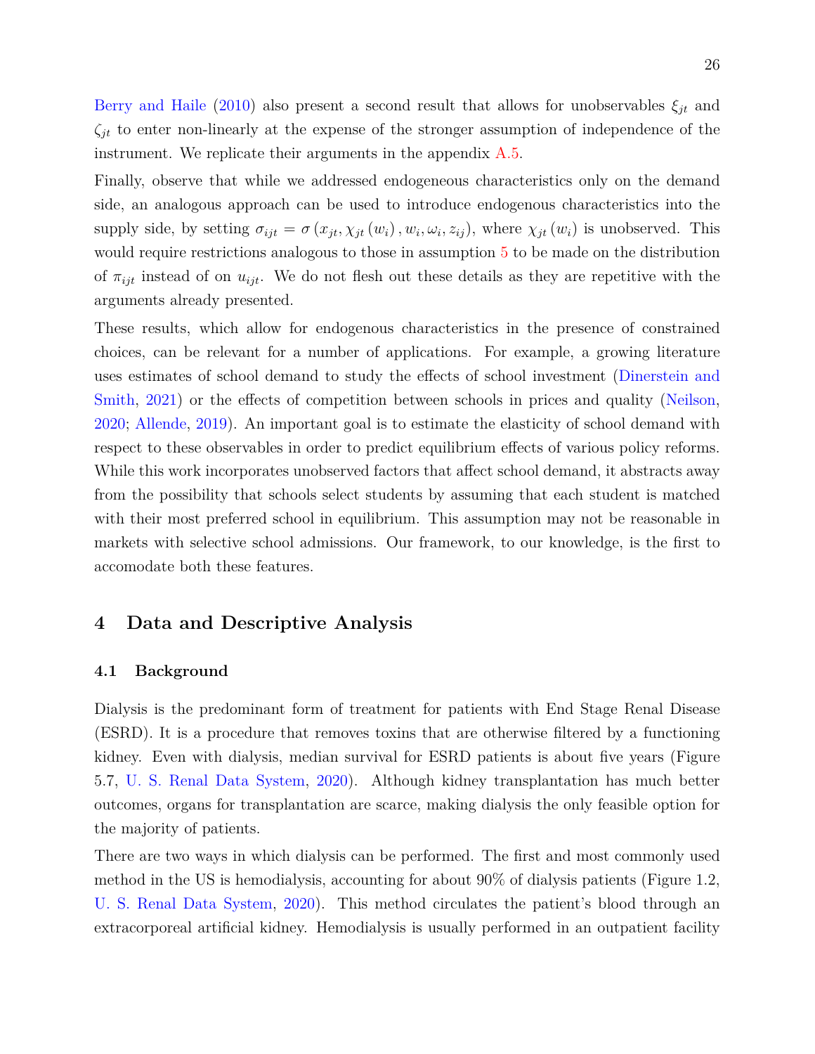Berry and Haile (2010) also present a second result that allows for unobservables $\xi_{jt}$ and $\zeta_{jt}$ to enter non-linearly at the expense of the stronger assumption of independence of the instrument. We replicate their arguments in the appendix A.5.

Finally, observe that while we addressed endogeneous characteristics only on the demand side, an analogous approach can be used to introduce endogenous characteristics into the supply side, by setting $\sigma_{ijt} = \sigma\left(x_{jt}, \chi_{jt}\left(w_i\right), w_i, \omega_i, z_{ij}\right)$, where $\chi_{jt}\left(w_i\right)$ is unobserved. This would require restrictions analogous to those in assumption 5 to be made on the distribution of $\pi_{ijt}$ instead of on $u_{ijt}$. We do not flesh out these details as they are repetitive with the arguments already presented.

These results, which allow for endogenous characteristics in the presence of constrained choices, can be relevant for a number of applications. For example, a growing literature uses estimates of school demand to study the effects of school investment (Dinerstein and Smith, 2021) or the effects of competition between schools in prices and quality (Neilson, 2020; Allende, 2019). An important goal is to estimate the elasticity of school demand with respect to these observables in order to predict equilibrium effects of various policy reforms. While this work incorporates unobserved factors that affect school demand, it abstracts away from the possibility that schools select students by assuming that each student is matched with their most preferred school in equilibrium. This assumption may not be reasonable in markets with selective school admissions. Our framework, to our knowledge, is the first to accomodate both these features.

## 4 Data and Descriptive Analysis

### 4.1 Background

Dialysis is the predominant form of treatment for patients with End Stage Renal Disease (ESRD). It is a procedure that removes toxins that are otherwise filtered by a functioning kidney. Even with dialysis, median survival for ESRD patients is about five years (Figure 5.7, U. S. Renal Data System, 2020). Although kidney transplantation has much better outcomes, organs for transplantation are scarce, making dialysis the only feasible option for the majority of patients.

There are two ways in which dialysis can be performed. The first and most commonly used method in the US is hemodialysis, accounting for about 90% of dialysis patients (Figure 1.2, U. S. Renal Data System, 2020). This method circulates the patient's blood through an extracorporeal artificial kidney. Hemodialysis is usually performed in an outpatient facility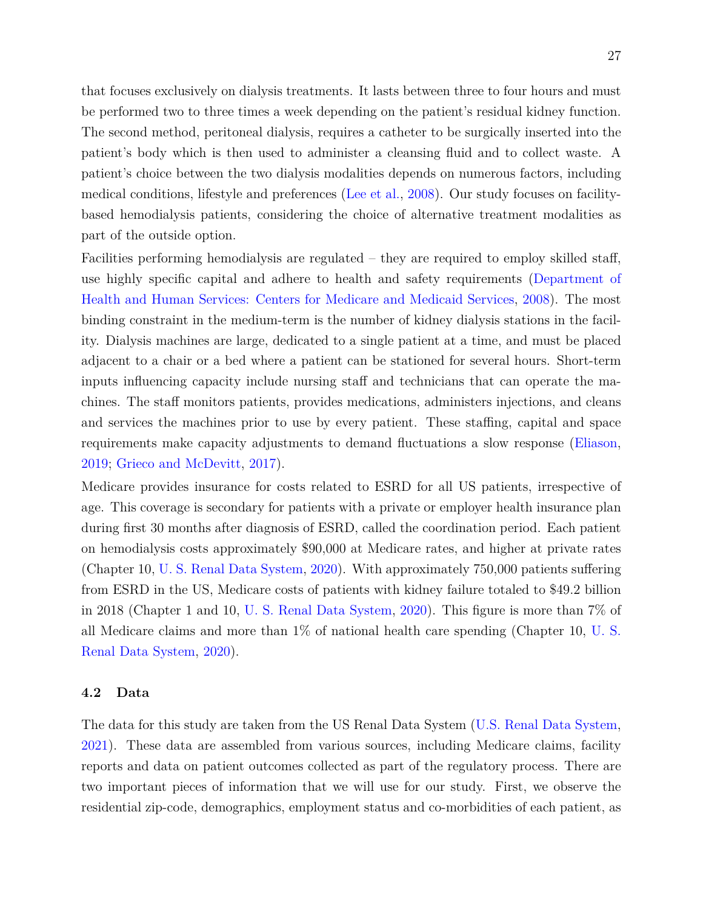that focuses exclusively on dialysis treatments. It lasts between three to four hours and must be performed two to three times a week depending on the patient's residual kidney function. The second method, peritoneal dialysis, requires a catheter to be surgically inserted into the patient's body which is then used to administer a cleansing fluid and to collect waste. A patient's choice between the two dialysis modalities depends on numerous factors, including medical conditions, lifestyle and preferences (Lee et al., 2008). Our study focuses on facility-based hemodialysis patients, considering the choice of alternative treatment modalities as part of the outside option.

Facilities performing hemodialysis are regulated – they are required to employ skilled staff, use highly specific capital and adhere to health and safety requirements (Department of Health and Human Services: Centers for Medicare and Medicaid Services, 2008). The most binding constraint in the medium-term is the number of kidney dialysis stations in the facility. Dialysis machines are large, dedicated to a single patient at a time, and must be placed adjacent to a chair or a bed where a patient can be stationed for several hours. Short-term inputs influencing capacity include nursing staff and technicians that can operate the machines. The staff monitors patients, provides medications, administers injections, and cleans and services the machines prior to use by every patient. These staffing, capital and space requirements make capacity adjustments to demand fluctuations a slow response (Eliason, 2019; Grieco and McDevitt, 2017).

Medicare provides insurance for costs related to ESRD for all US patients, irrespective of age. This coverage is secondary for patients with a private or employer health insurance plan during first 30 months after diagnosis of ESRD, called the coordination period. Each patient on hemodialysis costs approximately $90,000 at Medicare rates, and higher at private rates (Chapter 10, U. S. Renal Data System, 2020). With approximately 750,000 patients suffering from ESRD in the US, Medicare costs of patients with kidney failure totaled to $49.2 billion in 2018 (Chapter 1 and 10, U. S. Renal Data System, 2020). This figure is more than 7% of all Medicare claims and more than 1% of national health care spending (Chapter 10, U. S. Renal Data System, 2020).

### 4.2 Data

The data for this study are taken from the US Renal Data System (U.S. Renal Data System, 2021). These data are assembled from various sources, including Medicare claims, facility reports and data on patient outcomes collected as part of the regulatory process. There are two important pieces of information that we will use for our study. First, we observe the residential zip-code, demographics, employment status and co-morbidities of each patient, as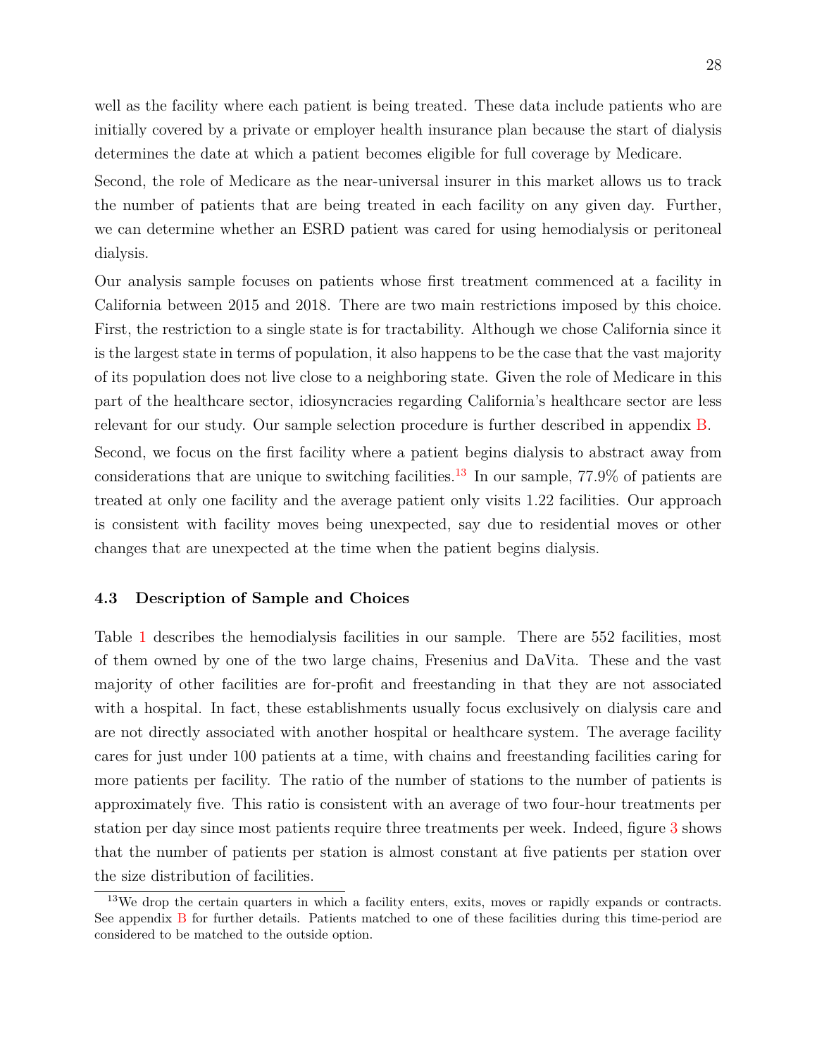well as the facility where each patient is being treated. These data include patients who are initially covered by a private or employer health insurance plan because the start of dialysis determines the date at which a patient becomes eligible for full coverage by Medicare.

Second, the role of Medicare as the near-universal insurer in this market allows us to track the number of patients that are being treated in each facility on any given day. Further, we can determine whether an ESRD patient was cared for using hemodialysis or peritoneal dialysis.

Our analysis sample focuses on patients whose first treatment commenced at a facility in California between 2015 and 2018. There are two main restrictions imposed by this choice. First, the restriction to a single state is for tractability. Although we chose California since it is the largest state in terms of population, it also happens to be the case that the vast majority of its population does not live close to a neighboring state. Given the role of Medicare in this part of the healthcare sector, idiosyncracies regarding California's healthcare sector are less relevant for our study. Our sample selection procedure is further described in appendix B.

Second, we focus on the first facility where a patient begins dialysis to abstract away from considerations that are unique to switching facilities.[13] In our sample, 77.9% of patients are treated at only one facility and the average patient only visits 1.22 facilities. Our approach is consistent with facility moves being unexpected, say due to residential moves or other changes that are unexpected at the time when the patient begins dialysis.

### 4.3 Description of Sample and Choices

Table 1 describes the hemodialysis facilities in our sample. There are 552 facilities, most of them owned by one of the two large chains, Fresenius and DaVita. These and the vast majority of other facilities are for-profit and freestanding in that they are not associated with a hospital. In fact, these establishments usually focus exclusively on dialysis care and are not directly associated with another hospital or healthcare system. The average facility cares for just under 100 patients at a time, with chains and freestanding facilities caring for more patients per facility. The ratio of the number of stations to the number of patients is approximately five. This ratio is consistent with an average of two four-hour treatments per station per day since most patients require three treatments per week. Indeed, figure 3 shows that the number of patients per station is almost constant at five patients per station over the size distribution of facilities.

[13] We drop the certain quarters in which a facility enters, exits, moves or rapidly expands or contracts. See appendix B for further details. Patients matched to one of these facilities during this time-period are considered to be matched to the outside option.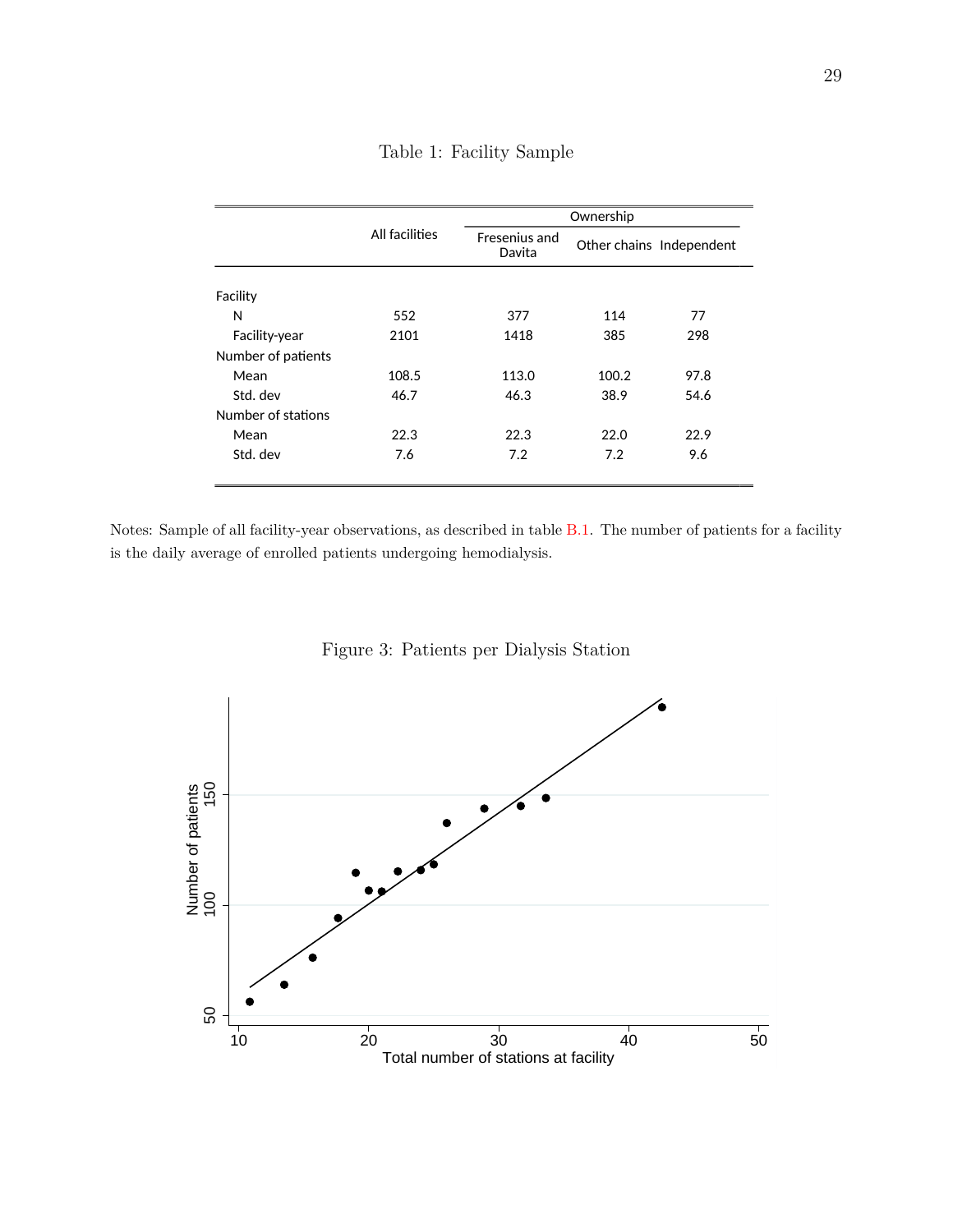Table 1: Facility Sample

| | All facilities | Ownership | | |
|---|---|---|---|---|
| | | Fresenius and Davita | Other chains | Independent |
| Facility | | | | |
| N | 552 | 377 | 114 | 77 |
| Facility-year | 2101 | 1418 | 385 | 298 |
| Number of patients | | | | |
| Mean | 108.5 | 113.0 | 100.2 | 97.8 |
| Std. dev | 46.7 | 46.3 | 38.9 | 54.6 |
| Number of stations | | | | |
| Mean | 22.3 | 22.3 | 22.0 | 22.9 |
| Std. dev | 7.6 | 7.2 | 7.2 | 9.6 |

Notes: Sample of all facility-year observations, as described in table B.1. The number of patients for a facility is the daily average of enrolled patients undergoing hemodialysis.

Figure 3: Patients per Dialysis Station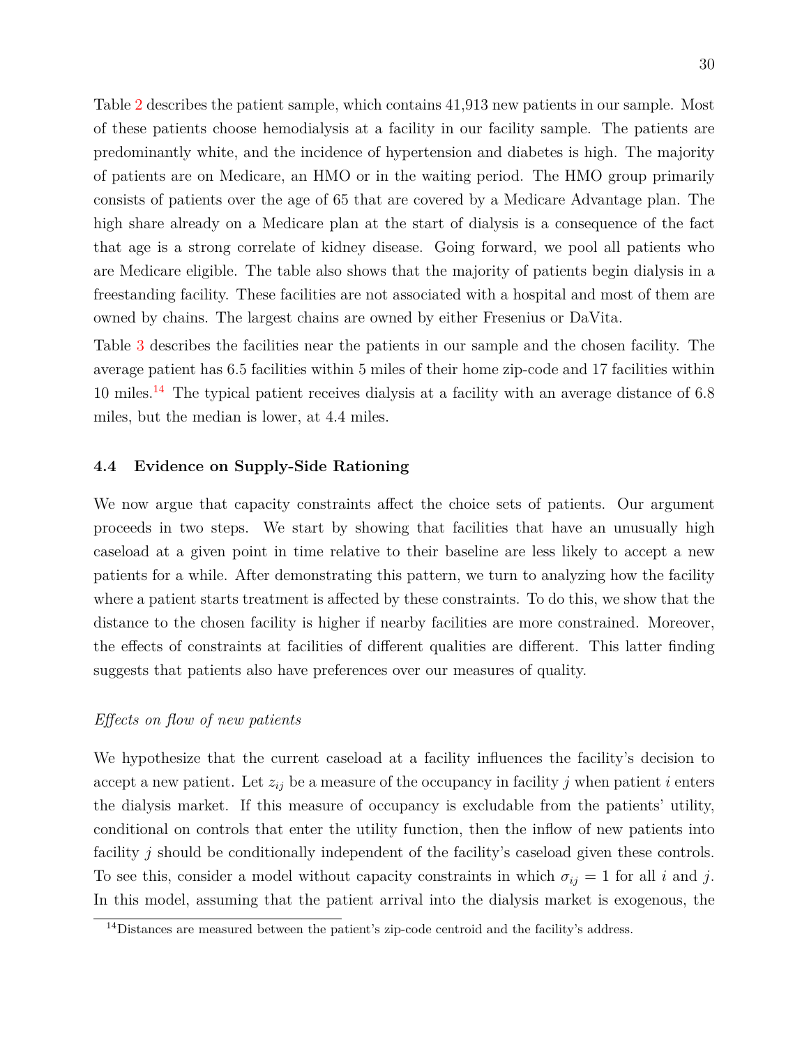Table 2 describes the patient sample, which contains 41,913 new patients in our sample. Most of these patients choose hemodialysis at a facility in our facility sample. The patients are predominantly white, and the incidence of hypertension and diabetes is high. The majority of patients are on Medicare, an HMO or in the waiting period. The HMO group primarily consists of patients over the age of 65 that are covered by a Medicare Advantage plan. The high share already on a Medicare plan at the start of dialysis is a consequence of the fact that age is a strong correlate of kidney disease. Going forward, we pool all patients who are Medicare eligible. The table also shows that the majority of patients begin dialysis in a freestanding facility. These facilities are not associated with a hospital and most of them are owned by chains. The largest chains are owned by either Fresenius or DaVita.

Table 3 describes the facilities near the patients in our sample and the chosen facility. The average patient has 6.5 facilities within 5 miles of their home zip-code and 17 facilities within 10 miles.[14] The typical patient receives dialysis at a facility with an average distance of 6.8 miles, but the median is lower, at 4.4 miles.

### 4.4 Evidence on Supply-Side Rationing

We now argue that capacity constraints affect the choice sets of patients. Our argument proceeds in two steps. We start by showing that facilities that have an unusually high caseload at a given point in time relative to their baseline are less likely to accept a new patients for a while. After demonstrating this pattern, we turn to analyzing how the facility where a patient starts treatment is affected by these constraints. To do this, we show that the distance to the chosen facility is higher if nearby facilities are more constrained. Moreover, the effects of constraints at facilities of different qualities are different. This latter finding suggests that patients also have preferences over our measures of quality.

*Effects on flow of new patients*

We hypothesize that the current caseload at a facility influences the facility's decision to accept a new patient. Let $z_{ij}$ be a measure of the occupancy in facility $j$ when patient $i$ enters the dialysis market. If this measure of occupancy is excludable from the patients' utility, conditional on controls that enter the utility function, then the inflow of new patients into facility $j$ should be conditionally independent of the facility's caseload given these controls. To see this, consider a model without capacity constraints in which $\sigma_{ij} = 1$ for all $i$ and $j$. In this model, assuming that the patient arrival into the dialysis market is exogenous, the

[14] Distances are measured between the patient's zip-code centroid and the facility's address.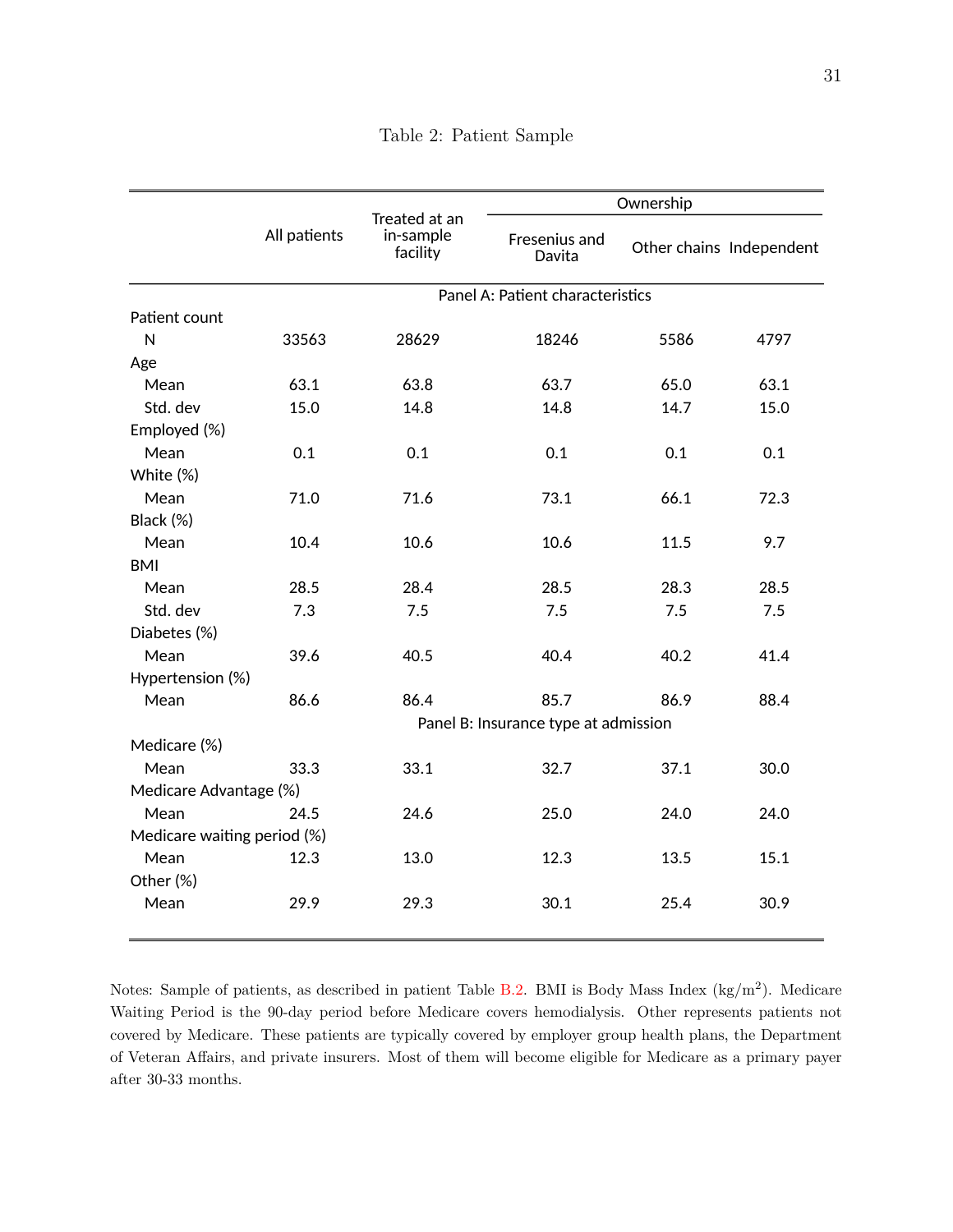Table 2: Patient Sample

| | All patients | Treated at an in-sample facility | Ownership | | |
|---|---|---|---|---|---|
| | | | Fresenius and Davita | Other chains | Independent |
| | | | Panel A: Patient characteristics | | |
| Patient count | | | | | |
| N | 33563 | 28629 | 18246 | 5586 | 4797 |
| Age | | | | | |
| Mean | 63.1 | 63.8 | 63.7 | 65.0 | 63.1 |
| Std. dev | 15.0 | 14.8 | 14.8 | 14.7 | 15.0 |
| Employed (%) | | | | | |
| Mean | 0.1 | 0.1 | 0.1 | 0.1 | 0.1 |
| White (%) | | | | | |
| Mean | 71.0 | 71.6 | 73.1 | 66.1 | 72.3 |
| Black (%) | | | | | |
| Mean | 10.4 | 10.6 | 10.6 | 11.5 | 9.7 |
| BMI | | | | | |
| Mean | 28.5 | 28.4 | 28.5 | 28.3 | 28.5 |
| Std. dev | 7.3 | 7.5 | 7.5 | 7.5 | 7.5 |
| Diabetes (%) | | | | | |
| Mean | 39.6 | 40.5 | 40.4 | 40.2 | 41.4 |
| Hypertension (%) | | | | | |
| Mean | 86.6 | 86.4 | 85.7 | 86.9 | 88.4 |
| | | | Panel B: Insurance type at admission | | |
| Medicare (%) | | | | | |
| Mean | 33.3 | 33.1 | 32.7 | 37.1 | 30.0 |
| Medicare Advantage (%) | | | | | |
| Mean | 24.5 | 24.6 | 25.0 | 24.0 | 24.0 |
| Medicare waiting period (%) | | | | | |
| Mean | 12.3 | 13.0 | 12.3 | 13.5 | 15.1 |
| Other (%) | | | | | |
| Mean | 29.9 | 29.3 | 30.1 | 25.4 | 30.9 |

Notes: Sample of patients, as described in patient Table B.2. BMI is Body Mass Index (kg/m$^2$). Medicare Waiting Period is the 90-day period before Medicare covers hemodialysis. Other represents patients not covered by Medicare. These patients are typically covered by employer group health plans, the Department of Veteran Affairs, and private insurers. Most of them will become eligible for Medicare as a primary payer after 30-33 months.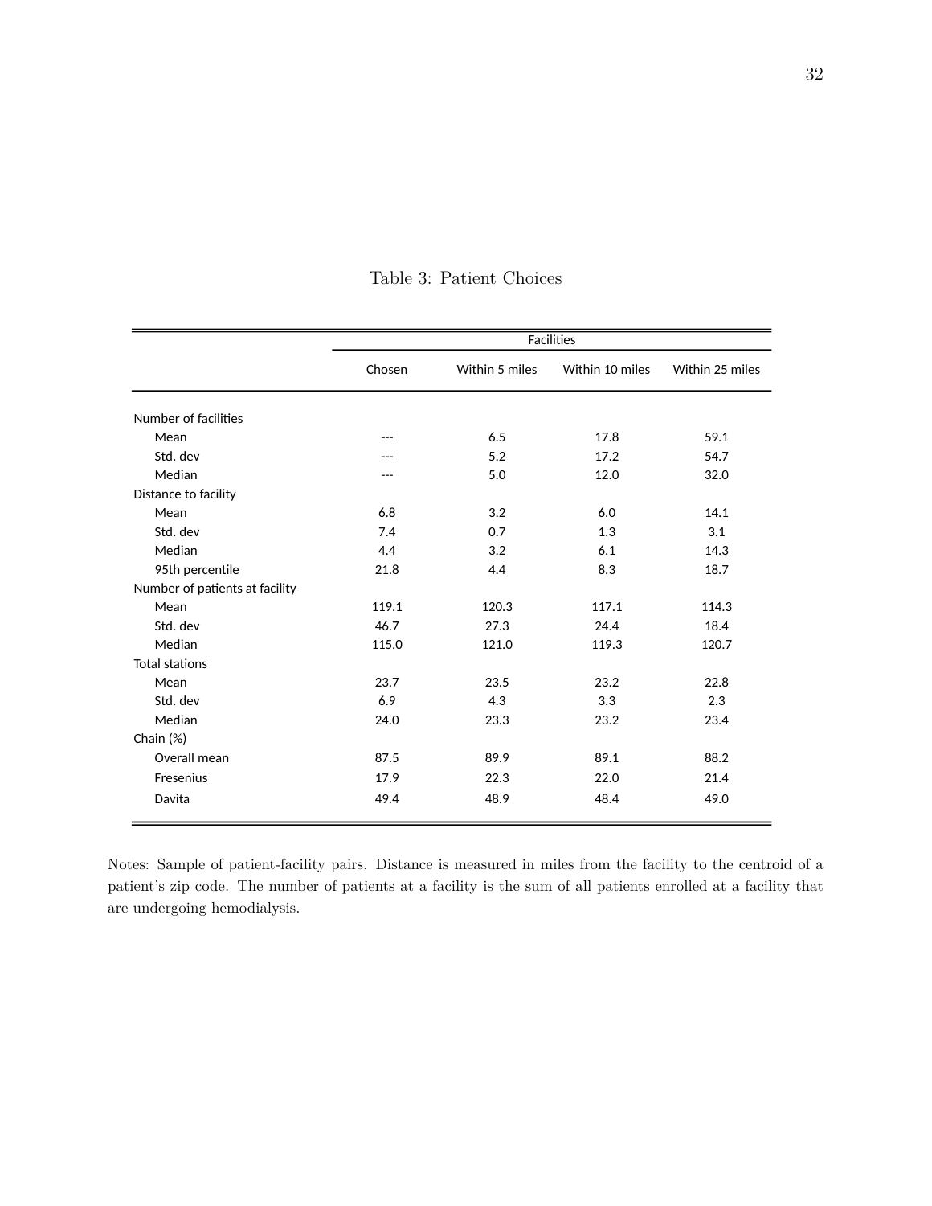Table 3: Patient Choices

| | Facilities | | | |
|---|---|---|---|---|
| | Chosen | Within 5 miles | Within 10 miles | Within 25 miles |
| Number of facilities | | | | |
| Mean | --- | 6.5 | 17.8 | 59.1 |
| Std. dev | --- | 5.2 | 17.2 | 54.7 |
| Median | --- | 5.0 | 12.0 | 32.0 |
| Distance to facility | | | | |
| Mean | 6.8 | 3.2 | 6.0 | 14.1 |
| Std. dev | 7.4 | 0.7 | 1.3 | 3.1 |
| Median | 4.4 | 3.2 | 6.1 | 14.3 |
| 95th percentile | 21.8 | 4.4 | 8.3 | 18.7 |
| Number of patients at facility | | | | |
| Mean | 119.1 | 120.3 | 117.1 | 114.3 |
| Std. dev | 46.7 | 27.3 | 24.4 | 18.4 |
| Median | 115.0 | 121.0 | 119.3 | 120.7 |
| Total stations | | | | |
| Mean | 23.7 | 23.5 | 23.2 | 22.8 |
| Std. dev | 6.9 | 4.3 | 3.3 | 2.3 |
| Median | 24.0 | 23.3 | 23.2 | 23.4 |
| Chain (%) | | | | |
| Overall mean | 87.5 | 89.9 | 89.1 | 88.2 |
| Fresenius | 17.9 | 22.3 | 22.0 | 21.4 |
| Davita | 49.4 | 48.9 | 48.4 | 49.0 |

Notes: Sample of patient-facility pairs. Distance is measured in miles from the facility to the centroid of a patient's zip code. The number of patients at a facility is the sum of all patients enrolled at a facility that are undergoing hemodialysis.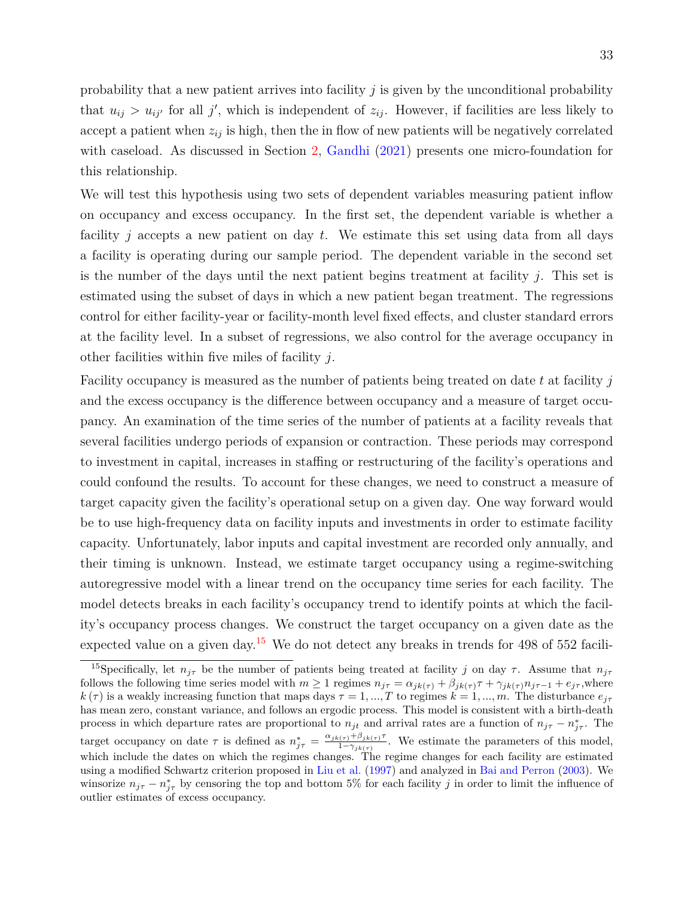probability that a new patient arrives into facility $j$ is given by the unconditional probability that $u_{ij} > u_{ij'}$ for all $j'$, which is independent of $z_{ij}$. However, if facilities are less likely to accept a patient when $z_{ij}$ is high, then the in flow of new patients will be negatively correlated with caseload. As discussed in Section 2, Gandhi (2021) presents one micro-foundation for this relationship.

We will test this hypothesis using two sets of dependent variables measuring patient inflow on occupancy and excess occupancy. In the first set, the dependent variable is whether a facility $j$ accepts a new patient on day $t$. We estimate this set using data from all days a facility is operating during our sample period. The dependent variable in the second set is the number of the days until the next patient begins treatment at facility $j$. This set is estimated using the subset of days in which a new patient began treatment. The regressions control for either facility-year or facility-month level fixed effects, and cluster standard errors at the facility level. In a subset of regressions, we also control for the average occupancy in other facilities within five miles of facility $j$.

Facility occupancy is measured as the number of patients being treated on date $t$ at facility $j$ and the excess occupancy is the difference between occupancy and a measure of target occupancy. An examination of the time series of the number of patients at a facility reveals that several facilities undergo periods of expansion or contraction. These periods may correspond to investment in capital, increases in staffing or restructuring of the facility's operations and could confound the results. To account for these changes, we need to construct a measure of target capacity given the facility's operational setup on a given day. One way forward would be to use high-frequency data on facility inputs and investments in order to estimate facility capacity. Unfortunately, labor inputs and capital investment are recorded only annually, and their timing is unknown. Instead, we estimate target occupancy using a regime-switching autoregressive model with a linear trend on the occupancy time series for each facility. The model detects breaks in each facility's occupancy trend to identify points at which the facility's occupancy process changes. We construct the target occupancy on a given date as the expected value on a given day.[15] We do not detect any breaks in trends for 498 of 552 facili-

[15] Specifically, let $n_{j\tau}$ be the number of patients being treated at facility $j$ on day $\tau$. Assume that $n_{j\tau}$ follows the following time series model with $m \geq 1$ regimes $n_{j\tau} = \alpha_{jk(\tau)} + \beta_{jk(\tau)}\tau + \gamma_{jk(\tau)} n_{j\tau-1} + e_{j\tau}$,where $k(\tau)$ is a weakly increasing function that maps days $\tau = 1, ..., T$ to regimes $k = 1, ..., m$. The disturbance $e_{j\tau}$ has mean zero, constant variance, and follows an ergodic process. This model is consistent with a birth-death process in which departure rates are proportional to $n_{jt}$ and arrival rates are a function of $n_{j\tau} - n^*_{j\tau}$. The target occupancy on date $\tau$ is defined as $n^*_{j\tau} = \frac{\alpha_{jk(\tau)} + \beta_{jk(\tau)}\tau}{1-\gamma_{jk(\tau)}}$. We estimate the parameters of this model, which include the dates on which the regimes changes. The regime changes for each facility are estimated using a modified Schwartz criterion proposed in Liu et al. (1997) and analyzed in Bai and Perron (2003). We winsorize $n_{j\tau} - n^*_{j\tau}$ by censoring the top and bottom 5% for each facility $j$ in order to limit the influence of outlier estimates of excess occupancy.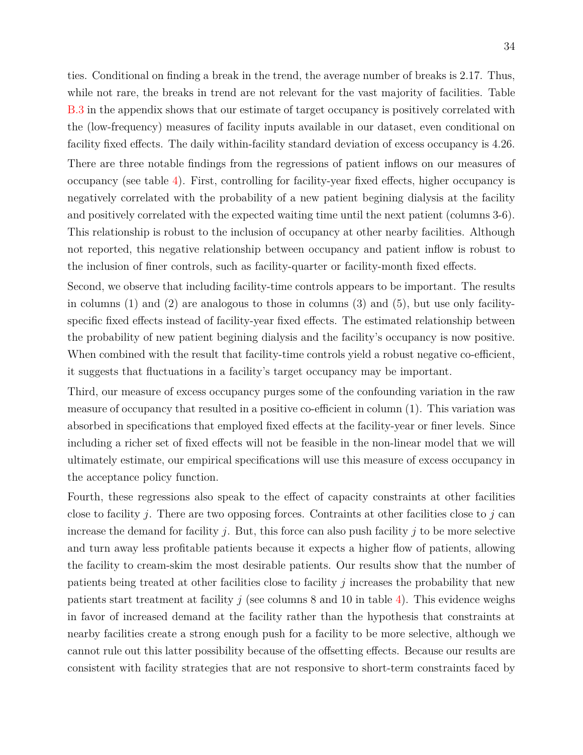ties. Conditional on finding a break in the trend, the average number of breaks is 2.17. Thus, while not rare, the breaks in trend are not relevant for the vast majority of facilities. Table B.3 in the appendix shows that our estimate of target occupancy is positively correlated with the (low-frequency) measures of facility inputs available in our dataset, even conditional on facility fixed effects. The daily within-facility standard deviation of excess occupancy is 4.26.

There are three notable findings from the regressions of patient inflows on our measures of occupancy (see table 4). First, controlling for facility-year fixed effects, higher occupancy is negatively correlated with the probability of a new patient begining dialysis at the facility and positively correlated with the expected waiting time until the next patient (columns 3-6). This relationship is robust to the inclusion of occupancy at other nearby facilities. Although not reported, this negative relationship between occupancy and patient inflow is robust to the inclusion of finer controls, such as facility-quarter or facility-month fixed effects.

Second, we observe that including facility-time controls appears to be important. The results in columns (1) and (2) are analogous to those in columns (3) and (5), but use only facility-specific fixed effects instead of facility-year fixed effects. The estimated relationship between the probability of new patient begining dialysis and the facility's occupancy is now positive. When combined with the result that facility-time controls yield a robust negative co-efficient, it suggests that fluctuations in a facility's target occupancy may be important.

Third, our measure of excess occupancy purges some of the confounding variation in the raw measure of occupancy that resulted in a positive co-efficient in column (1). This variation was absorbed in specifications that employed fixed effects at the facility-year or finer levels. Since including a richer set of fixed effects will not be feasible in the non-linear model that we will ultimately estimate, our empirical specifications will use this measure of excess occupancy in the acceptance policy function.

Fourth, these regressions also speak to the effect of capacity constraints at other facilities close to facility $j$. There are two opposing forces. Contraints at other facilities close to $j$ can increase the demand for facility $j$. But, this force can also push facility $j$ to be more selective and turn away less profitable patients because it expects a higher flow of patients, allowing the facility to cream-skim the most desirable patients. Our results show that the number of patients being treated at other facilities close to facility $j$ increases the probability that new patients start treatment at facility $j$ (see columns 8 and 10 in table 4). This evidence weighs in favor of increased demand at the facility rather than the hypothesis that constraints at nearby facilities create a strong enough push for a facility to be more selective, although we cannot rule out this latter possibility because of the offsetting effects. Because our results are consistent with facility strategies that are not responsive to short-term constraints faced by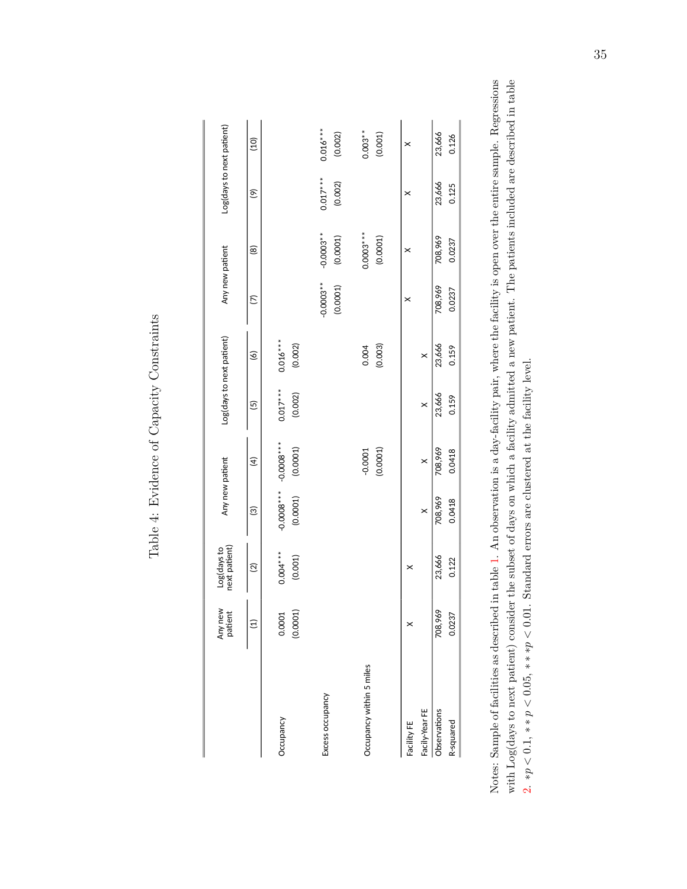Table 4: Evidence of Capacity Constraints

| | Any new patient | Log(days to next patient) | Any new patient | | Log(days to next patient) | | Any new patient | | Log(days to next patient) | |
|---|---|---|---|---|---|---|---|---|---|---|
| | (1) | (2) | (3) | (4) | (5) | (6) | (7) | (8) | (9) | (10) |
| Occupancy | 0.0001 | 0.004*** | -0.0008*** | -0.0008*** | 0.017*** | 0.016*** | | | | |
| | (0.0001) | (0.001) | (0.0001) | (0.0001) | (0.002) | (0.002) | | | | |
| Excess occupancy | | | | | | | -0.0003*** | -0.0003*** | 0.017*** | 0.016*** |
| | | | | | | | (0.0001) | (0.0001) | (0.002) | (0.002) |
| Occupancy within 5 miles | | | | -0.0001 | | 0.004 | | 0.0003*** | | 0.003*** |
| | | | | (0.0001) | | (0.003) | | (0.0001) | | (0.001) |
| Facility FE | X | X | | | | | X | X | X | X |
| Facily-Year FE | | | X | X | X | X | | | | |
| Observations | 708,969 | 23,666 | 708,969 | 708,969 | 23,666 | 23,666 | 708,969 | 708,969 | 23,666 | 23,666 |
| R-squared | 0.0237 | 0.122 | 0.0418 | 0.0418 | 0.159 | 0.159 | 0.0237 | 0.0237 | 0.125 | 0.126 |

Notes: Sample of facilities as described in table 1. An observation is a day-facility pair, where the facility is open over the entire sample. Regressions with Log(days to next patient) consider the subset of days on which a facility admitted a new patient. The patients included are described in table 2. $*p < 0.1$, $**p < 0.05$, $***p < 0.01$. Standard errors are clustered at the facility level.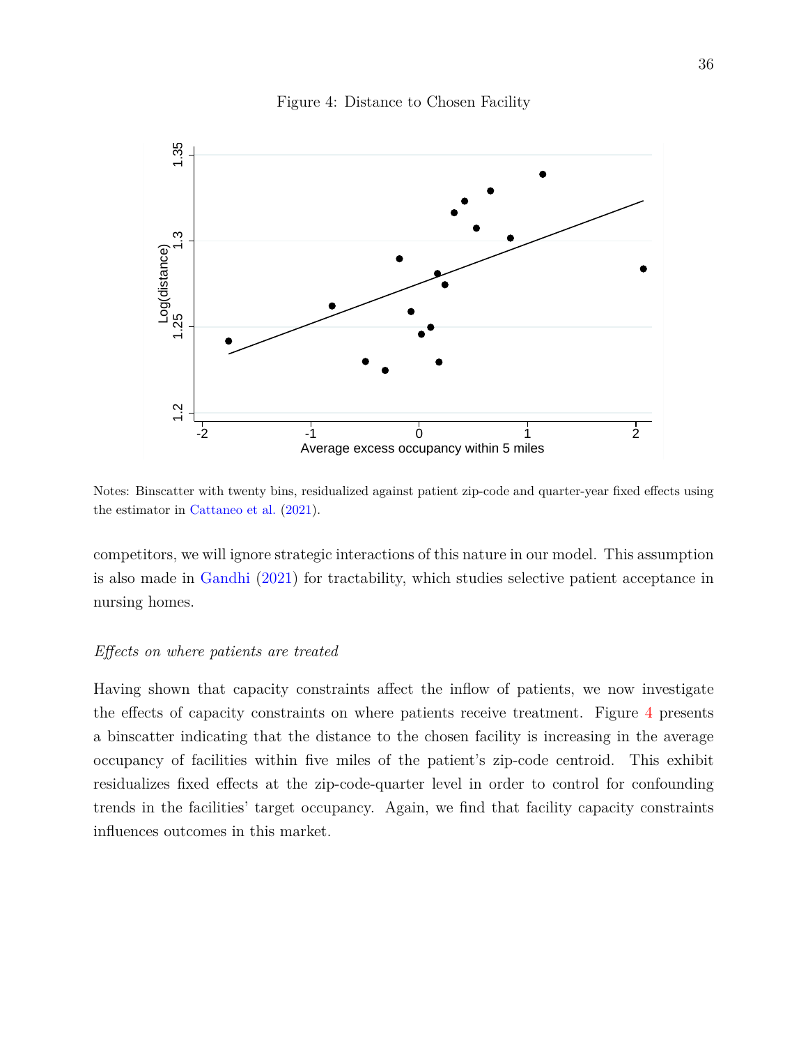Figure 4: Distance to Chosen Facility

Notes: Binscatter with twenty bins, residualized against patient zip-code and quarter-year fixed effects using the estimator in Cattaneo et al. (2021).

competitors, we will ignore strategic interactions of this nature in our model. This assumption is also made in Gandhi (2021) for tractability, which studies selective patient acceptance in nursing homes.

*Effects on where patients are treated*

Having shown that capacity constraints affect the inflow of patients, we now investigate the effects of capacity constraints on where patients receive treatment. Figure 4 presents a binscatter indicating that the distance to the chosen facility is increasing in the average occupancy of facilities within five miles of the patient's zip-code centroid. This exhibit residualizes fixed effects at the zip-code-quarter level in order to control for confounding trends in the facilities' target occupancy. Again, we find that facility capacity constraints influences outcomes in this market.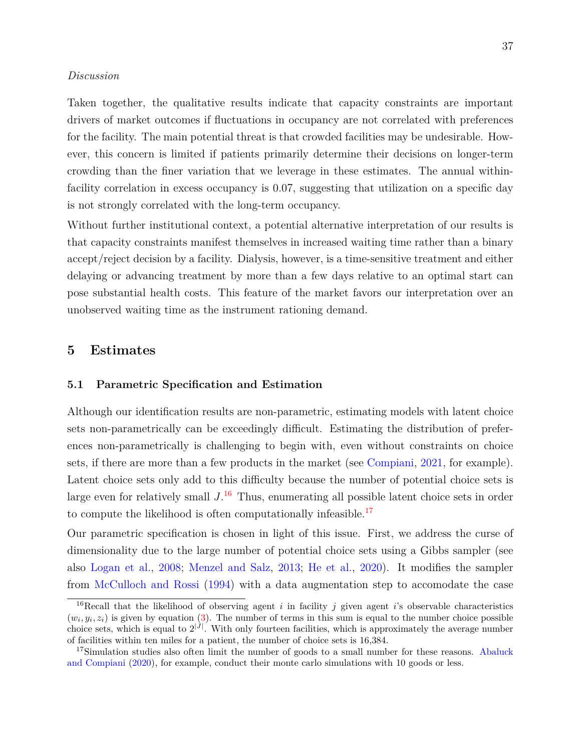*Discussion*

Taken together, the qualitative results indicate that capacity constraints are important drivers of market outcomes if fluctuations in occupancy are not correlated with preferences for the facility. The main potential threat is that crowded facilities may be undesirable. However, this concern is limited if patients primarily determine their decisions on longer-term crowding than the finer variation that we leverage in these estimates. The annual within-facility correlation in excess occupancy is 0.07, suggesting that utilization on a specific day is not strongly correlated with the long-term occupancy.

Without further institutional context, a potential alternative interpretation of our results is that capacity constraints manifest themselves in increased waiting time rather than a binary accept/reject decision by a facility. Dialysis, however, is a time-sensitive treatment and either delaying or advancing treatment by more than a few days relative to an optimal start can pose substantial health costs. This feature of the market favors our interpretation over an unobserved waiting time as the instrument rationing demand.

## 5 Estimates

### 5.1 Parametric Specification and Estimation

Although our identification results are non-parametric, estimating models with latent choice sets non-parametrically can be exceedingly difficult. Estimating the distribution of preferences non-parametrically is challenging to begin with, even without constraints on choice sets, if there are more than a few products in the market (see Compiani, 2021, for example). Latent choice sets only add to this difficulty because the number of potential choice sets is large even for relatively small $J$.[16] Thus, enumerating all possible latent choice sets in order to compute the likelihood is often computationally infeasible.[17]

Our parametric specification is chosen in light of this issue. First, we address the curse of dimensionality due to the large number of potential choice sets using a Gibbs sampler (see also Logan et al., 2008; Menzel and Salz, 2013; He et al., 2020). It modifies the sampler from McCulloch and Rossi (1994) with a data augmentation step to accomodate the case

[16] Recall that the likelihood of observing agent $i$ in facility $j$ given agent $i$'s observable characteristics $(w_i, y_i, z_i)$ is given by equation (3). The number of terms in this sum is equal to the number choice possible choice sets, which is equal to $2^{|J|}$. With only fourteen facilities, which is approximately the average number of facilities within ten miles for a patient, the number of choice sets is 16,384.

[17] Simulation studies also often limit the number of goods to a small number for these reasons. Abaluck and Compiani (2020), for example, conduct their monte carlo simulations with 10 goods or less.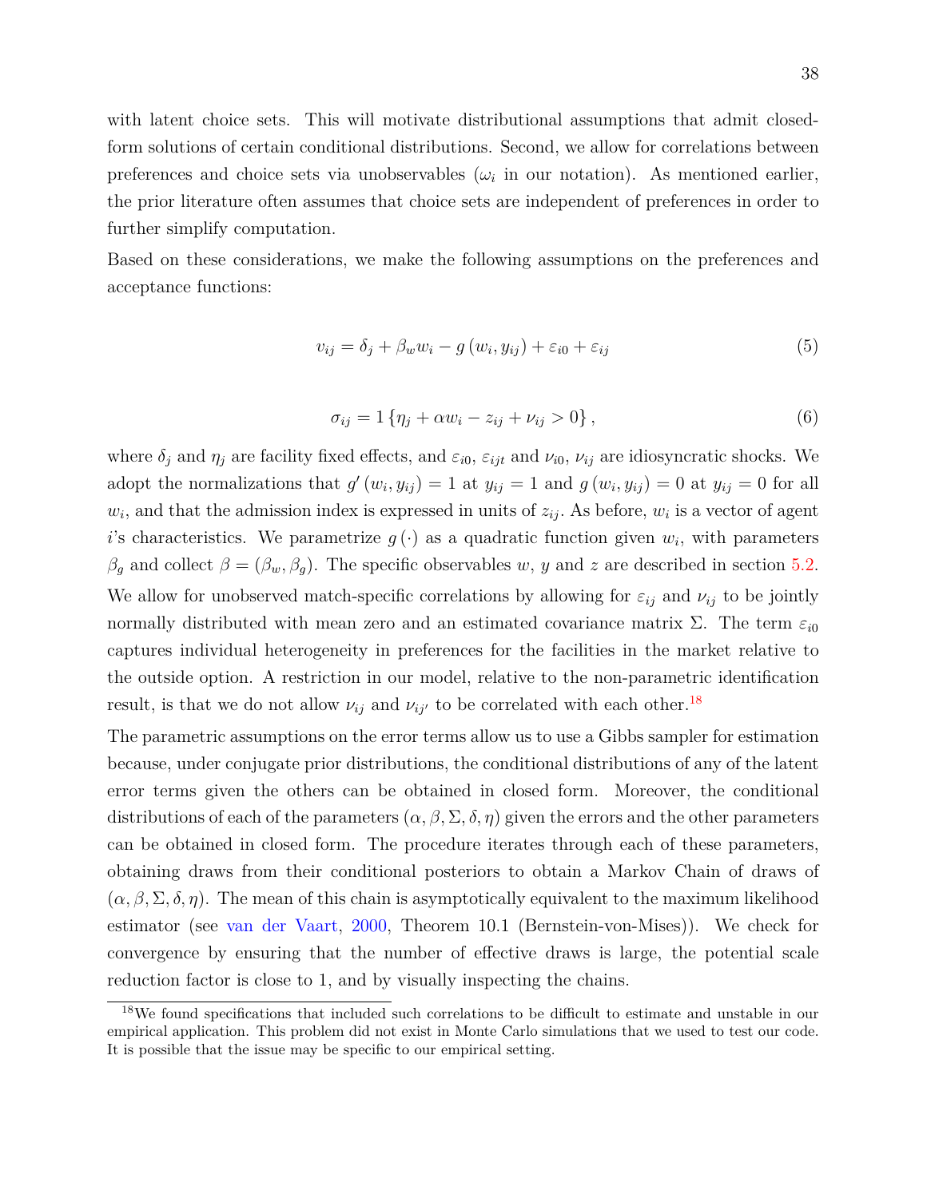with latent choice sets. This will motivate distributional assumptions that admit closed-form solutions of certain conditional distributions. Second, we allow for correlations between preferences and choice sets via unobservables ($\omega_i$ in our notation). As mentioned earlier, the prior literature often assumes that choice sets are independent of preferences in order to further simplify computation.

Based on these considerations, we make the following assumptions on the preferences and acceptance functions:

$$v_{ij} = \delta_j + \beta_w w_i - g\left(w_i, y_{ij}\right) + \varepsilon_{i0} + \varepsilon_{ij} \tag{5}$$

$$\sigma_{ij} = 1\left\{\eta_j + \alpha w_i - z_{ij} + \nu_{ij} > 0\right\}, \tag{6}$$

where $\delta_j$ and $\eta_j$ are facility fixed effects, and $\varepsilon_{i0}$, $\varepsilon_{ijt}$ and $\nu_{i0}$, $\nu_{ij}$ are idiosyncratic shocks. We adopt the normalizations that $g'\left(w_i, y_{ij}\right) = 1$ at $y_{ij} = 1$ and $g\left(w_i, y_{ij}\right) = 0$ at $y_{ij} = 0$ for all $w_i$, and that the admission index is expressed in units of $z_{ij}$. As before, $w_i$ is a vector of agent $i$'s characteristics. We parametrize $g\left(\cdot\right)$ as a quadratic function given $w_i$, with parameters $\beta_g$ and collect $\beta = \left(\beta_w, \beta_g\right)$. The specific observables $w$, $y$ and $z$ are described in section 5.2. We allow for unobserved match-specific correlations by allowing for $\varepsilon_{ij}$ and $\nu_{ij}$ to be jointly normally distributed with mean zero and an estimated covariance matrix $\Sigma$. The term $\varepsilon_{i0}$ captures individual heterogeneity in preferences for the facilities in the market relative to the outside option. A restriction in our model, relative to the non-parametric identification result, is that we do not allow $\nu_{ij}$ and $\nu_{ij'}$ to be correlated with each other.[18]

The parametric assumptions on the error terms allow us to use a Gibbs sampler for estimation because, under conjugate prior distributions, the conditional distributions of any of the latent error terms given the others can be obtained in closed form. Moreover, the conditional distributions of each of the parameters $(\alpha, \beta, \Sigma, \delta, \eta)$ given the errors and the other parameters can be obtained in closed form. The procedure iterates through each of these parameters, obtaining draws from their conditional posteriors to obtain a Markov Chain of draws of $(\alpha, \beta, \Sigma, \delta, \eta)$. The mean of this chain is asymptotically equivalent to the maximum likelihood estimator (see van der Vaart, 2000, Theorem 10.1 (Bernstein-von-Mises)). We check for convergence by ensuring that the number of effective draws is large, the potential scale reduction factor is close to 1, and by visually inspecting the chains.

[18]We found specifications that included such correlations to be difficult to estimate and unstable in our empirical application. This problem did not exist in Monte Carlo simulations that we used to test our code. It is possible that the issue may be specific to our empirical setting.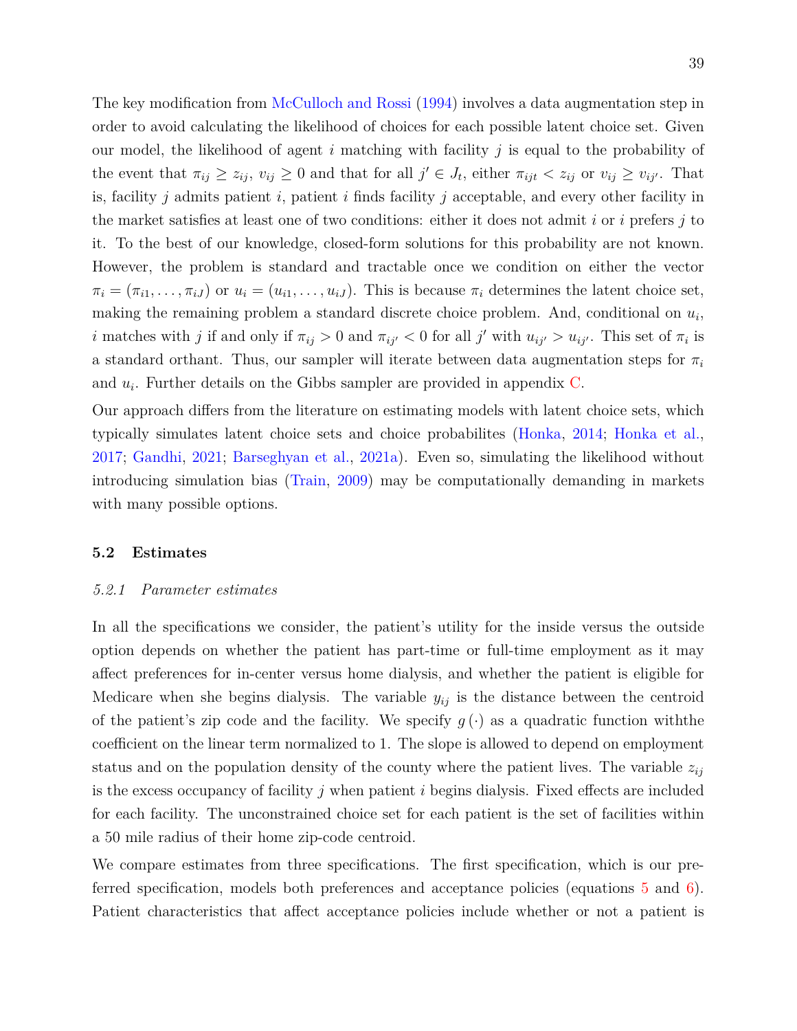The key modification from McCulloch and Rossi (1994) involves a data augmentation step in order to avoid calculating the likelihood of choices for each possible latent choice set. Given our model, the likelihood of agent $i$ matching with facility $j$ is equal to the probability of the event that $\pi_{ij} \geq z_{ij}$, $v_{ij} \geq 0$ and that for all $j' \in J_t$, either $\pi_{ijt} < z_{ij}$ or $v_{ij} \geq v_{ij'}$. That is, facility $j$ admits patient $i$, patient $i$ finds facility $j$ acceptable, and every other facility in the market satisfies at least one of two conditions: either it does not admit $i$ or $i$ prefers $j$ to it. To the best of our knowledge, closed-form solutions for this probability are not known. However, the problem is standard and tractable once we condition on either the vector $\pi_i = (\pi_{i1}, \ldots, \pi_{iJ})$ or $u_i = (u_{i1}, \ldots, u_{iJ})$. This is because $\pi_i$ determines the latent choice set, making the remaining problem a standard discrete choice problem. And, conditional on $u_i$, $i$ matches with $j$ if and only if $\pi_{ij} > 0$ and $\pi_{ij'} < 0$ for all $j'$ with $u_{ij'} > u_{ij'}$. This set of $\pi_i$ is a standard orthant. Thus, our sampler will iterate between data augmentation steps for $\pi_i$ and $u_i$. Further details on the Gibbs sampler are provided in appendix C.

Our approach differs from the literature on estimating models with latent choice sets, which typically simulates latent choice sets and choice probabilites (Honka, 2014; Honka et al., 2017; Gandhi, 2021; Barseghyan et al., 2021a). Even so, simulating the likelihood without introducing simulation bias (Train, 2009) may be computationally demanding in markets with many possible options.

### 5.2 Estimates

#### *5.2.1 Parameter estimates*

In all the specifications we consider, the patient's utility for the inside versus the outside option depends on whether the patient has part-time or full-time employment as it may affect preferences for in-center versus home dialysis, and whether the patient is eligible for Medicare when she begins dialysis. The variable $y_{ij}$ is the distance between the centroid of the patient's zip code and the facility. We specify $g(\cdot)$ as a quadratic function withthe coefficient on the linear term normalized to 1. The slope is allowed to depend on employment status and on the population density of the county where the patient lives. The variable $z_{ij}$ is the excess occupancy of facility $j$ when patient $i$ begins dialysis. Fixed effects are included for each facility. The unconstrained choice set for each patient is the set of facilities within a 50 mile radius of their home zip-code centroid.

We compare estimates from three specifications. The first specification, which is our preferred specification, models both preferences and acceptance policies (equations 5 and 6). Patient characteristics that affect acceptance policies include whether or not a patient is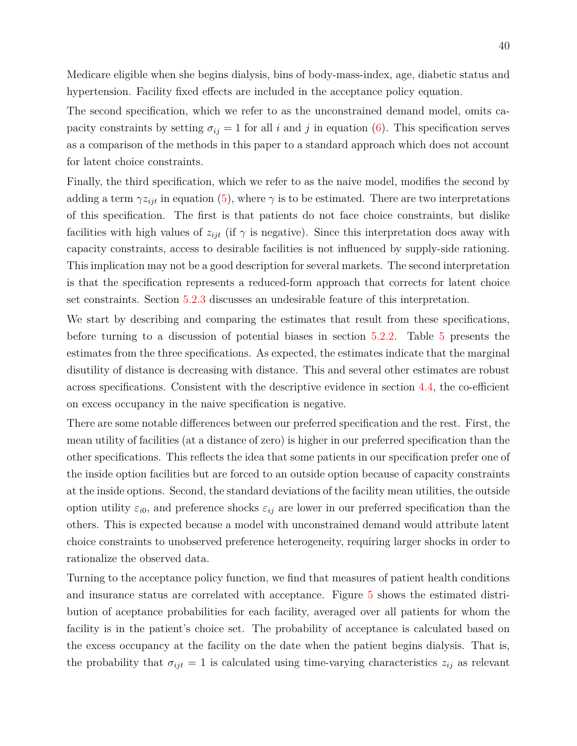Medicare eligible when she begins dialysis, bins of body-mass-index, age, diabetic status and hypertension. Facility fixed effects are included in the acceptance policy equation.

The second specification, which we refer to as the unconstrained demand model, omits capacity constraints by setting $\sigma_{ij} = 1$ for all $i$ and $j$ in equation (6). This specification serves as a comparison of the methods in this paper to a standard approach which does not account for latent choice constraints.

Finally, the third specification, which we refer to as the naive model, modifies the second by adding a term $\gamma z_{ijt}$ in equation (5), where $\gamma$ is to be estimated. There are two interpretations of this specification. The first is that patients do not face choice constraints, but dislike facilities with high values of $z_{ijt}$ (if $\gamma$ is negative). Since this interpretation does away with capacity constraints, access to desirable facilities is not influenced by supply-side rationing. This implication may not be a good description for several markets. The second interpretation is that the specification represents a reduced-form approach that corrects for latent choice set constraints. Section 5.2.3 discusses an undesirable feature of this interpretation.

We start by describing and comparing the estimates that result from these specifications, before turning to a discussion of potential biases in section 5.2.2. Table 5 presents the estimates from the three specifications. As expected, the estimates indicate that the marginal disutility of distance is decreasing with distance. This and several other estimates are robust across specifications. Consistent with the descriptive evidence in section 4.4, the co-efficient on excess occupancy in the naive specification is negative.

There are some notable differences between our preferred specification and the rest. First, the mean utility of facilities (at a distance of zero) is higher in our preferred specification than the other specifications. This reflects the idea that some patients in our specification prefer one of the inside option facilities but are forced to an outside option because of capacity constraints at the inside options. Second, the standard deviations of the facility mean utilities, the outside option utility $\varepsilon_{i0}$, and preference shocks $\varepsilon_{ij}$ are lower in our preferred specification than the others. This is expected because a model with unconstrained demand would attribute latent choice constraints to unobserved preference heterogeneity, requiring larger shocks in order to rationalize the observed data.

Turning to the acceptance policy function, we find that measures of patient health conditions and insurance status are correlated with acceptance. Figure 5 shows the estimated distribution of aceptance probabilities for each facility, averaged over all patients for whom the facility is in the patient's choice set. The probability of acceptance is calculated based on the excess occupancy at the facility on the date when the patient begins dialysis. That is, the probability that $\sigma_{ijt} = 1$ is calculated using time-varying characteristics $z_{ij}$ as relevant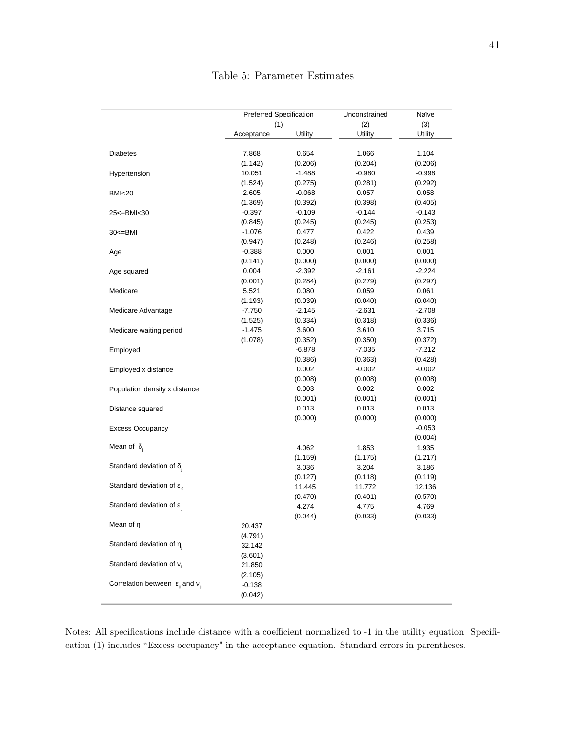Table 5: Parameter Estimates

| | Preferred Specification | | Unconstrained | Naïve |
|---|---|---|---|---|
| | (1) | | (2) | (3) |
| | Acceptance | Utility | Utility | Utility |
| Diabetes | 7.868 | 0.654 | 1.066 | 1.104 |
| | (1.142) | (0.206) | (0.204) | (0.206) |
| Hypertension | 10.051 | -1.488 | -0.980 | -0.998 |
| | (1.524) | (0.275) | (0.281) | (0.292) |
| BMI<20 | 2.605 | -0.068 | 0.057 | 0.058 |
| | (1.369) | (0.392) | (0.398) | (0.405) |
| 25<=BMI<30 | -0.397 | -0.109 | -0.144 | -0.143 |
| | (0.845) | (0.245) | (0.245) | (0.253) |
| 30<=BMI | -1.076 | 0.477 | 0.422 | 0.439 |
| | (0.947) | (0.248) | (0.246) | (0.258) |
| Age | -0.388 | 0.000 | 0.001 | 0.001 |
| | (0.141) | (0.000) | (0.000) | (0.000) |
| Age squared | 0.004 | -2.392 | -2.161 | -2.224 |
| | (0.001) | (0.284) | (0.279) | (0.297) |
| Medicare | 5.521 | 0.080 | 0.059 | 0.061 |
| | (1.193) | (0.039) | (0.040) | (0.040) |
| Medicare Advantage | -7.750 | -2.145 | -2.631 | -2.708 |
| | (1.525) | (0.334) | (0.318) | (0.336) |
| Medicare waiting period | -1.475 | 3.600 | 3.610 | 3.715 |
| | (1.078) | (0.352) | (0.350) | (0.372) |
| Employed | | -6.878 | -7.035 | -7.212 |
| | | (0.386) | (0.363) | (0.428) |
| Employed x distance | | 0.002 | -0.002 | -0.002 |
| | | (0.008) | (0.008) | (0.008) |
| Population density x distance | | 0.003 | 0.002 | 0.002 |
| | | (0.001) | (0.001) | (0.001) |
| Distance squared | | 0.013 | 0.013 | 0.013 |
| | | (0.000) | (0.000) | (0.000) |
| Excess Occupancy | | | | -0.053 |
| | | | | (0.004) |
| Mean of $\delta_j$ | | 4.062 | 1.853 | 1.935 |
| | | (1.159) | (1.175) | (1.217) |
| Standard deviation of $\delta_j$ | | 3.036 | 3.204 | 3.186 |
| | | (0.127) | (0.118) | (0.119) |
| Standard deviation of $\varepsilon_{i0}$ | | 11.445 | 11.772 | 12.136 |
| | | (0.470) | (0.401) | (0.570) |
| Standard deviation of $\varepsilon_{ij}$ | | 4.274 | 4.775 | 4.769 |
| | | (0.044) | (0.033) | (0.033) |
| Mean of $\eta_j$ | 20.437 | | | |
| | (4.791) | | | |
| Standard deviation of $\eta_j$ | 32.142 | | | |
| | (3.601) | | | |
| Standard deviation of $\nu_{ij}$ | 21.850 | | | |
| | (2.105) | | | |
| Correlation between $\varepsilon_{ij}$ and $\nu_{ij}$ | -0.138 | | | |
| | (0.042) | | | |

Notes: All specifications include distance with a coefficient normalized to -1 in the utility equation. Specification (1) includes "Excess occupancy" in the acceptance equation. Standard errors in parentheses.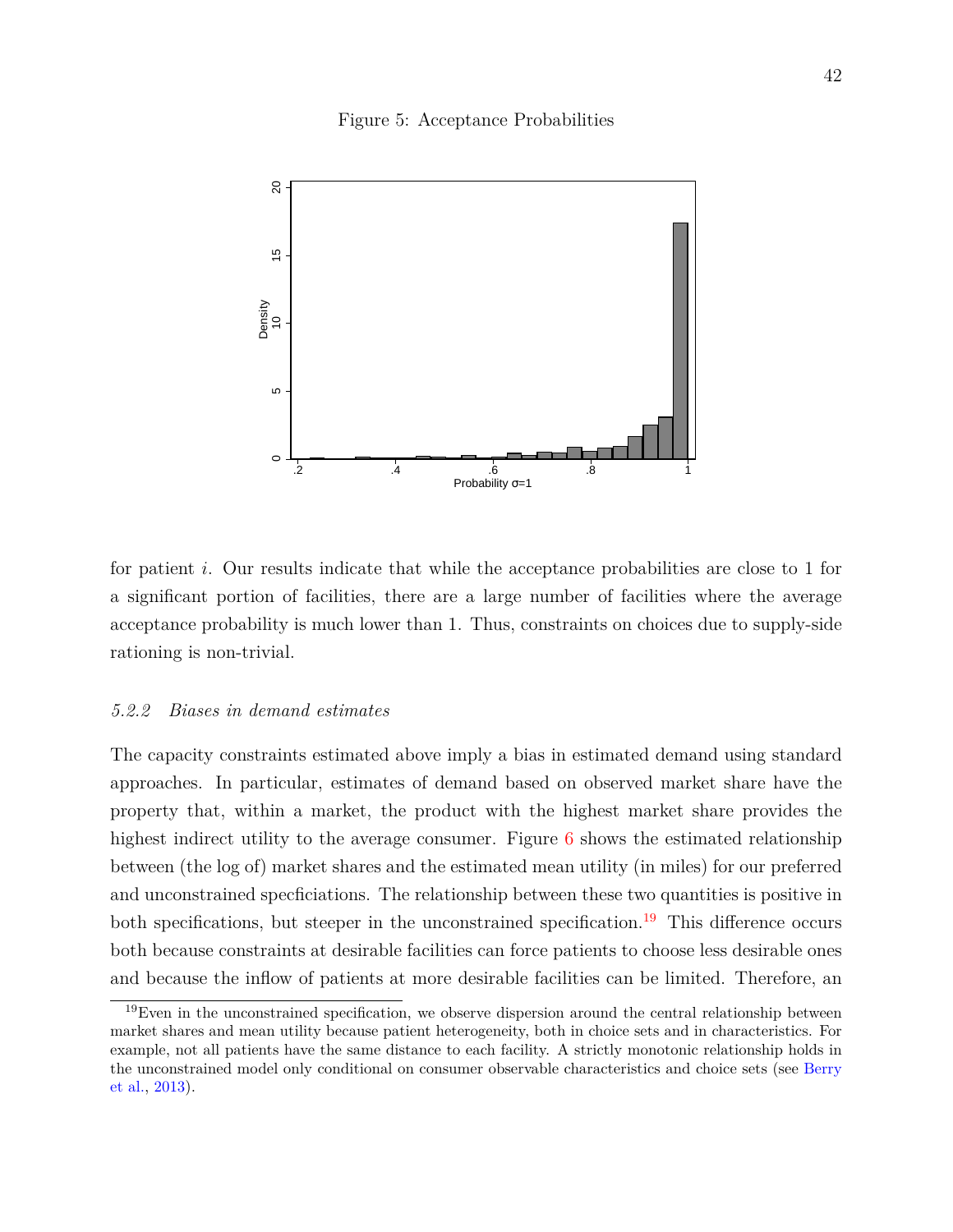Figure 5: Acceptance Probabilities

for patient $i$. Our results indicate that while the acceptance probabilities are close to 1 for a significant portion of facilities, there are a large number of facilities where the average acceptance probability is much lower than 1. Thus, constraints on choices due to supply-side rationing is non-trivial.

### *5.2.2 Biases in demand estimates*

The capacity constraints estimated above imply a bias in estimated demand using standard approaches. In particular, estimates of demand based on observed market share have the property that, within a market, the product with the highest market share provides the highest indirect utility to the average consumer. Figure 6 shows the estimated relationship between (the log of) market shares and the estimated mean utility (in miles) for our preferred and unconstrained specficiations. The relationship between these two quantities is positive in both specifications, but steeper in the unconstrained specification.[19] This difference occurs both because constraints at desirable facilities can force patients to choose less desirable ones and because the inflow of patients at more desirable facilities can be limited. Therefore, an

[19] Even in the unconstrained specification, we observe dispersion around the central relationship between market shares and mean utility because patient heterogeneity, both in choice sets and in characteristics. For example, not all patients have the same distance to each facility. A strictly monotonic relationship holds in the unconstrained model only conditional on consumer observable characteristics and choice sets (see Berry et al., 2013).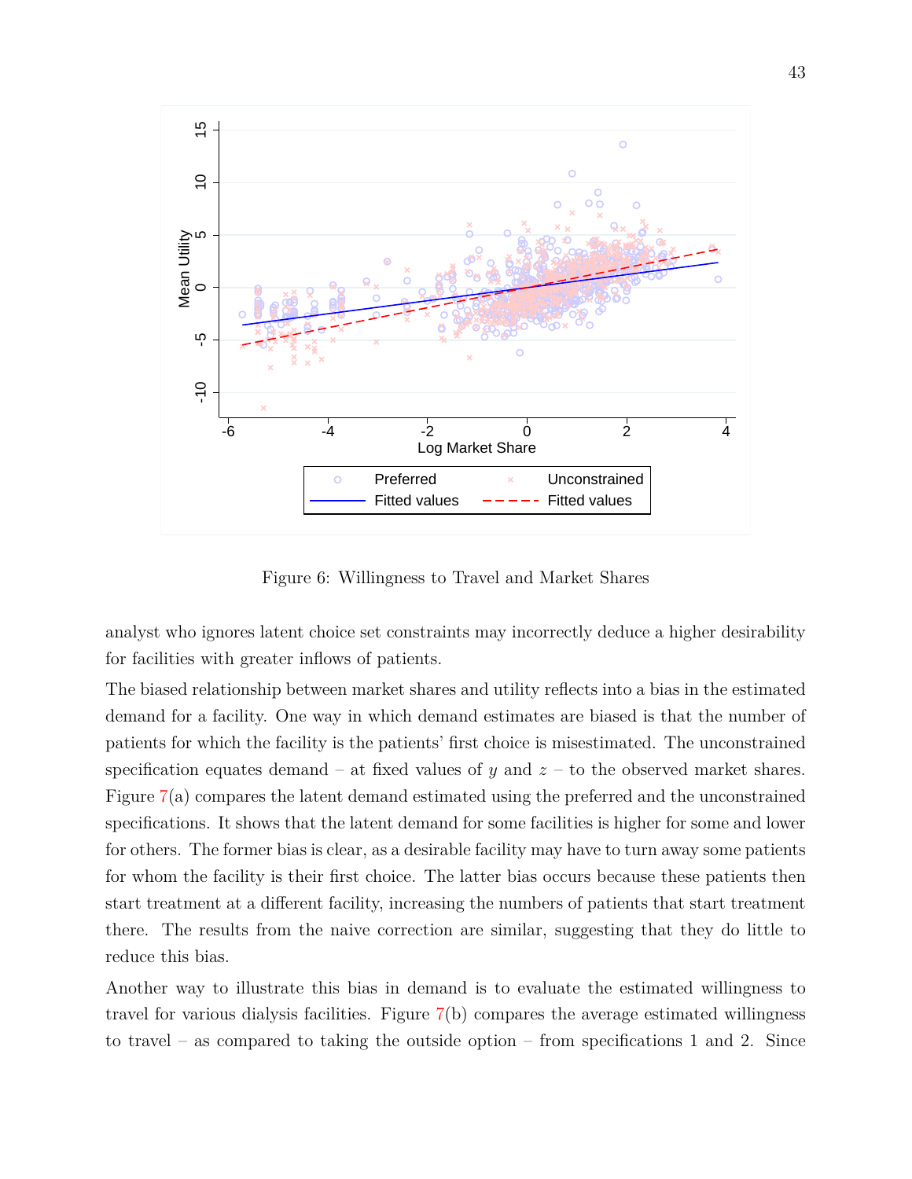Figure 6: Willingness to Travel and Market Shares

analyst who ignores latent choice set constraints may incorrectly deduce a higher desirability for facilities with greater inflows of patients.

The biased relationship between market shares and utility reflects into a bias in the estimated demand for a facility. One way in which demand estimates are biased is that the number of patients for which the facility is the patients' first choice is misestimated. The unconstrained specification equates demand – at fixed values of $y$ and $z$ – to the observed market shares. Figure 7(a) compares the latent demand estimated using the preferred and the unconstrained specifications. It shows that the latent demand for some facilities is higher for some and lower for others. The former bias is clear, as a desirable facility may have to turn away some patients for whom the facility is their first choice. The latter bias occurs because these patients then start treatment at a different facility, increasing the numbers of patients that start treatment there. The results from the naive correction are similar, suggesting that they do little to reduce this bias.

Another way to illustrate this bias in demand is to evaluate the estimated willingness to travel for various dialysis facilities. Figure 7(b) compares the average estimated willingness to travel – as compared to taking the outside option – from specifications 1 and 2. Since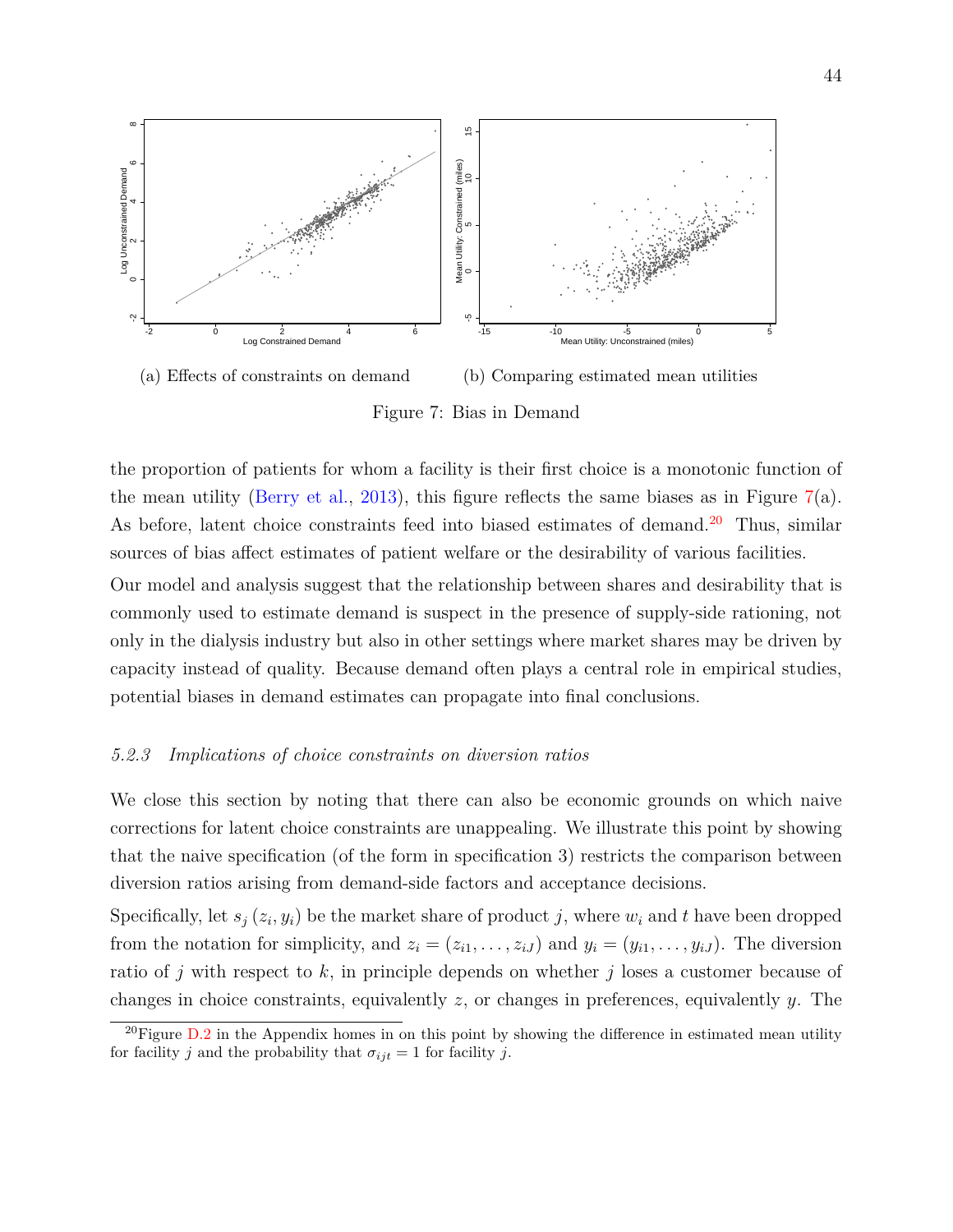(a) Effects of constraints on demand

(b) Comparing estimated mean utilities

Figure 7: Bias in Demand

the proportion of patients for whom a facility is their first choice is a monotonic function of the mean utility (Berry et al., 2013), this figure reflects the same biases as in Figure 7(a). As before, latent choice constraints feed into biased estimates of demand.[20] Thus, similar sources of bias affect estimates of patient welfare or the desirability of various facilities.

Our model and analysis suggest that the relationship between shares and desirability that is commonly used to estimate demand is suspect in the presence of supply-side rationing, not only in the dialysis industry but also in other settings where market shares may be driven by capacity instead of quality. Because demand often plays a central role in empirical studies, potential biases in demand estimates can propagate into final conclusions.

#### *5.2.3 Implications of choice constraints on diversion ratios*

We close this section by noting that there can also be economic grounds on which naive corrections for latent choice constraints are unappealing. We illustrate this point by showing that the naive specification (of the form in specification 3) restricts the comparison between diversion ratios arising from demand-side factors and acceptance decisions.

Specifically, let $s_j(z_i, y_i)$ be the market share of product $j$, where $w_i$ and $t$ have been dropped from the notation for simplicity, and $z_i = (z_{i1}, \ldots, z_{iJ})$ and $y_i = (y_{i1}, \ldots, y_{iJ})$. The diversion ratio of $j$ with respect to $k$, in principle depends on whether $j$ loses a customer because of changes in choice constraints, equivalently $z$, or changes in preferences, equivalently $y$. The

[20] Figure D.2 in the Appendix homes in on this point by showing the difference in estimated mean utility for facility $j$ and the probability that $\sigma_{ijt} = 1$ for facility $j$.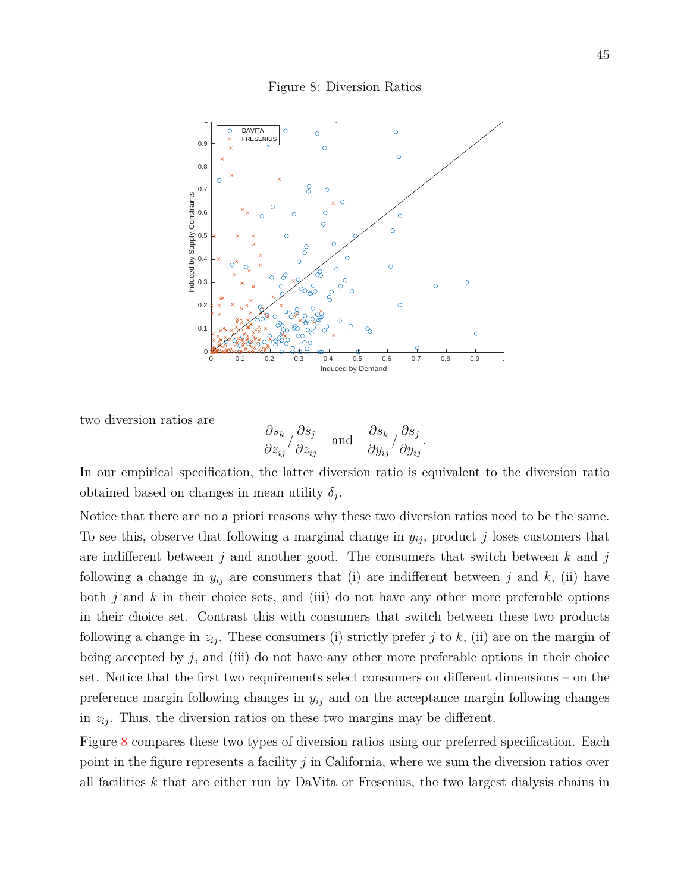Figure 8: Diversion Ratios

two diversion ratios are

$$\frac{\partial s_k}{\partial z_{ij}} / \frac{\partial s_j}{\partial z_{ij}} \quad \text{and} \quad \frac{\partial s_k}{\partial y_{ij}} / \frac{\partial s_j}{\partial y_{ij}}.$$

In our empirical specification, the latter diversion ratio is equivalent to the diversion ratio obtained based on changes in mean utility $\delta_j$.

Notice that there are no a priori reasons why these two diversion ratios need to be the same. To see this, observe that following a marginal change in $y_{ij}$, product $j$ loses customers that are indifferent between $j$ and another good. The consumers that switch between $k$ and $j$ following a change in $y_{ij}$ are consumers that (i) are indifferent between $j$ and $k$, (ii) have both $j$ and $k$ in their choice sets, and (iii) do not have any other more preferable options in their choice set. Contrast this with consumers that switch between these two products following a change in $z_{ij}$. These consumers (i) strictly prefer $j$ to $k$, (ii) are on the margin of being accepted by $j$, and (iii) do not have any other more preferable options in their choice set. Notice that the first two requirements select consumers on different dimensions – on the preference margin following changes in $y_{ij}$ and on the acceptance margin following changes in $z_{ij}$. Thus, the diversion ratios on these two margins may be different.

Figure 8 compares these two types of diversion ratios using our preferred specification. Each point in the figure represents a facility $j$ in California, where we sum the diversion ratios over all facilities $k$ that are either run by DaVita or Fresenius, the two largest dialysis chains in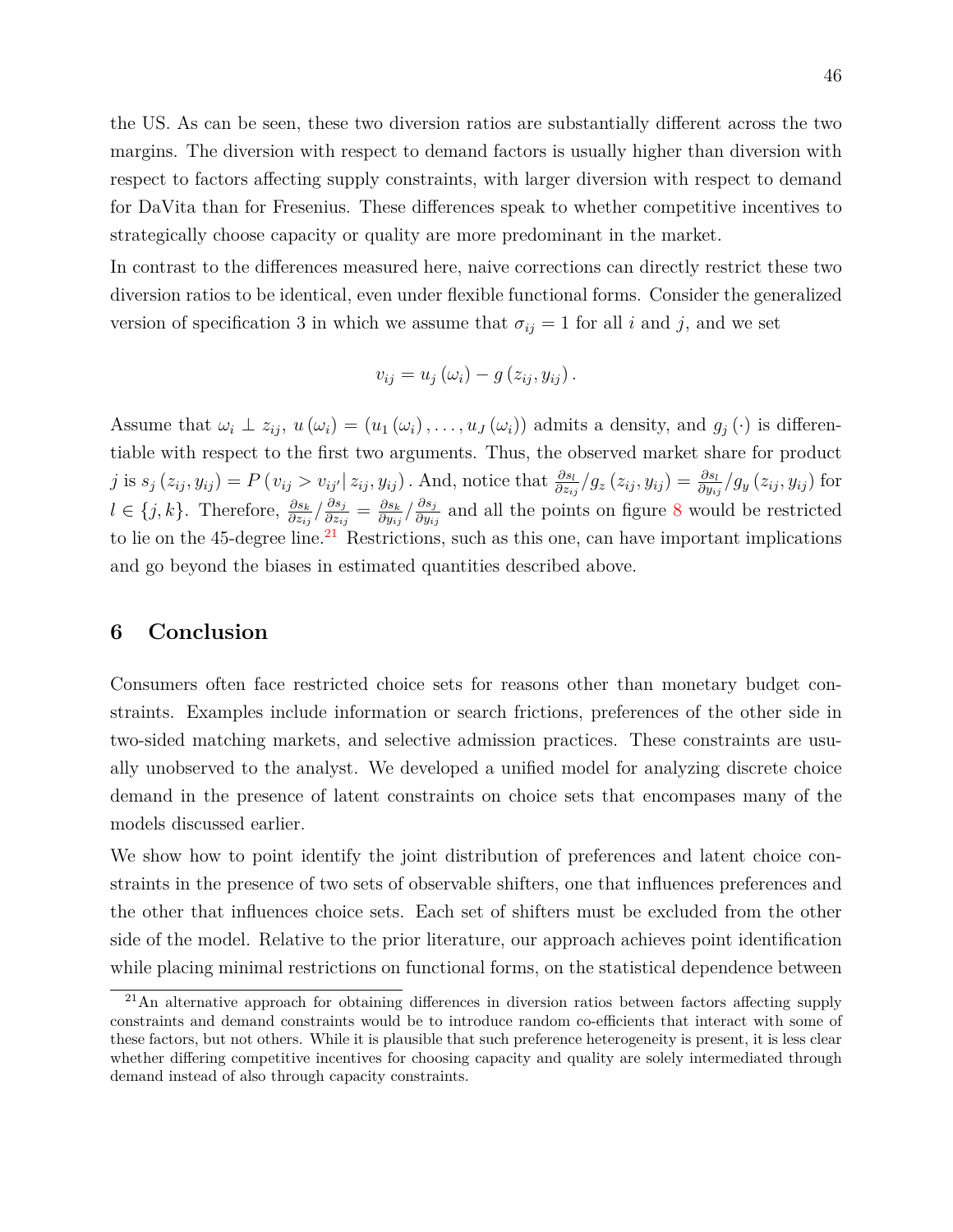the US. As can be seen, these two diversion ratios are substantially different across the two margins. The diversion with respect to demand factors is usually higher than diversion with respect to factors affecting supply constraints, with larger diversion with respect to demand for DaVita than for Fresenius. These differences speak to whether competitive incentives to strategically choose capacity or quality are more predominant in the market.

In contrast to the differences measured here, naive corrections can directly restrict these two diversion ratios to be identical, even under flexible functional forms. Consider the generalized version of specification 3 in which we assume that $\sigma_{ij} = 1$ for all $i$ and $j$, and we set

$$v_{ij} = u_j(\omega_i) - g(z_{ij}, y_{ij}).$$

Assume that $\omega_i \perp z_{ij}$, $u(\omega_i) = (u_1(\omega_i), \ldots, u_J(\omega_i))$ admits a density, and $g_j(\cdot)$ is differentiable with respect to the first two arguments. Thus, the observed market share for product $j$ is $s_j(z_{ij}, y_{ij}) = P(v_{ij} > v_{ij'} | z_{ij}, y_{ij})$. And, notice that $\frac{\partial s_l}{\partial z_{ij}} / g_z(z_{ij}, y_{ij}) = \frac{\partial s_l}{\partial y_{ij}} / g_y(z_{ij}, y_{ij})$ for $l \in \{j, k\}$. Therefore, $\frac{\partial s_k}{\partial z_{ij}} / \frac{\partial s_j}{\partial z_{ij}} = \frac{\partial s_k}{\partial y_{ij}} / \frac{\partial s_j}{\partial y_{ij}}$ and all the points on figure 8 would be restricted to lie on the 45-degree line.[21] Restrictions, such as this one, can have important implications and go beyond the biases in estimated quantities described above.

## 6 Conclusion

Consumers often face restricted choice sets for reasons other than monetary budget constraints. Examples include information or search frictions, preferences of the other side in two-sided matching markets, and selective admission practices. These constraints are usually unobserved to the analyst. We developed a unified model for analyzing discrete choice demand in the presence of latent constraints on choice sets that encompases many of the models discussed earlier.

We show how to point identify the joint distribution of preferences and latent choice constraints in the presence of two sets of observable shifters, one that influences preferences and the other that influences choice sets. Each set of shifters must be excluded from the other side of the model. Relative to the prior literature, our approach achieves point identification while placing minimal restrictions on functional forms, on the statistical dependence between

[21] An alternative approach for obtaining differences in diversion ratios between factors affecting supply constraints and demand constraints would be to introduce random co-efficients that interact with some of these factors, but not others. While it is plausible that such preference heterogeneity is present, it is less clear whether differing competitive incentives for choosing capacity and quality are solely intermediated through demand instead of also through capacity constraints.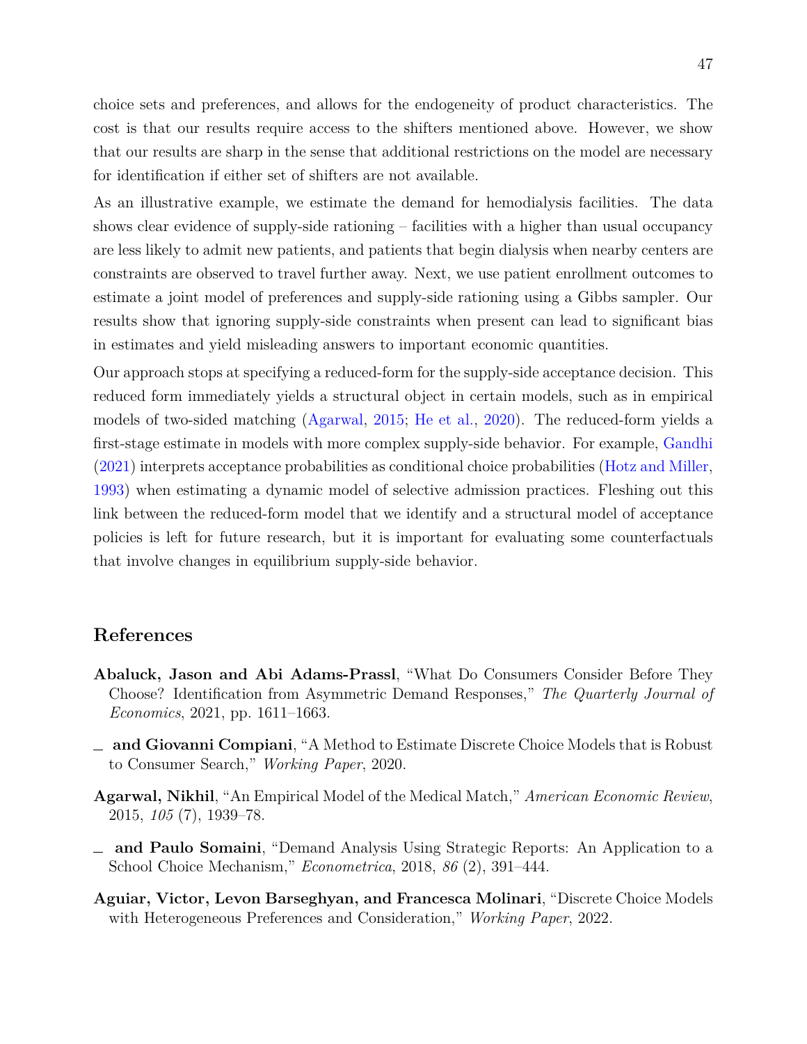choice sets and preferences, and allows for the endogeneity of product characteristics. The cost is that our results require access to the shifters mentioned above. However, we show that our results are sharp in the sense that additional restrictions on the model are necessary for identification if either set of shifters are not available.

As an illustrative example, we estimate the demand for hemodialysis facilities. The data shows clear evidence of supply-side rationing – facilities with a higher than usual occupancy are less likely to admit new patients, and patients that begin dialysis when nearby centers are constraints are observed to travel further away. Next, we use patient enrollment outcomes to estimate a joint model of preferences and supply-side rationing using a Gibbs sampler. Our results show that ignoring supply-side constraints when present can lead to significant bias in estimates and yield misleading answers to important economic quantities.

Our approach stops at specifying a reduced-form for the supply-side acceptance decision. This reduced form immediately yields a structural object in certain models, such as in empirical models of two-sided matching (Agarwal, 2015; He et al., 2020). The reduced-form yields a first-stage estimate in models with more complex supply-side behavior. For example, Gandhi (2021) interprets acceptance probabilities as conditional choice probabilities (Hotz and Miller, 1993) when estimating a dynamic model of selective admission practices. Fleshing out this link between the reduced-form model that we identify and a structural model of acceptance policies is left for future research, but it is important for evaluating some counterfactuals that involve changes in equilibrium supply-side behavior.

## References

**Abaluck, Jason and Abi Adams-Prassl**, "What Do Consumers Consider Before They Choose? Identification from Asymmetric Demand Responses," *The Quarterly Journal of Economics*, 2021, pp. 1611–1663.

**\_ and Giovanni Compiani**, "A Method to Estimate Discrete Choice Models that is Robust to Consumer Search," *Working Paper*, 2020.

**Agarwal, Nikhil**, "An Empirical Model of the Medical Match," *American Economic Review*, 2015, *105* (7), 1939–78.

**\_ and Paulo Somaini**, "Demand Analysis Using Strategic Reports: An Application to a School Choice Mechanism," *Econometrica*, 2018, *86* (2), 391–444.

**Aguiar, Victor, Levon Barseghyan, and Francesca Molinari**, "Discrete Choice Models with Heterogeneous Preferences and Consideration," *Working Paper*, 2022.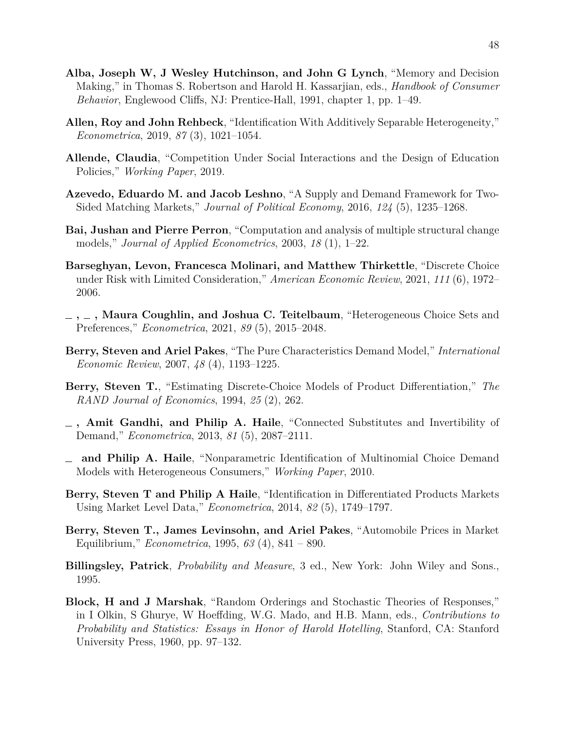**Alba, Joseph W, J Wesley Hutchinson, and John G Lynch**, "Memory and Decision Making," in Thomas S. Robertson and Harold H. Kassarjian, eds., *Handbook of Consumer Behavior*, Englewood Cliffs, NJ: Prentice-Hall, 1991, chapter 1, pp. 1–49.

**Allen, Roy and John Rehbeck**, "Identification With Additively Separable Heterogeneity," *Econometrica*, 2019, *87* (3), 1021–1054.

**Allende, Claudia**, "Competition Under Social Interactions and the Design of Education Policies," *Working Paper*, 2019.

**Azevedo, Eduardo M. and Jacob Leshno**, "A Supply and Demand Framework for Two-Sided Matching Markets," *Journal of Political Economy*, 2016, *124* (5), 1235–1268.

**Bai, Jushan and Pierre Perron**, "Computation and analysis of multiple structural change models," *Journal of Applied Econometrics*, 2003, *18* (1), 1–22.

**Barseghyan, Levon, Francesca Molinari, and Matthew Thirkettle**, "Discrete Choice under Risk with Limited Consideration," *American Economic Review*, 2021, *111* (6), 1972–2006.

**_ , _ , Maura Coughlin, and Joshua C. Teitelbaum**, "Heterogeneous Choice Sets and Preferences," *Econometrica*, 2021, *89* (5), 2015–2048.

**Berry, Steven and Ariel Pakes**, "The Pure Characteristics Demand Model," *International Economic Review*, 2007, *48* (4), 1193–1225.

**Berry, Steven T.**, "Estimating Discrete-Choice Models of Product Differentiation," *The RAND Journal of Economics*, 1994, *25* (2), 262.

**_ , Amit Gandhi, and Philip A. Haile**, "Connected Substitutes and Invertibility of Demand," *Econometrica*, 2013, *81* (5), 2087–2111.

**_ and Philip A. Haile**, "Nonparametric Identification of Multinomial Choice Demand Models with Heterogeneous Consumers," *Working Paper*, 2010.

**Berry, Steven T and Philip A Haile**, "Identification in Differentiated Products Markets Using Market Level Data," *Econometrica*, 2014, *82* (5), 1749–1797.

**Berry, Steven T., James Levinsohn, and Ariel Pakes**, "Automobile Prices in Market Equilibrium," *Econometrica*, 1995, *63* (4), 841 – 890.

**Billingsley, Patrick**, *Probability and Measure*, 3 ed., New York: John Wiley and Sons., 1995.

**Block, H and J Marshak**, "Random Orderings and Stochastic Theories of Responses," in I Olkin, S Ghurye, W Hoeffding, W.G. Mado, and H.B. Mann, eds., *Contributions to Probability and Statistics: Essays in Honor of Harold Hotelling*, Stanford, CA: Stanford University Press, 1960, pp. 97–132.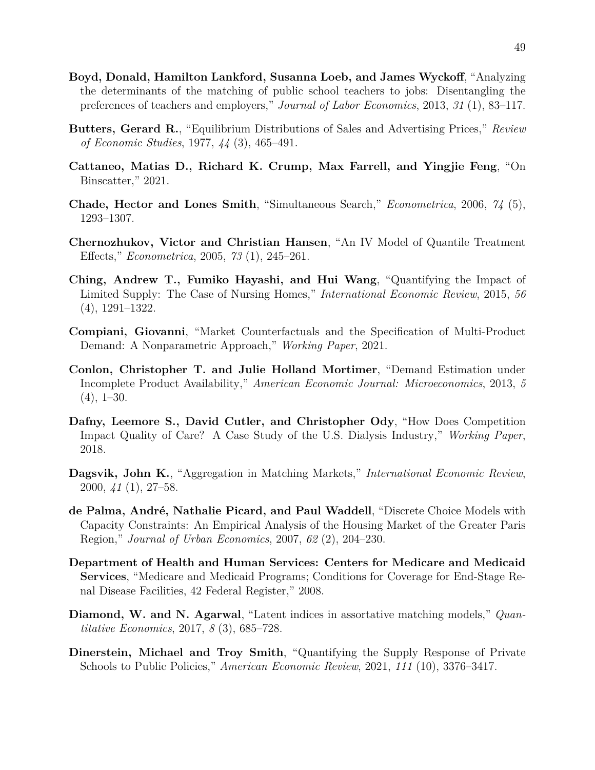**Boyd, Donald, Hamilton Lankford, Susanna Loeb, and James Wyckoff**, "Analyzing the determinants of the matching of public school teachers to jobs: Disentangling the preferences of teachers and employers," *Journal of Labor Economics*, 2013, *31* (1), 83–117.

**Butters, Gerard R.**, "Equilibrium Distributions of Sales and Advertising Prices," *Review of Economic Studies*, 1977, *44* (3), 465–491.

**Cattaneo, Matias D., Richard K. Crump, Max Farrell, and Yingjie Feng**, "On Binscatter," 2021.

**Chade, Hector and Lones Smith**, "Simultaneous Search," *Econometrica*, 2006, *74* (5), 1293–1307.

**Chernozhukov, Victor and Christian Hansen**, "An IV Model of Quantile Treatment Effects," *Econometrica*, 2005, *73* (1), 245–261.

**Ching, Andrew T., Fumiko Hayashi, and Hui Wang**, "Quantifying the Impact of Limited Supply: The Case of Nursing Homes," *International Economic Review*, 2015, *56* (4), 1291–1322.

**Compiani, Giovanni**, "Market Counterfactuals and the Specification of Multi-Product Demand: A Nonparametric Approach," *Working Paper*, 2021.

**Conlon, Christopher T. and Julie Holland Mortimer**, "Demand Estimation under Incomplete Product Availability," *American Economic Journal: Microeconomics*, 2013, *5* (4), 1–30.

**Dafny, Leemore S., David Cutler, and Christopher Ody**, "How Does Competition Impact Quality of Care? A Case Study of the U.S. Dialysis Industry," *Working Paper*, 2018.

**Dagsvik, John K.**, "Aggregation in Matching Markets," *International Economic Review*, 2000, *41* (1), 27–58.

**de Palma, André, Nathalie Picard, and Paul Waddell**, "Discrete Choice Models with Capacity Constraints: An Empirical Analysis of the Housing Market of the Greater Paris Region," *Journal of Urban Economics*, 2007, *62* (2), 204–230.

**Department of Health and Human Services: Centers for Medicare and Medicaid Services**, "Medicare and Medicaid Programs; Conditions for Coverage for End-Stage Renal Disease Facilities, 42 Federal Register," 2008.

**Diamond, W. and N. Agarwal**, "Latent indices in assortative matching models," *Quantitative Economics*, 2017, *8* (3), 685–728.

**Dinerstein, Michael and Troy Smith**, "Quantifying the Supply Response of Private Schools to Public Policies," *American Economic Review*, 2021, *111* (10), 3376–3417.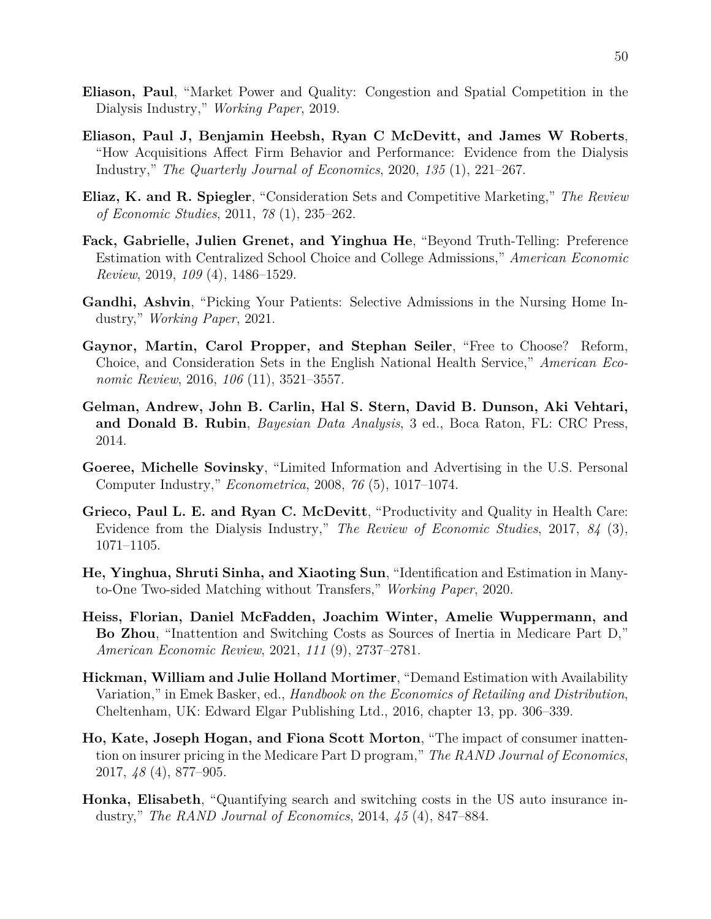**Eliason, Paul**, "Market Power and Quality: Congestion and Spatial Competition in the Dialysis Industry," *Working Paper*, 2019.

**Eliason, Paul J, Benjamin Heebsh, Ryan C McDevitt, and James W Roberts**, "How Acquisitions Affect Firm Behavior and Performance: Evidence from the Dialysis Industry," *The Quarterly Journal of Economics*, 2020, *135* (1), 221–267.

**Eliaz, K. and R. Spiegler**, "Consideration Sets and Competitive Marketing," *The Review of Economic Studies*, 2011, *78* (1), 235–262.

**Fack, Gabrielle, Julien Grenet, and Yinghua He**, "Beyond Truth-Telling: Preference Estimation with Centralized School Choice and College Admissions," *American Economic Review*, 2019, *109* (4), 1486–1529.

**Gandhi, Ashvin**, "Picking Your Patients: Selective Admissions in the Nursing Home Industry," *Working Paper*, 2021.

**Gaynor, Martin, Carol Propper, and Stephan Seiler**, "Free to Choose? Reform, Choice, and Consideration Sets in the English National Health Service," *American Economic Review*, 2016, *106* (11), 3521–3557.

**Gelman, Andrew, John B. Carlin, Hal S. Stern, David B. Dunson, Aki Vehtari, and Donald B. Rubin**, *Bayesian Data Analysis*, 3 ed., Boca Raton, FL: CRC Press, 2014.

**Goeree, Michelle Sovinsky**, "Limited Information and Advertising in the U.S. Personal Computer Industry," *Econometrica*, 2008, *76* (5), 1017–1074.

**Grieco, Paul L. E. and Ryan C. McDevitt**, "Productivity and Quality in Health Care: Evidence from the Dialysis Industry," *The Review of Economic Studies*, 2017, *84* (3), 1071–1105.

**He, Yinghua, Shruti Sinha, and Xiaoting Sun**, "Identification and Estimation in Many-to-One Two-sided Matching without Transfers," *Working Paper*, 2020.

**Heiss, Florian, Daniel McFadden, Joachim Winter, Amelie Wuppermann, and Bo Zhou**, "Inattention and Switching Costs as Sources of Inertia in Medicare Part D," *American Economic Review*, 2021, *111* (9), 2737–2781.

**Hickman, William and Julie Holland Mortimer**, "Demand Estimation with Availability Variation," in Emek Basker, ed., *Handbook on the Economics of Retailing and Distribution*, Cheltenham, UK: Edward Elgar Publishing Ltd., 2016, chapter 13, pp. 306–339.

**Ho, Kate, Joseph Hogan, and Fiona Scott Morton**, "The impact of consumer inattention on insurer pricing in the Medicare Part D program," *The RAND Journal of Economics*, 2017, *48* (4), 877–905.

**Honka, Elisabeth**, "Quantifying search and switching costs in the US auto insurance industry," *The RAND Journal of Economics*, 2014, *45* (4), 847–884.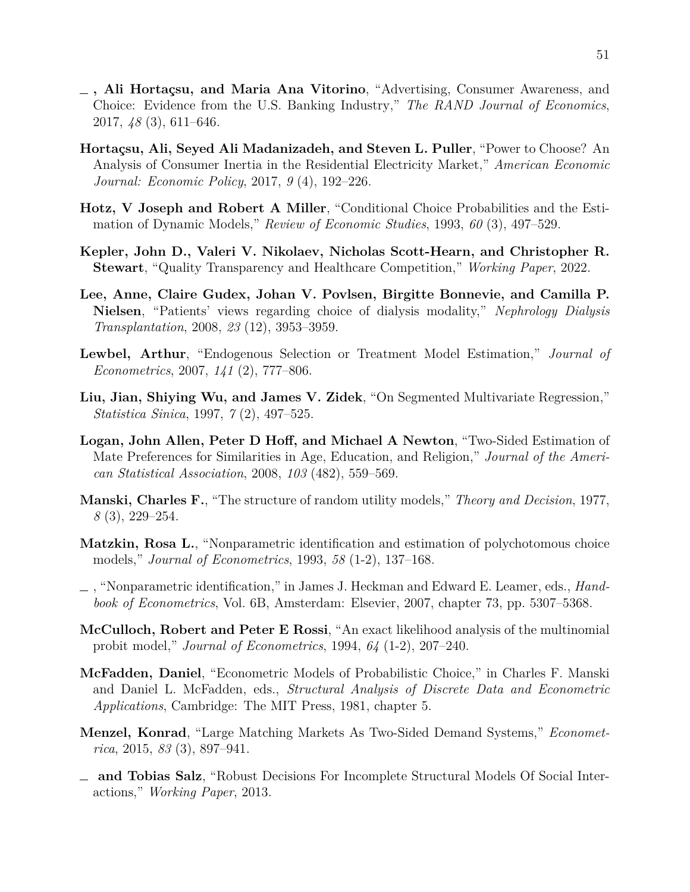—, **Ali Hortaçsu, and Maria Ana Vitorino**, "Advertising, Consumer Awareness, and Choice: Evidence from the U.S. Banking Industry," *The RAND Journal of Economics*, 2017, *48* (3), 611–646.

**Hortaçsu, Ali, Seyed Ali Madanizadeh, and Steven L. Puller**, "Power to Choose? An Analysis of Consumer Inertia in the Residential Electricity Market," *American Economic Journal: Economic Policy*, 2017, *9* (4), 192–226.

**Hotz, V Joseph and Robert A Miller**, "Conditional Choice Probabilities and the Estimation of Dynamic Models," *Review of Economic Studies*, 1993, *60* (3), 497–529.

**Kepler, John D., Valeri V. Nikolaev, Nicholas Scott-Hearn, and Christopher R. Stewart**, "Quality Transparency and Healthcare Competition," *Working Paper*, 2022.

**Lee, Anne, Claire Gudex, Johan V. Povlsen, Birgitte Bonnevie, and Camilla P. Nielsen**, "Patients' views regarding choice of dialysis modality," *Nephrology Dialysis Transplantation*, 2008, *23* (12), 3953–3959.

**Lewbel, Arthur**, "Endogenous Selection or Treatment Model Estimation," *Journal of Econometrics*, 2007, *141* (2), 777–806.

**Liu, Jian, Shiying Wu, and James V. Zidek**, "On Segmented Multivariate Regression," *Statistica Sinica*, 1997, *7* (2), 497–525.

**Logan, John Allen, Peter D Hoff, and Michael A Newton**, "Two-Sided Estimation of Mate Preferences for Similarities in Age, Education, and Religion," *Journal of the American Statistical Association*, 2008, *103* (482), 559–569.

**Manski, Charles F.**, "The structure of random utility models," *Theory and Decision*, 1977, *8* (3), 229–254.

**Matzkin, Rosa L.**, "Nonparametric identification and estimation of polychotomous choice models," *Journal of Econometrics*, 1993, *58* (1-2), 137–168.

—, "Nonparametric identification," in James J. Heckman and Edward E. Leamer, eds., *Handbook of Econometrics*, Vol. 6B, Amsterdam: Elsevier, 2007, chapter 73, pp. 5307–5368.

**McCulloch, Robert and Peter E Rossi**, "An exact likelihood analysis of the multinomial probit model," *Journal of Econometrics*, 1994, *64* (1-2), 207–240.

**McFadden, Daniel**, "Econometric Models of Probabilistic Choice," in Charles F. Manski and Daniel L. McFadden, eds., *Structural Analysis of Discrete Data and Econometric Applications*, Cambridge: The MIT Press, 1981, chapter 5.

**Menzel, Konrad**, "Large Matching Markets As Two-Sided Demand Systems," *Econometrica*, 2015, *83* (3), 897–941.

— **and Tobias Salz**, "Robust Decisions For Incomplete Structural Models Of Social Interactions," *Working Paper*, 2013.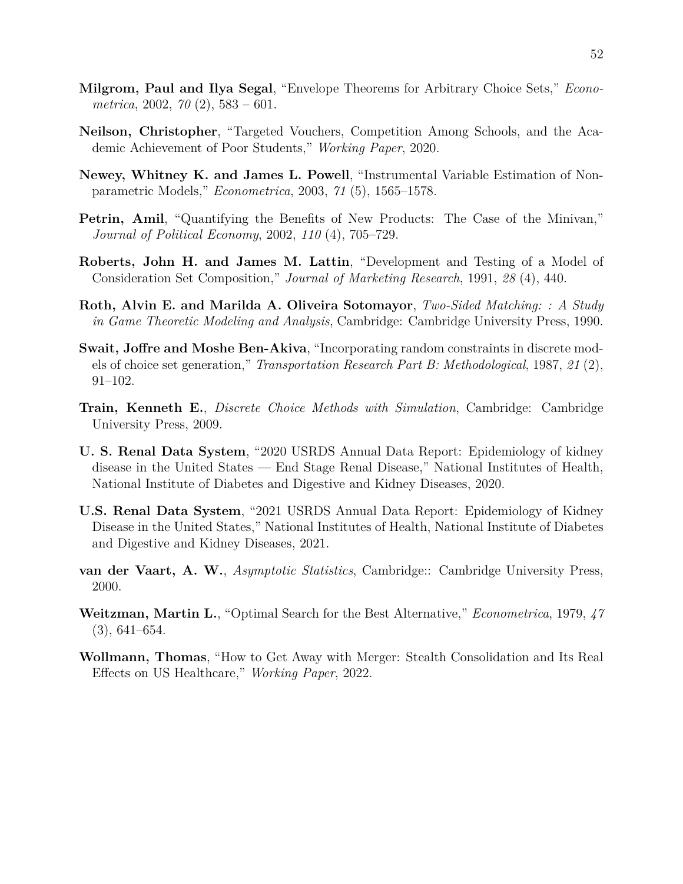**Milgrom, Paul and Ilya Segal**, "Envelope Theorems for Arbitrary Choice Sets," *Econometrica*, 2002, *70* (2), 583 – 601.

**Neilson, Christopher**, "Targeted Vouchers, Competition Among Schools, and the Academic Achievement of Poor Students," *Working Paper*, 2020.

**Newey, Whitney K. and James L. Powell**, "Instrumental Variable Estimation of Nonparametric Models," *Econometrica*, 2003, *71* (5), 1565–1578.

**Petrin, Amil**, "Quantifying the Benefits of New Products: The Case of the Minivan," *Journal of Political Economy*, 2002, *110* (4), 705–729.

**Roberts, John H. and James M. Lattin**, "Development and Testing of a Model of Consideration Set Composition," *Journal of Marketing Research*, 1991, *28* (4), 440.

**Roth, Alvin E. and Marilda A. Oliveira Sotomayor**, *Two-Sided Matching: : A Study in Game Theoretic Modeling and Analysis*, Cambridge: Cambridge University Press, 1990.

**Swait, Joffre and Moshe Ben-Akiva**, "Incorporating random constraints in discrete models of choice set generation," *Transportation Research Part B: Methodological*, 1987, *21* (2), 91–102.

**Train, Kenneth E.**, *Discrete Choice Methods with Simulation*, Cambridge: Cambridge University Press, 2009.

**U. S. Renal Data System**, "2020 USRDS Annual Data Report: Epidemiology of kidney disease in the United States — End Stage Renal Disease," National Institutes of Health, National Institute of Diabetes and Digestive and Kidney Diseases, 2020.

**U.S. Renal Data System**, "2021 USRDS Annual Data Report: Epidemiology of Kidney Disease in the United States," National Institutes of Health, National Institute of Diabetes and Digestive and Kidney Diseases, 2021.

**van der Vaart, A. W.**, *Asymptotic Statistics*, Cambridge:: Cambridge University Press, 2000.

**Weitzman, Martin L.**, "Optimal Search for the Best Alternative," *Econometrica*, 1979, *47* (3), 641–654.

**Wollmann, Thomas**, "How to Get Away with Merger: Stealth Consolidation and Its Real Effects on US Healthcare," *Working Paper*, 2022.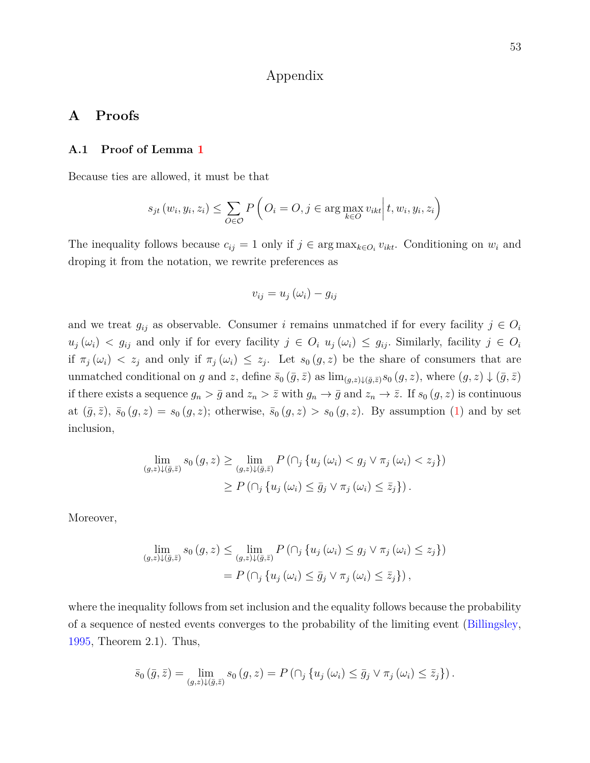# Appendix

## A Proofs

### A.1 Proof of Lemma 1

Because ties are allowed, it must be that

$$s_{jt}\left(w_i, y_i, z_i\right) \leq \sum_{O \in \mathcal{O}} P\left(O_i = O, j \in \arg\max_{k \in O} v_{ikt} \middle| t, w_i, y_i, z_i\right)$$

The inequality follows because $c_{ij} = 1$ only if $j \in \arg\max_{k \in O_i} v_{ikt}$. Conditioning on $w_i$ and droping it from the notation, we rewrite preferences as

$$v_{ij} = u_j\left(\omega_i\right) - g_{ij}$$

and we treat $g_{ij}$ as observable. Consumer $i$ remains unmatched if for every facility $j \in O_i$ $u_j\left(\omega_i\right) < g_{ij}$ and only if for every facility $j \in O_i$ $u_j\left(\omega_i\right) \leq g_{ij}$. Similarly, facility $j \in O_i$ if $\pi_j\left(\omega_i\right) < z_j$ and only if $\pi_j\left(\omega_i\right) \leq z_j$. Let $s_0\left(g, z\right)$ be the share of consumers that are unmatched conditional on $g$ and $z$, define $\bar{s}_0\left(\bar{g}, \bar{z}\right)$ as $\lim_{(g,z)\downarrow(\bar{g},\bar{z})} s_0\left(g, z\right)$, where $(g, z) \downarrow (\bar{g}, \bar{z})$ if there exists a sequence $g_n > \bar{g}$ and $z_n > \bar{z}$ with $g_n \to \bar{g}$ and $z_n \to \bar{z}$. If $s_0\left(g, z\right)$ is continuous at $(\bar{g}, \bar{z})$, $\bar{s}_0\left(g, z\right) = s_0\left(g, z\right)$; otherwise, $\bar{s}_0\left(g, z\right) > s_0\left(g, z\right)$. By assumption (1) and by set inclusion,

$$\begin{aligned}
\lim_{(g,z)\downarrow(\bar{g},\bar{z})} s_0\left(g, z\right) &\geq \lim_{(g,z)\downarrow(\bar{g},\bar{z})} P\left(\cap_j \left\{u_j\left(\omega_i\right) < g_j \vee \pi_j\left(\omega_i\right) < z_j\right\}\right) \\
&\geq P\left(\cap_j \left\{u_j\left(\omega_i\right) \leq \bar{g}_j \vee \pi_j\left(\omega_i\right) \leq \bar{z}_j\right\}\right).
\end{aligned}$$

Moreover,

$$\begin{aligned}
\lim_{(g,z)\downarrow(\bar{g},\bar{z})} s_0\left(g, z\right) &\leq \lim_{(g,z)\downarrow(\bar{g},\bar{z})} P\left(\cap_j \left\{u_j\left(\omega_i\right) \leq g_j \vee \pi_j\left(\omega_i\right) \leq z_j\right\}\right) \\
&= P\left(\cap_j \left\{u_j\left(\omega_i\right) \leq \bar{g}_j \vee \pi_j\left(\omega_i\right) \leq \bar{z}_j\right\}\right),
\end{aligned}$$

where the inequality follows from set inclusion and the equality follows because the probability of a sequence of nested events converges to the probability of the limiting event (Billingsley, 1995, Theorem 2.1). Thus,

$$\bar{s}_0\left(\bar{g}, \bar{z}\right) = \lim_{(g,z)\downarrow(\bar{g},\bar{z})} s_0\left(g, z\right) = P\left(\cap_j \left\{u_j\left(\omega_i\right) \leq \bar{g}_j \vee \pi_j\left(\omega_i\right) \leq \bar{z}_j\right\}\right).$$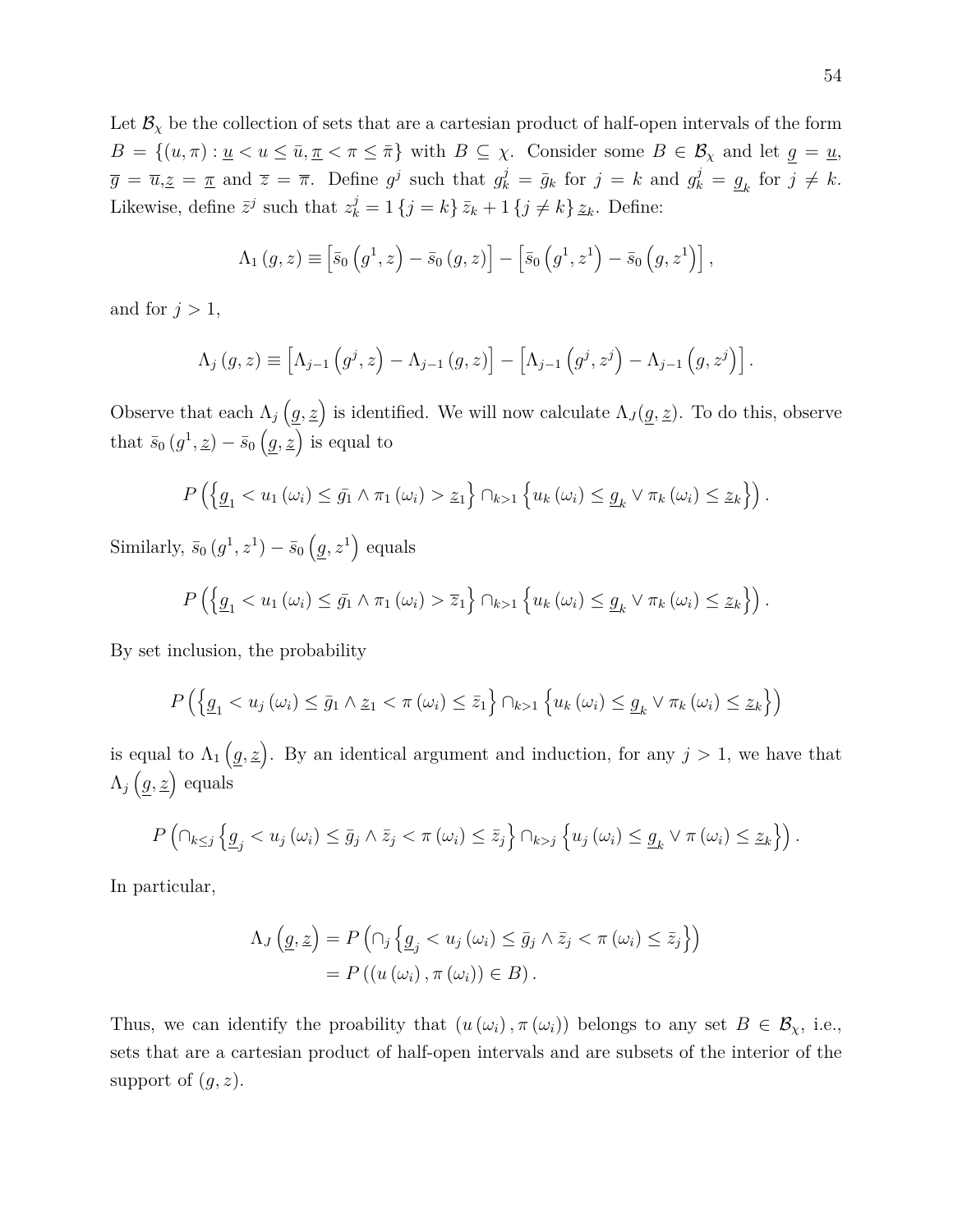Let $\mathcal{B}_\chi$ be the collection of sets that are a cartesian product of half-open intervals of the form $B = \{(u,\pi) : \underline{u} < u \leq \bar{u}, \underline{\pi} < \pi \leq \bar{\pi}\}$ with $B \subseteq \chi$. Consider some $B \in \mathcal{B}_\chi$ and let $\underline{g} = \underline{u}$, $\overline{g} = \overline{u}$,$\underline{z} = \underline{\pi}$ and $\overline{z} = \overline{\pi}$. Define $g^j$ such that $g^j_k = \bar{g}_k$ for $j = k$ and $g^j_k = \underline{g}_k$ for $j \neq k$. Likewise, define $\bar{z}^j$ such that $z^j_k = 1\{j = k\}\bar{z}_k + 1\{j \neq k\}\underline{z}_k$. Define:

$$\Lambda_1(g,z) \equiv \left[\bar{s}_0\left(g^1, z\right) - \bar{s}_0(g,z)\right] - \left[\bar{s}_0\left(g^1, z^1\right) - \bar{s}_0\left(g, z^1\right)\right],$$

and for $j > 1$,

$$\Lambda_j(g,z) \equiv \left[\Lambda_{j-1}\left(g^j, z\right) - \Lambda_{j-1}(g,z)\right] - \left[\Lambda_{j-1}\left(g^j, z^j\right) - \Lambda_{j-1}\left(g, z^j\right)\right].$$

Observe that each $\Lambda_j\left(\underline{g}, \underline{z}\right)$ is identified. We will now calculate $\Lambda_J(\underline{g}, \underline{z})$. To do this, observe that $\bar{s}_0\left(g^1, \underline{z}\right) - \bar{s}_0\left(\underline{g}, \underline{z}\right)$ is equal to

$$P\left(\left\{\underline{g}_1 < u_1(\omega_i) \leq \bar{g}_1 \wedge \pi_1(\omega_i) > \underline{z}_1\right\} \cap_{k>1} \left\{u_k(\omega_i) \leq \underline{g}_k \vee \pi_k(\omega_i) \leq \underline{z}_k\right\}\right).$$

Similarly, $\bar{s}_0\left(g^1, z^1\right) - \bar{s}_0\left(\underline{g}, z^1\right)$ equals

$$P\left(\left\{\underline{g}_1 < u_1(\omega_i) \leq \bar{g}_1 \wedge \pi_1(\omega_i) > \overline{z}_1\right\} \cap_{k>1} \left\{u_k(\omega_i) \leq \underline{g}_k \vee \pi_k(\omega_i) \leq \underline{z}_k\right\}\right).$$

By set inclusion, the probability

$$P\left(\left\{\underline{g}_1 < u_j(\omega_i) \leq \bar{g}_1 \wedge \underline{z}_1 < \pi(\omega_i) \leq \bar{z}_1\right\} \cap_{k>1} \left\{u_k(\omega_i) \leq \underline{g}_k \vee \pi_k(\omega_i) \leq \underline{z}_k\right\}\right)$$

is equal to $\Lambda_1\left(\underline{g}, \underline{z}\right)$. By an identical argument and induction, for any $j > 1$, we have that $\Lambda_j\left(\underline{g}, \underline{z}\right)$ equals

$$P\left(\cap_{k \leq j} \left\{\underline{g}_j < u_j(\omega_i) \leq \bar{g}_j \wedge \bar{z}_j < \pi(\omega_i) \leq \bar{z}_j\right\} \cap_{k>j} \left\{u_j(\omega_i) \leq \underline{g}_k \vee \pi(\omega_i) \leq \underline{z}_k\right\}\right).$$

In particular,

$$\begin{aligned}
\Lambda_J\left(\underline{g}, \underline{z}\right) &= P\left(\cap_j \left\{\underline{g}_j < u_j(\omega_i) \leq \bar{g}_j \wedge \bar{z}_j < \pi(\omega_i) \leq \bar{z}_j\right\}\right) \\
&= P\left((u(\omega_i), \pi(\omega_i)) \in B\right).
\end{aligned}$$

Thus, we can identify the proability that $(u(\omega_i), \pi(\omega_i))$ belongs to any set $B \in \mathcal{B}_\chi$, i.e., sets that are a cartesian product of half-open intervals and are subsets of the interior of the support of $(g,z)$.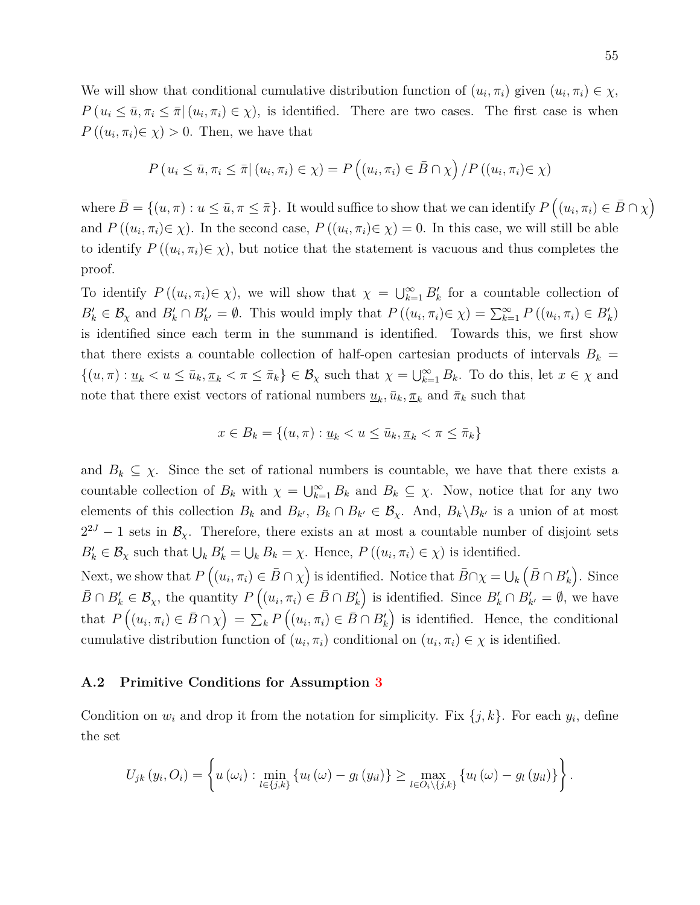We will show that conditional cumulative distribution function of $(u_i, \pi_i)$ given $(u_i, \pi_i) \in \chi$, $P\left(u_i \leq \bar{u}, \pi_i \leq \bar{\pi} | (u_i, \pi_i) \in \chi\right)$, is identified. There are two cases. The first case is when $P\left((u_i, \pi_i) \in \chi\right) > 0$. Then, we have that

$$P\left(u_i \leq \bar{u}, \pi_i \leq \bar{\pi} | (u_i, \pi_i) \in \chi\right) = P\left((u_i, \pi_i) \in \bar{B} \cap \chi\right) / P\left((u_i, \pi_i) \in \chi\right)$$

where $\bar{B} = \{(u, \pi) : u \leq \bar{u}, \pi \leq \bar{\pi}\}$. It would suffice to show that we can identify $P\left((u_i, \pi_i) \in \bar{B} \cap \chi\right)$ and $P\left((u_i, \pi_i) \in \chi\right)$. In the second case, $P\left((u_i, \pi_i) \in \chi\right) = 0$. In this case, we will still be able to identify $P\left((u_i, \pi_i) \in \chi\right)$, but notice that the statement is vacuous and thus completes the proof.

To identify $P\left((u_i, \pi_i) \in \chi\right)$, we will show that $\chi = \bigcup_{k=1}^{\infty} B'_k$ for a countable collection of $B'_k \in \mathcal{B}_\chi$ and $B'_k \cap B'_{k'} = \emptyset$. This would imply that $P\left((u_i, \pi_i) \in \chi\right) = \sum_{k=1}^{\infty} P\left((u_i, \pi_i) \in B'_k\right)$ is identified since each term in the summand is identified. Towards this, we first show that there exists a countable collection of half-open cartesian products of intervals $B_k = \{(u, \pi) : \underline{u}_k < u \leq \bar{u}_k, \underline{\pi}_k < \pi \leq \bar{\pi}_k\} \in \mathcal{B}_\chi$ such that $\chi = \bigcup_{k=1}^{\infty} B_k$. To do this, let $x \in \chi$ and note that there exist vectors of rational numbers $\underline{u}_k, \bar{u}_k, \underline{\pi}_k$ and $\bar{\pi}_k$ such that

$$x \in B_k = \{(u, \pi) : \underline{u}_k < u \leq \bar{u}_k, \underline{\pi}_k < \pi \leq \bar{\pi}_k\}$$

and $B_k \subseteq \chi$. Since the set of rational numbers is countable, we have that there exists a countable collection of $B_k$ with $\chi = \bigcup_{k=1}^{\infty} B_k$ and $B_k \subseteq \chi$. Now, notice that for any two elements of this collection $B_k$ and $B_{k'}$, $B_k \cap B_{k'} \in \mathcal{B}_\chi$. And, $B_k \backslash B_{k'}$ is a union of at most $2^{2J} - 1$ sets in $\mathcal{B}_\chi$. Therefore, there exists an at most a countable number of disjoint sets $B'_k \in \mathcal{B}_\chi$ such that $\bigcup_k B'_k = \bigcup_k B_k = \chi$. Hence, $P\left((u_i, \pi_i) \in \chi\right)$ is identified.

Next, we show that $P\left((u_i, \pi_i) \in \bar{B} \cap \chi\right)$ is identified. Notice that $\bar{B} \cap \chi = \bigcup_k \left(\bar{B} \cap B'_k\right)$. Since $\bar{B} \cap B'_k \in \mathcal{B}_\chi$, the quantity $P\left((u_i, \pi_i) \in \bar{B} \cap B'_k\right)$ is identified. Since $B'_k \cap B'_{k'} = \emptyset$, we have that $P\left((u_i, \pi_i) \in \bar{B} \cap \chi\right) = \sum_k P\left((u_i, \pi_i) \in \bar{B} \cap B'_k\right)$ is identified. Hence, the conditional cumulative distribution function of $(u_i, \pi_i)$ conditional on $(u_i, \pi_i) \in \chi$ is identified.

### A.2 Primitive Conditions for Assumption 3

Condition on $w_i$ and drop it from the notation for simplicity. Fix $\{j, k\}$. For each $y_i$, define the set

$$U_{jk}(y_i, O_i) = \left\{ u(\omega_i) : \min_{l \in \{j,k\}} \{u_l(\omega) - g_l(y_{il})\} \geq \max_{l \in O_i \backslash \{j,k\}} \{u_l(\omega) - g_l(y_{il})\} \right\}.$$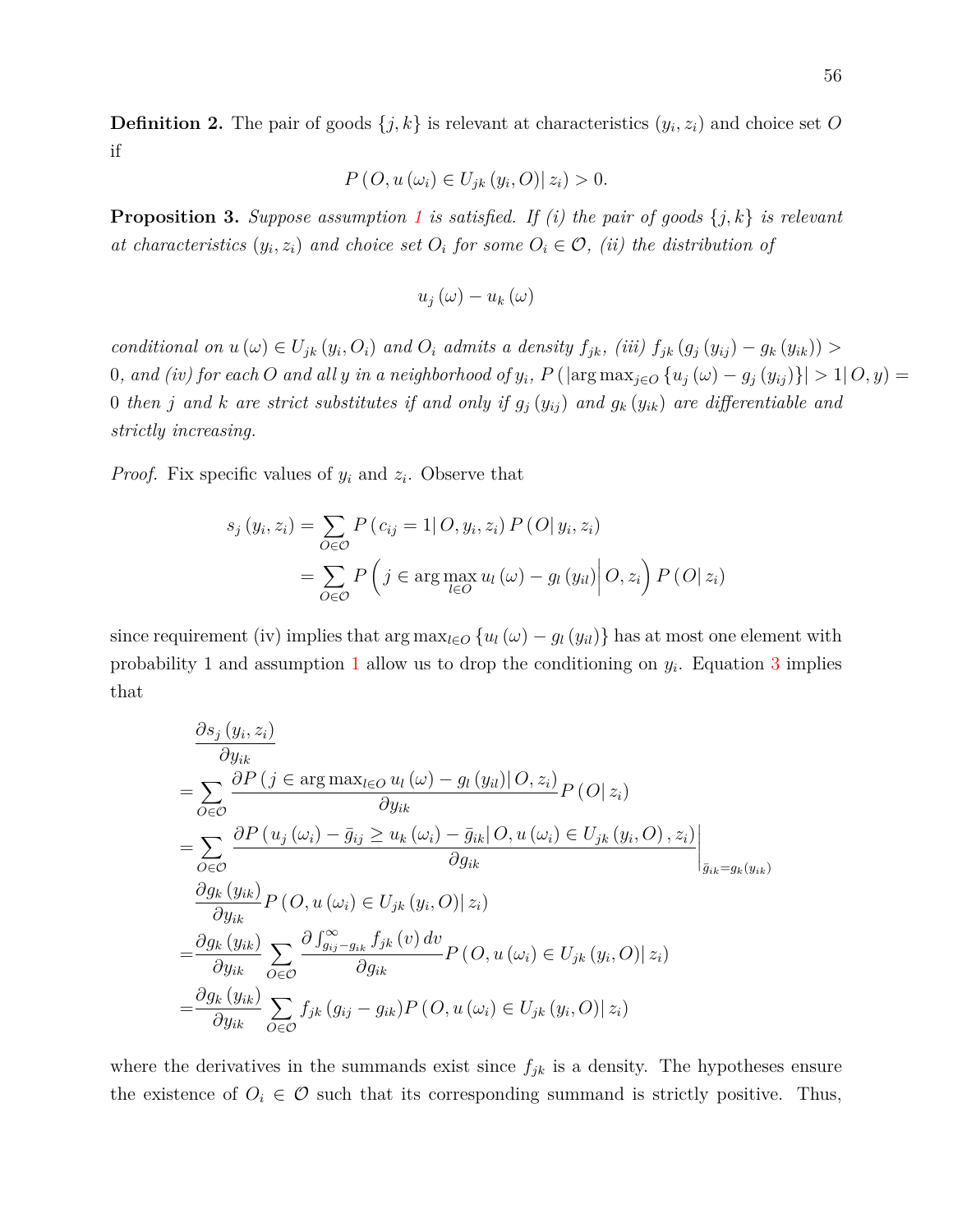**Definition 2.** The pair of goods $\{j,k\}$ is relevant at characteristics $(y_i, z_i)$ and choice set $O$ if

$$P\left(O, u\left(\omega_i\right) \in U_{jk}\left(y_i, O\right) \middle| z_i\right) > 0.$$

**Proposition 3.** *Suppose assumption 1 is satisfied. If (i) the pair of goods $\{j,k\}$ is relevant at characteristics $(y_i, z_i)$ and choice set $O_i$ for some $O_i \in \mathcal{O}$, (ii) the distribution of*

$$u_j\left(\omega\right) - u_k\left(\omega\right)$$

*conditional on $u\left(\omega\right) \in U_{jk}\left(y_i, O_i\right)$ and $O_i$ admits a density $f_{jk}$, (iii) $f_{jk}\left(g_j\left(y_{ij}\right) - g_k\left(y_{ik}\right)\right) > 0$, and (iv) for each $O$ and all $y$ in a neighborhood of $y_i$, $P\left(\left|\arg\max_{j\in O}\left\{u_j\left(\omega\right) - g_j\left(y_{ij}\right)\right\}\right| > 1 \middle| O, y\right) = 0$ then $j$ and $k$ are strict substitutes if and only if $g_j\left(y_{ij}\right)$ and $g_k\left(y_{ik}\right)$ are differentiable and strictly increasing.*

*Proof.* Fix specific values of $y_i$ and $z_i$. Observe that

$$
\begin{aligned}
s_j\left(y_i, z_i\right) &= \sum_{O\in\mathcal{O}} P\left(c_{ij} = 1 \middle| O, y_i, z_i\right) P\left(O \middle| y_i, z_i\right) \\
&= \sum_{O\in\mathcal{O}} P\left(j \in \arg\max_{l\in O} u_l\left(\omega\right) - g_l\left(y_{il}\right) \middle| O, z_i\right) P\left(O \middle| z_i\right)
\end{aligned}
$$

since requirement (iv) implies that $\arg\max_{l\in O}\left\{u_l\left(\omega\right) - g_l\left(y_{il}\right)\right\}$ has at most one element with probability 1 and assumption 1 allow us to drop the conditioning on $y_i$. Equation 3 implies that

$$
\begin{aligned}
&\frac{\partial s_j\left(y_i, z_i\right)}{\partial y_{ik}} \\
=& \sum_{O\in\mathcal{O}} \frac{\partial P\left(j \in \arg\max_{l\in O} u_l\left(\omega\right) - g_l\left(y_{il}\right) \middle| O, z_i\right)}{\partial y_{ik}} P\left(O \middle| z_i\right) \\
=& \sum_{O\in\mathcal{O}} \left.\frac{\partial P\left(u_j\left(\omega_i\right) - \bar{g}_{ij} \geq u_k\left(\omega_i\right) - \bar{g}_{ik} \middle| O, u\left(\omega_i\right) \in U_{jk}\left(y_i, O\right), z_i\right)}{\partial g_{ik}}\right|_{\bar{g}_{ik} = g_k\left(y_{ik}\right)} \\
&\frac{\partial g_k\left(y_{ik}\right)}{\partial y_{ik}} P\left(O, u\left(\omega_i\right) \in U_{jk}\left(y_i, O\right) \middle| z_i\right) \\
=& \frac{\partial g_k\left(y_{ik}\right)}{\partial y_{ik}} \sum_{O\in\mathcal{O}} \frac{\partial \int_{g_{ij}-g_{ik}}^{\infty} f_{jk}\left(v\right) dv}{\partial g_{ik}} P\left(O, u\left(\omega_i\right) \in U_{jk}\left(y_i, O\right) \middle| z_i\right) \\
=& \frac{\partial g_k\left(y_{ik}\right)}{\partial y_{ik}} \sum_{O\in\mathcal{O}} f_{jk}\left(g_{ij} - g_{ik}\right) P\left(O, u\left(\omega_i\right) \in U_{jk}\left(y_i, O\right) \middle| z_i\right)
\end{aligned}
$$

where the derivatives in the summands exist since $f_{jk}$ is a density. The hypotheses ensure the existence of $O_i \in \mathcal{O}$ such that its corresponding summand is strictly positive. Thus,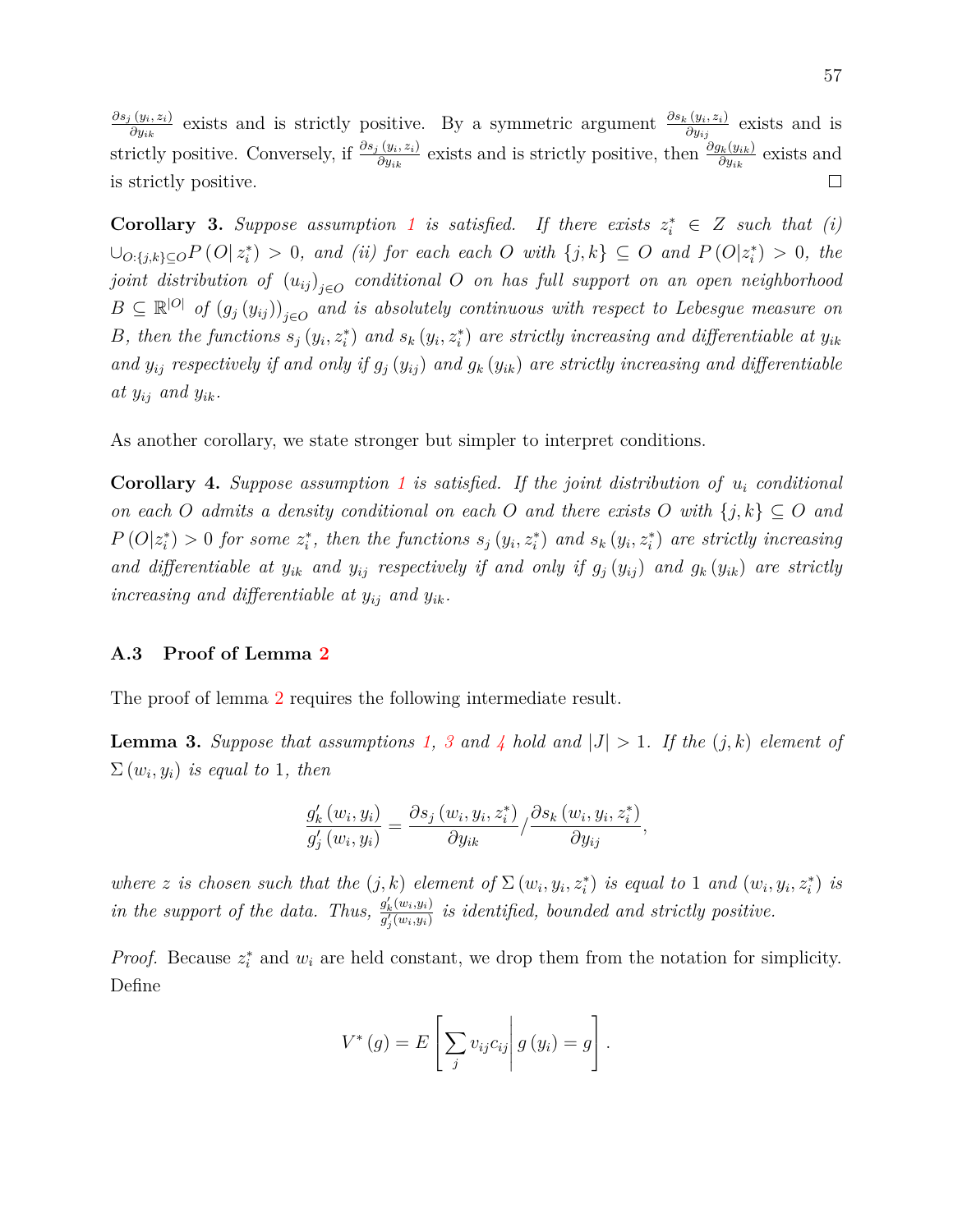$\frac{\partial s_j(y_i,z_i)}{\partial y_{ik}}$ exists and is strictly positive. By a symmetric argument $\frac{\partial s_k(y_i,z_i)}{\partial y_{ij}}$ exists and is strictly positive. Conversely, if $\frac{\partial s_j(y_i,z_i)}{\partial y_{ik}}$ exists and is strictly positive, then $\frac{\partial g_k(y_{ik})}{\partial y_{ik}}$ exists and is strictly positive. $\square$

**Corollary 3.** *Suppose assumption 1 is satisfied. If there exists $z_i^* \in Z$ such that (i) $\cup_{O:\{j,k\}\subseteq O} P(O|\, z_i^*) > 0$, and (ii) for each each $O$ with $\{j,k\} \subseteq O$ and $P(O|z_i^*) > 0$, the joint distribution of $(u_{ij})_{j\in O}$ conditional $O$ on has full support on an open neighborhood $B \subseteq \mathbb{R}^{|O|}$ of $(g_j(y_{ij}))_{j\in O}$ and is absolutely continuous with respect to Lebesgue measure on $B$, then the functions $s_j(y_i, z_i^*)$ and $s_k(y_i, z_i^*)$ are strictly increasing and differentiable at $y_{ik}$ and $y_{ij}$ respectively if and only if $g_j(y_{ij})$ and $g_k(y_{ik})$ are strictly increasing and differentiable at $y_{ij}$ and $y_{ik}$.*

As another corollary, we state stronger but simpler to interpret conditions.

**Corollary 4.** *Suppose assumption 1 is satisfied. If the joint distribution of $u_i$ conditional on each $O$ admits a density conditional on each $O$ and there exists $O$ with $\{j,k\} \subseteq O$ and $P(O|z_i^*) > 0$ for some $z_i^*$, then the functions $s_j(y_i, z_i^*)$ and $s_k(y_i, z_i^*)$ are strictly increasing and differentiable at $y_{ik}$ and $y_{ij}$ respectively if and only if $g_j(y_{ij})$ and $g_k(y_{ik})$ are strictly increasing and differentiable at $y_{ij}$ and $y_{ik}$.*

### A.3 Proof of Lemma 2

The proof of lemma 2 requires the following intermediate result.

**Lemma 3.** *Suppose that assumptions 1, 3 and 4 hold and $|J| > 1$. If the $(j,k)$ element of $\Sigma(w_i, y_i)$ is equal to 1, then*

$$\frac{g_k'(w_i, y_i)}{g_j'(w_i, y_i)} = \frac{\partial s_j(w_i, y_i, z_i^*)}{\partial y_{ik}} / \frac{\partial s_k(w_i, y_i, z_i^*)}{\partial y_{ij}},$$

*where $z$ is chosen such that the $(j,k)$ element of $\Sigma(w_i, y_i, z_i^*)$ is equal to 1 and $(w_i, y_i, z_i^*)$ is in the support of the data. Thus, $\frac{g_k'(w_i,y_i)}{g_j'(w_i,y_i)}$ is identified, bounded and strictly positive.*

*Proof.* Because $z_i^*$ and $w_i$ are held constant, we drop them from the notation for simplicity. Define

$$V^*(g) = E\left[\sum_j v_{ij} c_{ij} \middle| g(y_i) = g\right].$$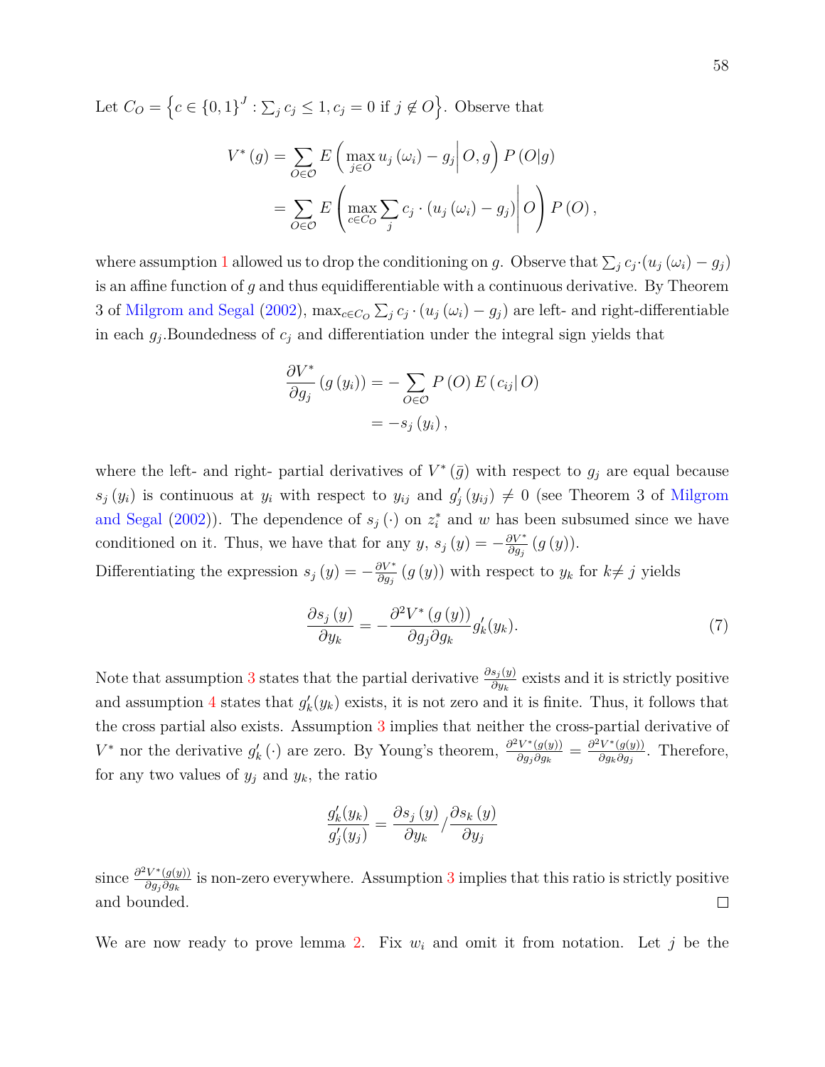Let $C_O = \left\{c \in \{0,1\}^J : \sum_j c_j \leq 1, c_j = 0 \text{ if } j \notin O\right\}$. Observe that

$$
\begin{aligned}
V^*(g) &= \sum_{O \in \mathcal{O}} E\left(\max_{j \in O} u_j(\omega_i) - g_j \middle| O, g\right) P(O|g) \\
&= \sum_{O \in \mathcal{O}} E\left(\max_{c \in C_O} \sum_j c_j \cdot (u_j(\omega_i) - g_j) \middle| O\right) P(O),
\end{aligned}
$$

where assumption 1 allowed us to drop the conditioning on $g$. Observe that $\sum_j c_j \cdot (u_j(\omega_i) - g_j)$ is an affine function of $g$ and thus equidifferentiable with a continuous derivative. By Theorem 3 of Milgrom and Segal (2002), $\max_{c \in C_O} \sum_j c_j \cdot (u_j(\omega_i) - g_j)$ are left- and right-differentiable in each $g_j$.Boundedness of $c_j$ and differentiation under the integral sign yields that

$$
\begin{aligned}
\frac{\partial V^*}{\partial g_j}(g(y_i)) &= -\sum_{O \in \mathcal{O}} P(O) E(c_{ij}| O) \\
&= -s_j(y_i),
\end{aligned}
$$

where the left- and right- partial derivatives of $V^*(\bar{g})$ with respect to $g_j$ are equal because $s_j(y_i)$ is continuous at $y_i$ with respect to $y_{ij}$ and $g_j'(y_{ij}) \neq 0$ (see Theorem 3 of Milgrom and Segal (2002)). The dependence of $s_j(\cdot)$ on $z_i^*$ and $w$ has been subsumed since we have conditioned on it. Thus, we have that for any $y$, $s_j(y) = -\frac{\partial V^*}{\partial g_j}(g(y))$.

Differentiating the expression $s_j(y) = -\frac{\partial V^*}{\partial g_j}(g(y))$ with respect to $y_k$ for $k \neq j$ yields

$$
\frac{\partial s_j(y)}{\partial y_k} = -\frac{\partial^2 V^*(g(y))}{\partial g_j \partial g_k} g_k'(y_k). \tag{7}
$$

Note that assumption 3 states that the partial derivative $\frac{\partial s_j(y)}{\partial y_k}$ exists and it is strictly positive and assumption 4 states that $g_k'(y_k)$ exists, it is not zero and it is finite. Thus, it follows that the cross partial also exists. Assumption 3 implies that neither the cross-partial derivative of $V^*$ nor the derivative $g_k'(\cdot)$ are zero. By Young's theorem, $\frac{\partial^2 V^*(g(y))}{\partial g_j \partial g_k} = \frac{\partial^2 V^*(g(y))}{\partial g_k \partial g_j}$. Therefore, for any two values of $y_j$ and $y_k$, the ratio

$$
\frac{g_k'(y_k)}{g_j'(y_j)} = \frac{\partial s_j(y)}{\partial y_k} / \frac{\partial s_k(y)}{\partial y_j}
$$

since $\frac{\partial^2 V^*(g(y))}{\partial g_j \partial g_k}$ is non-zero everywhere. Assumption 3 implies that this ratio is strictly positive and bounded. $\square$

We are now ready to prove lemma 2. Fix $w_i$ and omit it from notation. Let $j$ be the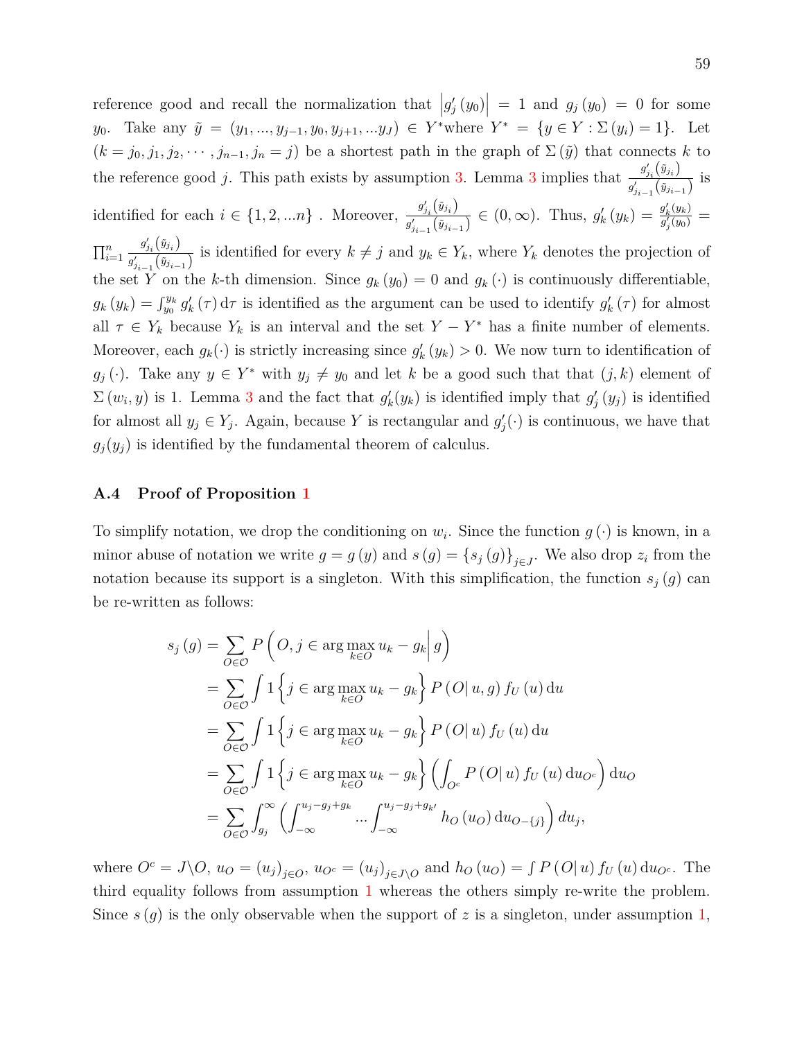reference good and recall the normalization that $\left|g_j'(y_0)\right| = 1$ and $g_j(y_0) = 0$ for some $y_0$. Take any $\tilde{y} = (y_1, ..., y_{j-1}, y_0, y_{j+1}, ...y_J) \in Y^*$where $Y^* = \{y \in Y : \Sigma(y_i) = 1\}$. Let $(k = j_0, j_1, j_2, \cdots, j_{n-1}, j_n = j)$ be a shortest path in the graph of $\Sigma(\tilde{y})$ that connects $k$ to the reference good $j$. This path exists by assumption 3. Lemma 3 implies that $\frac{g_{j_i}'(\tilde{y}_{j_i})}{g_{j_{i-1}}'(\tilde{y}_{j_{i-1}})}$ is identified for each $i \in \{1, 2, ...n\}$ . Moreover, $\frac{g_{j_i}'(\tilde{y}_{j_i})}{g_{j_{i-1}}'(\tilde{y}_{j_{i-1}})} \in (0, \infty)$. Thus, $g_k'(y_k) = \frac{g_k'(y_k)}{g_j'(y_0)} = \prod_{i=1}^{n} \frac{g_{j_i}'(\tilde{y}_{j_i})}{g_{j_{i-1}}'(\tilde{y}_{j_{i-1}})}$ is identified for every $k \neq j$ and $y_k \in Y_k$, where $Y_k$ denotes the projection of the set $Y$ on the $k$-th dimension. Since $g_k(y_0) = 0$ and $g_k(\cdot)$ is continuously differentiable, $g_k(y_k) = \int_{y_0}^{y_k} g_k'(\tau)\, d\tau$ is identified as the argument can be used to identify $g_k'(\tau)$ for almost all $\tau \in Y_k$ because $Y_k$ is an interval and the set $Y - Y^*$ has a finite number of elements. Moreover, each $g_k(\cdot)$ is strictly increasing since $g_k'(y_k) > 0$. We now turn to identification of $g_j(\cdot)$. Take any $y \in Y^*$ with $y_j \neq y_0$ and let $k$ be a good such that that $(j, k)$ element of $\Sigma(w_i, y)$ is 1. Lemma 3 and the fact that $g_k'(y_k)$ is identified imply that $g_j'(y_j)$ is identified for almost all $y_j \in Y_j$. Again, because $Y$ is rectangular and $g_j'(\cdot)$ is continuous, we have that $g_j(y_j)$ is identified by the fundamental theorem of calculus.

### A.4 Proof of Proposition 1

To simplify notation, we drop the conditioning on $w_i$. Since the function $g(\cdot)$ is known, in a minor abuse of notation we write $g = g(y)$ and $s(g) = \{s_j(g)\}_{j \in J}$. We also drop $z_i$ from the notation because its support is a singleton. With this simplification, the function $s_j(g)$ can be re-written as follows:

$$
\begin{aligned}
s_j(g) &= \sum_{O \in \mathcal{O}} P\left(O, j \in \arg\max_{k \in O} u_k - g_k \middle| g\right) \\
&= \sum_{O \in \mathcal{O}} \int 1\left\{j \in \arg\max_{k \in O} u_k - g_k\right\} P(O|\, u, g)\, f_U(u)\, du \\
&= \sum_{O \in \mathcal{O}} \int 1\left\{j \in \arg\max_{k \in O} u_k - g_k\right\} P(O|\, u)\, f_U(u)\, du \\
&= \sum_{O \in \mathcal{O}} \int 1\left\{j \in \arg\max_{k \in O} u_k - g_k\right\} \left(\int_{O^c} P(O|\, u)\, f_U(u)\, du_{O^c}\right) du_O \\
&= \sum_{O \in \mathcal{O}} \int_{g_j}^{\infty} \left(\int_{-\infty}^{u_j - g_j + g_k} \ldots \int_{-\infty}^{u_j - g_j + g_{k'}} h_O(u_O)\, du_{O - \{j\}}\right) du_j,
\end{aligned}
$$

where $O^c = J \backslash O$, $u_O = (u_j)_{j \in O}$, $u_{O^c} = (u_j)_{j \in J \backslash O}$ and $h_O(u_O) = \int P(O|\, u)\, f_U(u)\, du_{O^c}$. The third equality follows from assumption 1 whereas the others simply re-write the problem. Since $s(g)$ is the only observable when the support of $z$ is a singleton, under assumption 1,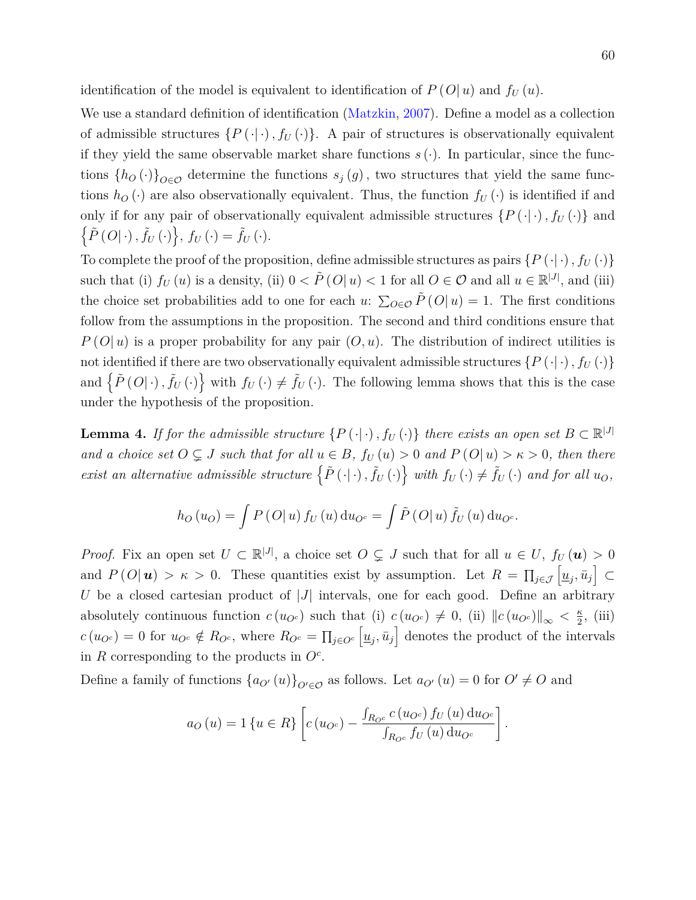identification of the model is equivalent to identification of $P(O|u)$ and $f_U(u)$.

We use a standard definition of identification (Matzkin, 2007). Define a model as a collection of admissible structures $\{P(\cdot|\cdot), f_U(\cdot)\}$. A pair of structures is observationally equivalent if they yield the same observable market share functions $s(\cdot)$. In particular, since the functions $\{h_O(\cdot)\}_{O\in\mathcal{O}}$ determine the functions $s_j(g)$, two structures that yield the same functions $h_O(\cdot)$ are also observationally equivalent. Thus, the function $f_U(\cdot)$ is identified if and only if for any pair of observationally equivalent admissible structures $\{P(\cdot|\cdot), f_U(\cdot)\}$ and $\left\{\tilde{P}(O|\cdot), \tilde{f}_U(\cdot)\right\}$, $f_U(\cdot) = \tilde{f}_U(\cdot)$.

To complete the proof of the proposition, define admissible structures as pairs $\{P(\cdot|\cdot), f_U(\cdot)\}$ such that (i) $f_U(u)$ is a density, (ii) $0 < \tilde{P}(O|u) < 1$ for all $O \in \mathcal{O}$ and all $u \in \mathbb{R}^{|J|}$, and (iii) the choice set probabilities add to one for each $u$: $\sum_{O\in\mathcal{O}} \tilde{P}(O|u) = 1$. The first conditions follow from the assumptions in the proposition. The second and third conditions ensure that $P(O|u)$ is a proper probability for any pair $(O,u)$. The distribution of indirect utilities is not identified if there are two observationally equivalent admissible structures $\{P(\cdot|\cdot), f_U(\cdot)\}$ and $\left\{\tilde{P}(O|\cdot), \tilde{f}_U(\cdot)\right\}$ with $f_U(\cdot) \neq \tilde{f}_U(\cdot)$. The following lemma shows that this is the case under the hypothesis of the proposition.

**Lemma 4.** *If for the admissible structure $\{P(\cdot|\cdot), f_U(\cdot)\}$ there exists an open set $B \subset \mathbb{R}^{|J|}$ and a choice set $O \subsetneq J$ such that for all $u \in B$, $f_U(u) > 0$ and $P(O|u) > \kappa > 0$, then there exist an alternative admissible structure $\left\{\tilde{P}(\cdot|\cdot), \tilde{f}_U(\cdot)\right\}$ with $f_U(\cdot) \neq \tilde{f}_U(\cdot)$ and for all $u_O$,*

$$h_O(u_O) = \int P(O|u) f_U(u) \, \mathrm{d}u_{O^c} = \int \tilde{P}(O|u) \tilde{f}_U(u) \, \mathrm{d}u_{O^c}.$$

*Proof.* Fix an open set $U \subset \mathbb{R}^{|J|}$, a choice set $O \subsetneq J$ such that for all $u \in U$, $f_U(\boldsymbol{u}) > 0$ and $P(O|\boldsymbol{u}) > \kappa > 0$. These quantities exist by assumption. Let $R = \prod_{j\in\mathcal{J}} \left[\underline{u}_j, \bar{u}_j\right] \subset U$ be a closed cartesian product of $|J|$ intervals, one for each good. Define an arbitrary absolutely continuous function $c(u_{O^c})$ such that (i) $c(u_{O^c}) \neq 0$, (ii) $\|c(u_{O^c})\|_\infty < \frac{\kappa}{2}$, (iii) $c(u_{O^c}) = 0$ for $u_{O^c} \notin R_{O^c}$, where $R_{O^c} = \prod_{j\in O^c} \left[\underline{u}_j, \bar{u}_j\right]$ denotes the product of the intervals in $R$ corresponding to the products in $O^c$.

Define a family of functions $\{a_{O'}(u)\}_{O'\in\mathcal{O}}$ as follows. Let $a_{O'}(u) = 0$ for $O' \neq O$ and

$$a_O(u) = 1\{u \in R\} \left[c(u_{O^c}) - \frac{\int_{R_{O^c}} c(u_{O^c}) f_U(u) \, \mathrm{d}u_{O^c}}{\int_{R_{O^c}} f_U(u) \, \mathrm{d}u_{O^c}}\right].$$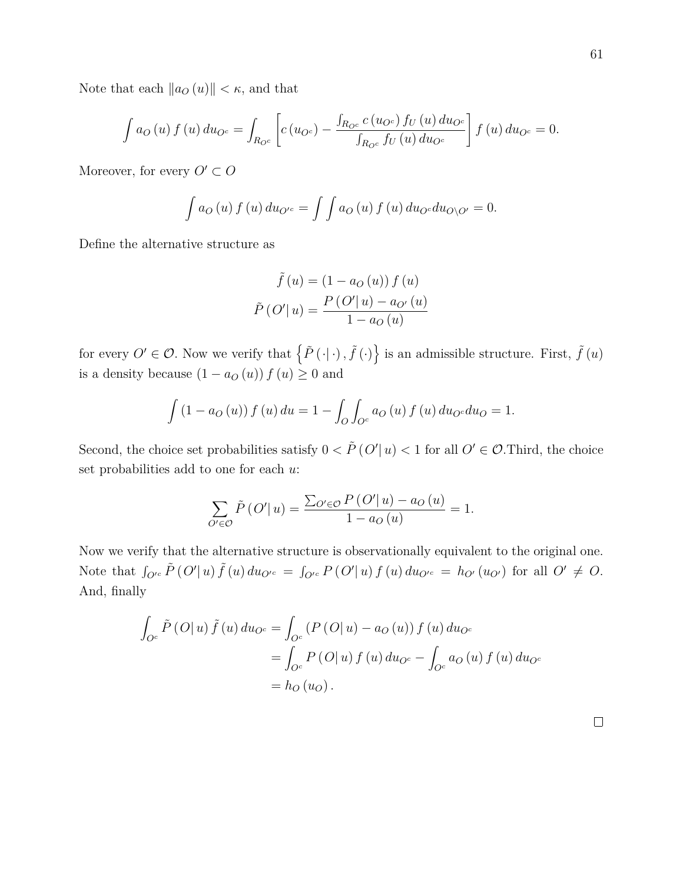Note that each $\|a_O(u)\| < \kappa$, and that

$$\int a_O(u) f(u) \, du_{O^c} = \int_{R_{O^c}} \left[ c(u_{O^c}) - \frac{\int_{R_{O^c}} c(u_{O^c}) f_U(u) \, du_{O^c}}{\int_{R_{O^c}} f_U(u) \, du_{O^c}} \right] f(u) \, du_{O^c} = 0.$$

Moreover, for every $O' \subset O$

$$\int a_O(u) f(u) \, du_{O'^c} = \int \int a_O(u) f(u) \, du_{O^c} du_{O \setminus O'} = 0.$$

Define the alternative structure as

$$\tilde{f}(u) = (1 - a_O(u)) f(u)$$
$$\tilde{P}(O'|\, u) = \frac{P(O'|\, u) - a_{O'}(u)}{1 - a_O(u)}$$

for every $O' \in \mathcal{O}$. Now we verify that $\left\{ \tilde{P}(\cdot|\, \cdot), \tilde{f}(\cdot) \right\}$ is an admissible structure. First, $\tilde{f}(u)$ is a density because $(1 - a_O(u)) f(u) \geq 0$ and

$$\int (1 - a_O(u)) f(u) \, du = 1 - \int_O \int_{O^c} a_O(u) f(u) \, du_{O^c} du_O = 1.$$

Second, the choice set probabilities satisfy $0 < \tilde{P}(O'|\, u) < 1$ for all $O' \in \mathcal{O}$.Third, the choice set probabilities add to one for each $u$:

$$\sum_{O' \in \mathcal{O}} \tilde{P}(O'|\, u) = \frac{\sum_{O' \in \mathcal{O}} P(O'|\, u) - a_O(u)}{1 - a_O(u)} = 1.$$

Now we verify that the alternative structure is observationally equivalent to the original one. Note that $\int_{O'^c} \tilde{P}(O'|\, u) \tilde{f}(u) \, du_{O'^c} = \int_{O'^c} P(O'|\, u) f(u) \, du_{O'^c} = h_{O'}(u_{O'})$ for all $O' \neq O$. And, finally

$$\begin{aligned}
\int_{O^c} \tilde{P}(O|\, u) \tilde{f}(u) \, du_{O^c} &= \int_{O^c} (P(O|\, u) - a_O(u)) f(u) \, du_{O^c} \\
&= \int_{O^c} P(O|\, u) f(u) \, du_{O^c} - \int_{O^c} a_O(u) f(u) \, du_{O^c} \\
&= h_O(u_O).
\end{aligned}$$

□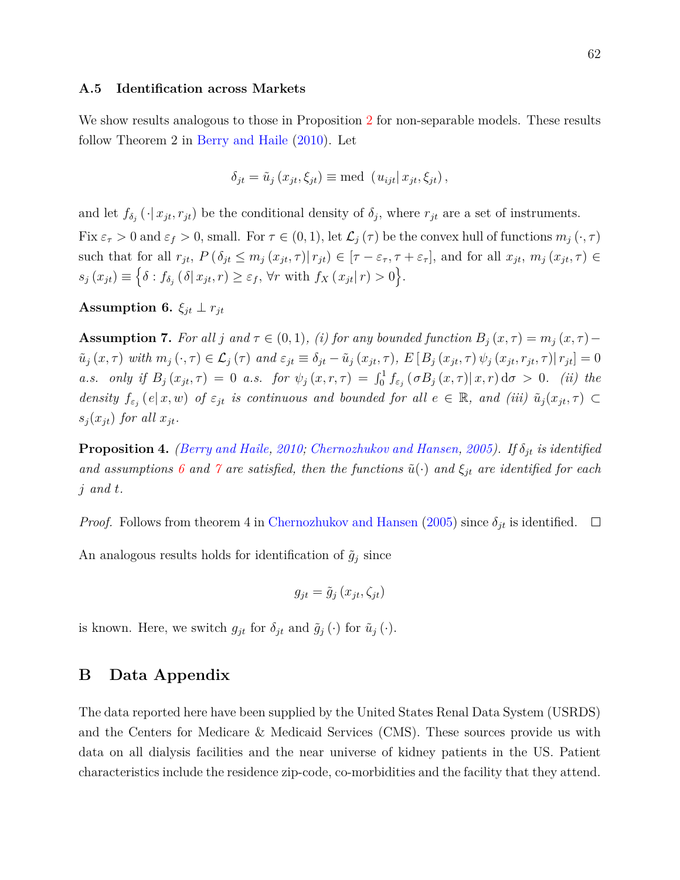### A.5 Identification across Markets

We show results analogous to those in Proposition 2 for non-separable models. These results follow Theorem 2 in Berry and Haile (2010). Let

$$\delta_{jt} = \tilde{u}_j\left(x_{jt}, \xi_{jt}\right) \equiv \text{med}\ \left(u_{ijt} \middle| x_{jt}, \xi_{jt}\right),$$

and let $f_{\delta_j}\left(\cdot \middle| x_{jt}, r_{jt}\right)$ be the conditional density of $\delta_j$, where $r_{jt}$ are a set of instruments. Fix $\varepsilon_\tau > 0$ and $\varepsilon_f > 0$, small. For $\tau \in (0,1)$, let $\mathcal{L}_j(\tau)$ be the convex hull of functions $m_j(\cdot, \tau)$ such that for all $r_{jt}$, $P\left(\delta_{jt} \leq m_j\left(x_{jt}, \tau\right) \middle| r_{jt}\right) \in \left[\tau - \varepsilon_\tau, \tau + \varepsilon_\tau\right]$, and for all $x_{jt}$, $m_j\left(x_{jt}, \tau\right) \in s_j\left(x_{jt}\right) \equiv \left\{\delta : f_{\delta_j}\left(\delta \middle| x_{jt}, r\right) \geq \varepsilon_f,\ \forall r \text{ with } f_X\left(x_{jt} \middle| r\right) > 0\right\}$.

**Assumption 6.** $\xi_{jt} \perp r_{jt}$

**Assumption 7.** *For all $j$ and $\tau \in (0,1)$, (i) for any bounded function $B_j(x,\tau) = m_j(x,\tau) - \tilde{u}_j(x,\tau)$ with $m_j(\cdot,\tau) \in \mathcal{L}_j(\tau)$ and $\varepsilon_{jt} \equiv \delta_{jt} - \tilde{u}_j\left(x_{jt},\tau\right)$, $E\left[B_j\left(x_{jt},\tau\right)\psi_j\left(x_{jt}, r_{jt}, \tau\right) \middle| r_{jt}\right] = 0$ a.s. only if $B_j\left(x_{jt},\tau\right) = 0$ a.s. for $\psi_j(x,r,\tau) = \int_0^1 f_{\varepsilon_j}\left(\sigma B_j(x,\tau) \middle| x, r\right) \mathrm{d}\sigma > 0$. (ii) the density $f_{\varepsilon_j}\left(e \middle| x, w\right)$ of $\varepsilon_{jt}$ is continuous and bounded for all $e \in \mathbb{R}$, and (iii) $\tilde{u}_j(x_{jt},\tau) \subset s_j(x_{jt})$ for all $x_{jt}$.*

**Proposition 4.** *(Berry and Haile, 2010; Chernozhukov and Hansen, 2005). If $\delta_{jt}$ is identified and assumptions 6 and 7 are satisfied, then the functions $\tilde{u}(\cdot)$ and $\xi_{jt}$ are identified for each $j$ and $t$.*

*Proof.* Follows from theorem 4 in Chernozhukov and Hansen (2005) since $\delta_{jt}$ is identified. □

An analogous results holds for identification of $\tilde{g}_j$ since

$$g_{jt} = \tilde{g}_j\left(x_{jt}, \zeta_{jt}\right)$$

is known. Here, we switch $g_{jt}$ for $\delta_{jt}$ and $\tilde{g}_j(\cdot)$ for $\tilde{u}_j(\cdot)$.

# B Data Appendix

The data reported here have been supplied by the United States Renal Data System (USRDS) and the Centers for Medicare & Medicaid Services (CMS). These sources provide us with data on all dialysis facilities and the near universe of kidney patients in the US. Patient characteristics include the residence zip-code, co-morbidities and the facility that they attend.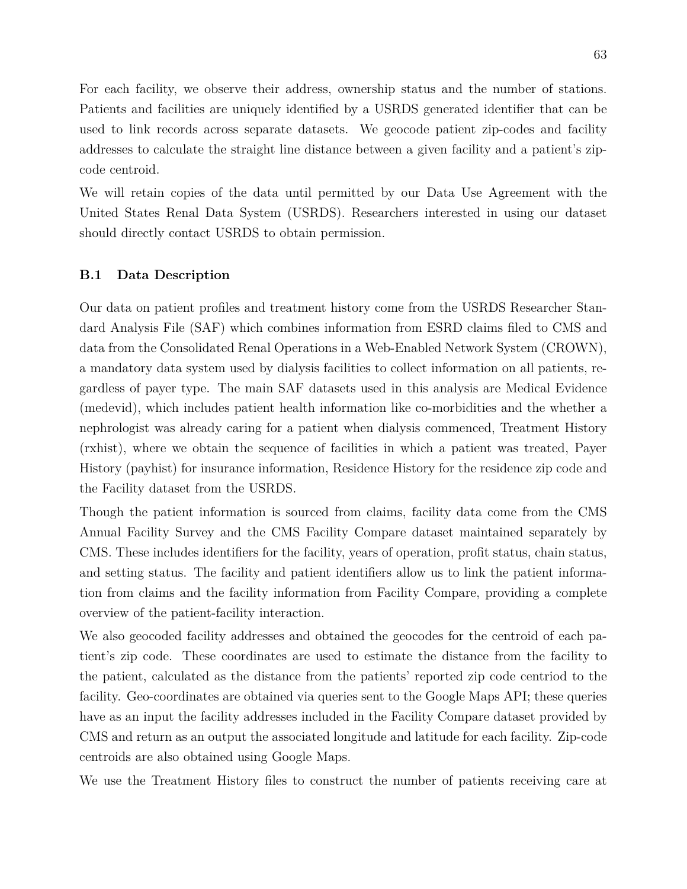For each facility, we observe their address, ownership status and the number of stations. Patients and facilities are uniquely identified by a USRDS generated identifier that can be used to link records across separate datasets. We geocode patient zip-codes and facility addresses to calculate the straight line distance between a given facility and a patient's zip-code centroid.

We will retain copies of the data until permitted by our Data Use Agreement with the United States Renal Data System (USRDS). Researchers interested in using our dataset should directly contact USRDS to obtain permission.

### B.1 Data Description

Our data on patient profiles and treatment history come from the USRDS Researcher Standard Analysis File (SAF) which combines information from ESRD claims filed to CMS and data from the Consolidated Renal Operations in a Web-Enabled Network System (CROWN), a mandatory data system used by dialysis facilities to collect information on all patients, regardless of payer type. The main SAF datasets used in this analysis are Medical Evidence (medevid), which includes patient health information like co-morbidities and the whether a nephrologist was already caring for a patient when dialysis commenced, Treatment History (rxhist), where we obtain the sequence of facilities in which a patient was treated, Payer History (payhist) for insurance information, Residence History for the residence zip code and the Facility dataset from the USRDS.

Though the patient information is sourced from claims, facility data come from the CMS Annual Facility Survey and the CMS Facility Compare dataset maintained separately by CMS. These includes identifiers for the facility, years of operation, profit status, chain status, and setting status. The facility and patient identifiers allow us to link the patient information from claims and the facility information from Facility Compare, providing a complete overview of the patient-facility interaction.

We also geocoded facility addresses and obtained the geocodes for the centroid of each patient's zip code. These coordinates are used to estimate the distance from the facility to the patient, calculated as the distance from the patients' reported zip code centriod to the facility. Geo-coordinates are obtained via queries sent to the Google Maps API; these queries have as an input the facility addresses included in the Facility Compare dataset provided by CMS and return as an output the associated longitude and latitude for each facility. Zip-code centroids are also obtained using Google Maps.

We use the Treatment History files to construct the number of patients receiving care at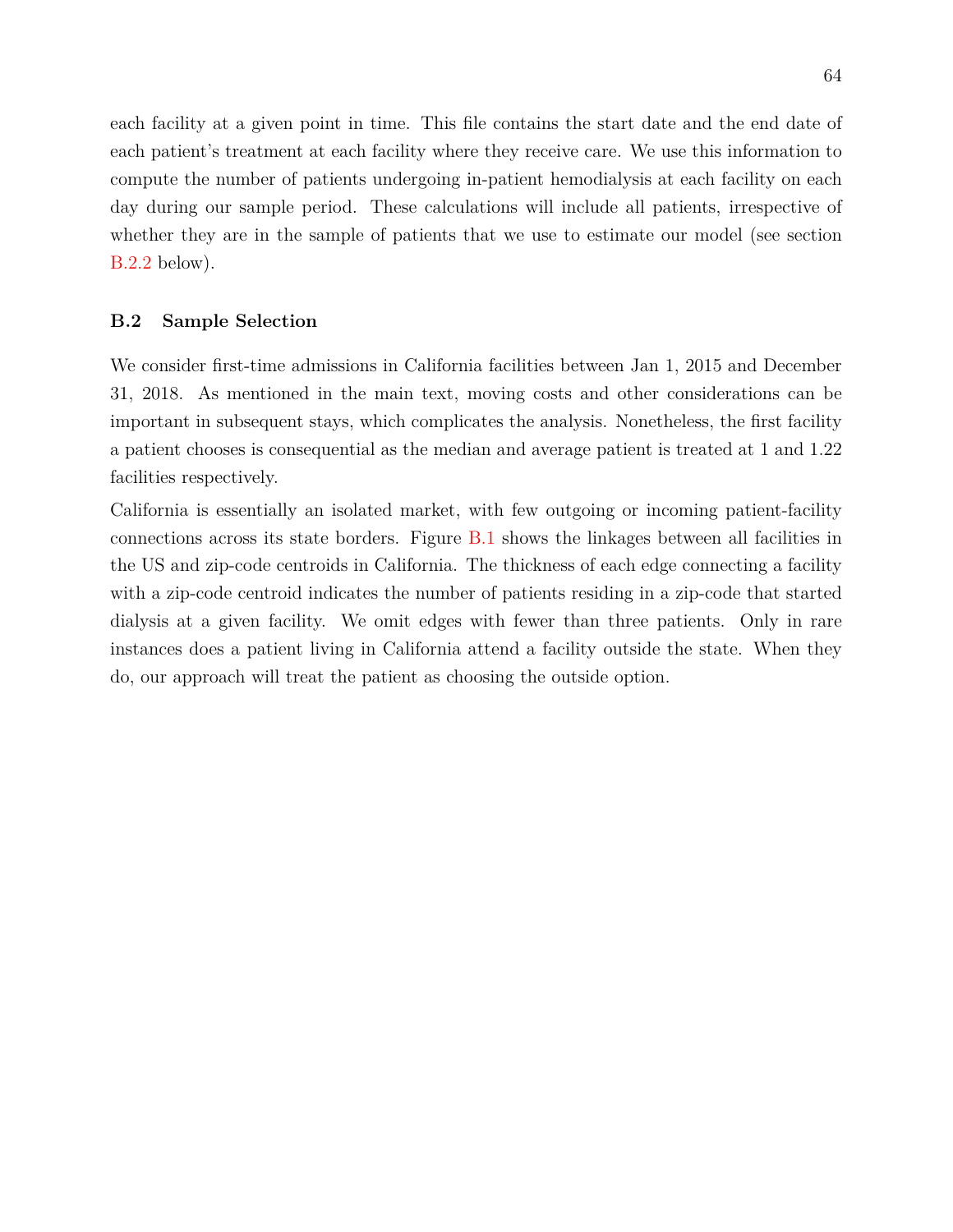each facility at a given point in time. This file contains the start date and the end date of each patient's treatment at each facility where they receive care. We use this information to compute the number of patients undergoing in-patient hemodialysis at each facility on each day during our sample period. These calculations will include all patients, irrespective of whether they are in the sample of patients that we use to estimate our model (see section B.2.2 below).

### B.2 Sample Selection

We consider first-time admissions in California facilities between Jan 1, 2015 and December 31, 2018. As mentioned in the main text, moving costs and other considerations can be important in subsequent stays, which complicates the analysis. Nonetheless, the first facility a patient chooses is consequential as the median and average patient is treated at 1 and 1.22 facilities respectively.

California is essentially an isolated market, with few outgoing or incoming patient-facility connections across its state borders. Figure B.1 shows the linkages between all facilities in the US and zip-code centroids in California. The thickness of each edge connecting a facility with a zip-code centroid indicates the number of patients residing in a zip-code that started dialysis at a given facility. We omit edges with fewer than three patients. Only in rare instances does a patient living in California attend a facility outside the state. When they do, our approach will treat the patient as choosing the outside option.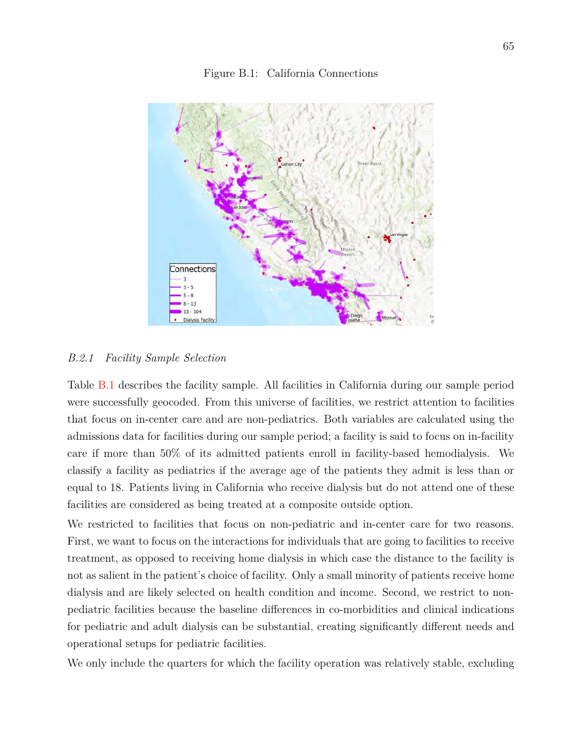Figure B.1: California Connections

### *B.2.1 Facility Sample Selection*

Table B.1 describes the facility sample. All facilities in California during our sample period were successfully geocoded. From this universe of facilities, we restrict attention to facilities that focus on in-center care and are non-pediatrics. Both variables are calculated using the admissions data for facilities during our sample period; a facility is said to focus on in-facility care if more than 50% of its admitted patients enroll in facility-based hemodialysis. We classify a facility as pediatrics if the average age of the patients they admit is less than or equal to 18. Patients living in California who receive dialysis but do not attend one of these facilities are considered as being treated at a composite outside option.

We restricted to facilities that focus on non-pediatric and in-center care for two reasons. First, we want to focus on the interactions for individuals that are going to facilities to receive treatment, as opposed to receiving home dialysis in which case the distance to the facility is not as salient in the patient's choice of facility. Only a small minority of patients receive home dialysis and are likely selected on health condition and income. Second, we restrict to non-pediatric facilities because the baseline differences in co-morbidities and clinical indications for pediatric and adult dialysis can be substantial, creating significantly different needs and operational setups for pediatric facilities.

We only include the quarters for which the facility operation was relatively stable, excluding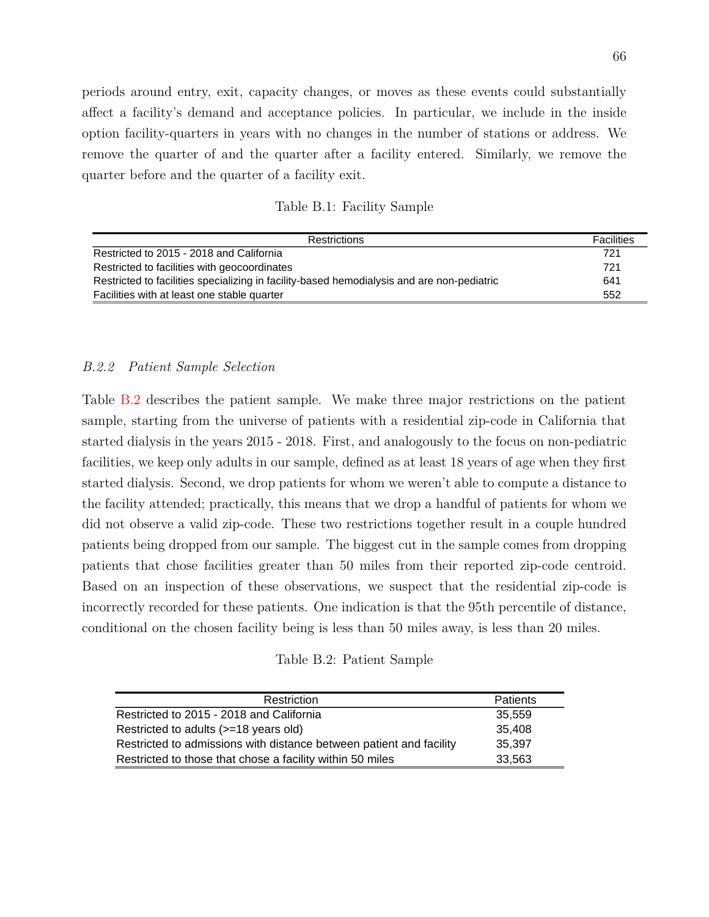periods around entry, exit, capacity changes, or moves as these events could substantially affect a facility's demand and acceptance policies. In particular, we include in the inside option facility-quarters in years with no changes in the number of stations or address. We remove the quarter of and the quarter after a facility entered. Similarly, we remove the quarter before and the quarter of a facility exit.

Table B.1: Facility Sample

| Restrictions | Facilities |
|---|---|
| Restricted to 2015 - 2018 and California | 721 |
| Restricted to facilities with geocoordinates | 721 |
| Restricted to facilities specializing in facility-based hemodialysis and are non-pediatric | 641 |
| Facilities with at least one stable quarter | 552 |

### *B.2.2 Patient Sample Selection*

Table B.2 describes the patient sample. We make three major restrictions on the patient sample, starting from the universe of patients with a residential zip-code in California that started dialysis in the years 2015 - 2018. First, and analogously to the focus on non-pediatric facilities, we keep only adults in our sample, defined as at least 18 years of age when they first started dialysis. Second, we drop patients for whom we weren't able to compute a distance to the facility attended; practically, this means that we drop a handful of patients for whom we did not observe a valid zip-code. These two restrictions together result in a couple hundred patients being dropped from our sample. The biggest cut in the sample comes from dropping patients that chose facilities greater than 50 miles from their reported zip-code centroid. Based on an inspection of these observations, we suspect that the residential zip-code is incorrectly recorded for these patients. One indication is that the 95th percentile of distance, conditional on the chosen facility being less than 50 miles away, is less than 20 miles.

Table B.2: Patient Sample

| Restriction | Patients |
|---|---|
| Restricted to 2015 - 2018 and California | 35,559 |
| Restricted to adults (>=18 years old) | 35,408 |
| Restricted to admissions with distance between patient and facility | 35,397 |
| Restricted to those that chose a facility within 50 miles | 33,563 |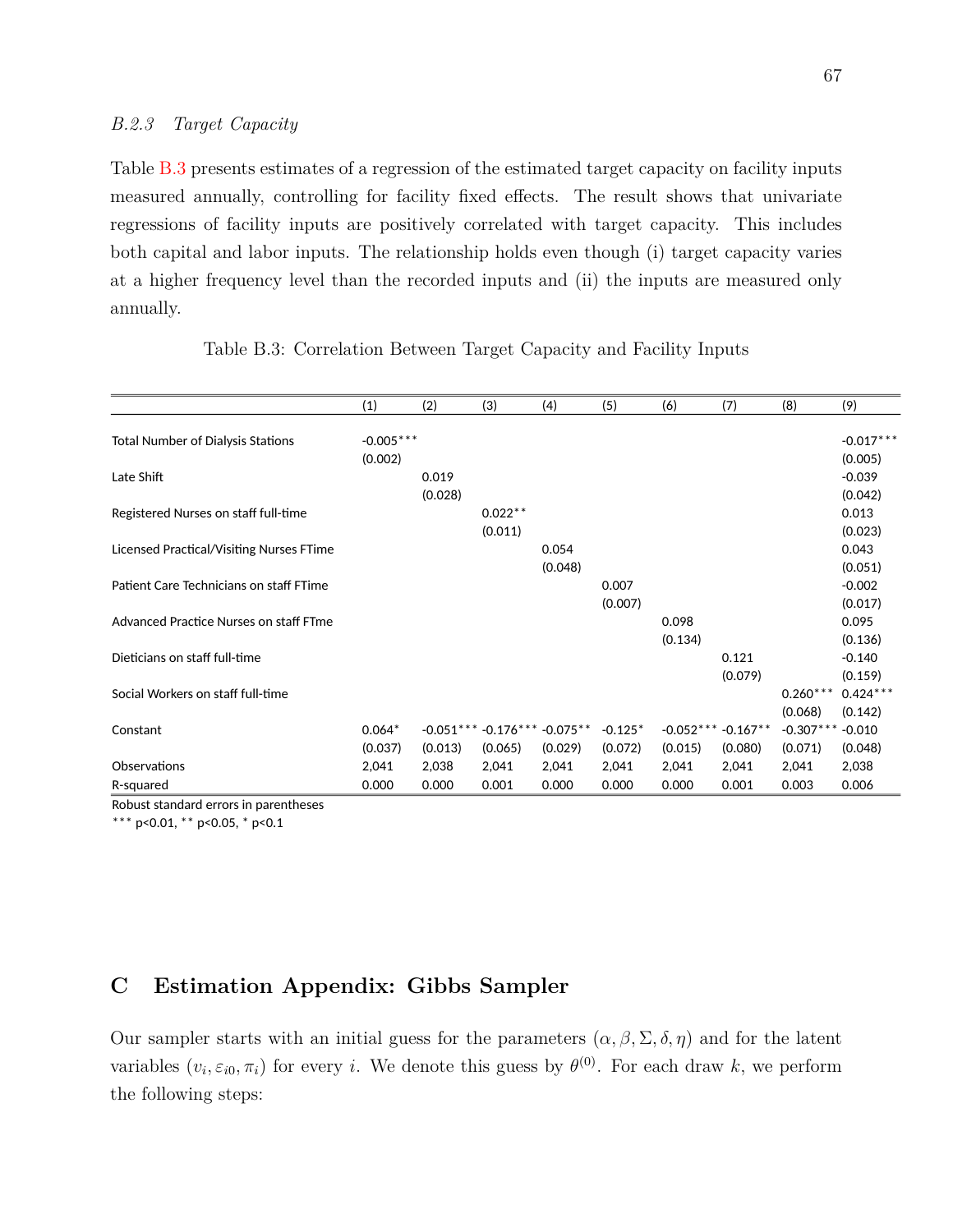### B.2.3 *Target Capacity*

Table B.3 presents estimates of a regression of the estimated target capacity on facility inputs measured annually, controlling for facility fixed effects. The result shows that univariate regressions of facility inputs are positively correlated with target capacity. This includes both capital and labor inputs. The relationship holds even though (i) target capacity varies at a higher frequency level than the recorded inputs and (ii) the inputs are measured only annually.

Table B.3: Correlation Between Target Capacity and Facility Inputs

| | (1) | (2) | (3) | (4) | (5) | (6) | (7) | (8) | (9) |
|---|---|---|---|---|---|---|---|---|---|
| Total Number of Dialysis Stations | -0.005*** | | | | | | | | -0.017*** |
| | (0.002) | | | | | | | | (0.005) |
| Late Shift | | 0.019 | | | | | | | -0.039 |
| | | (0.028) | | | | | | | (0.042) |
| Registered Nurses on staff full-time | | | 0.022** | | | | | | 0.013 |
| | | | (0.011) | | | | | | (0.023) |
| Licensed Practical/Visiting Nurses FTime | | | | 0.054 | | | | | 0.043 |
| | | | | (0.048) | | | | | (0.051) |
| Patient Care Technicians on staff FTime | | | | | 0.007 | | | | -0.002 |
| | | | | | (0.007) | | | | (0.017) |
| Advanced Practice Nurses on staff FTme | | | | | | 0.098 | | | 0.095 |
| | | | | | | (0.134) | | | (0.136) |
| Dieticians on staff full-time | | | | | | | 0.121 | | -0.140 |
| | | | | | | | (0.079) | | (0.159) |
| Social Workers on staff full-time | | | | | | | | 0.260*** | 0.424*** |
| | | | | | | | | (0.068) | (0.142) |
| Constant | 0.064* | -0.051*** | -0.176*** | -0.075** | -0.125* | -0.052*** | -0.167** | -0.307*** | -0.010 |
| | (0.037) | (0.013) | (0.065) | (0.029) | (0.072) | (0.015) | (0.080) | (0.071) | (0.048) |
| Observations | 2,041 | 2,038 | 2,041 | 2,041 | 2,041 | 2,041 | 2,041 | 2,041 | 2,038 |
| R-squared | 0.000 | 0.000 | 0.001 | 0.000 | 0.000 | 0.000 | 0.001 | 0.003 | 0.006 |

Robust standard errors in parentheses
*** p<0.01, ** p<0.05, * p<0.1

# C Estimation Appendix: Gibbs Sampler

Our sampler starts with an initial guess for the parameters $(\alpha, \beta, \Sigma, \delta, \eta)$ and for the latent variables $(v_i, \varepsilon_{i0}, \pi_i)$ for every $i$. We denote this guess by $\theta^{(0)}$. For each draw $k$, we perform the following steps: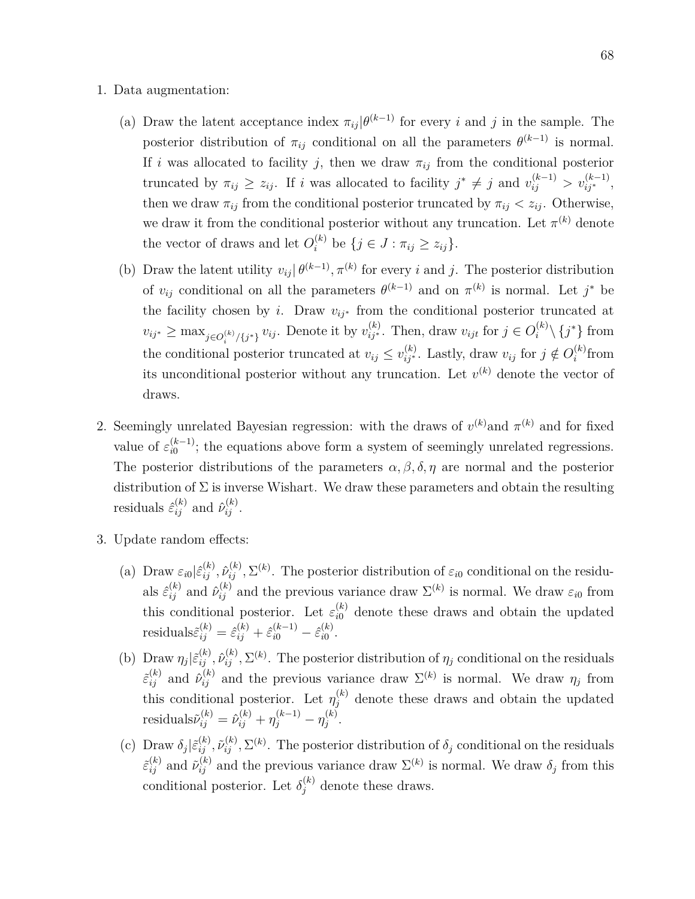1. Data augmentation:

   (a) Draw the latent acceptance index $\pi_{ij}|\theta^{(k-1)}$ for every $i$ and $j$ in the sample. The posterior distribution of $\pi_{ij}$ conditional on all the parameters $\theta^{(k-1)}$ is normal. If $i$ was allocated to facility $j$, then we draw $\pi_{ij}$ from the conditional posterior truncated by $\pi_{ij} \geq z_{ij}$. If $i$ was allocated to facility $j^* \neq j$ and $v_{ij}^{(k-1)} > v_{ij^*}^{(k-1)}$, then we draw $\pi_{ij}$ from the conditional posterior truncated by $\pi_{ij} < z_{ij}$. Otherwise, we draw it from the conditional posterior without any truncation. Let $\pi^{(k)}$ denote the vector of draws and let $O_i^{(k)}$ be $\{j \in J : \pi_{ij} \geq z_{ij}\}$.

   (b) Draw the latent utility $v_{ij}|\, \theta^{(k-1)}, \pi^{(k)}$ for every $i$ and $j$. The posterior distribution of $v_{ij}$ conditional on all the parameters $\theta^{(k-1)}$ and on $\pi^{(k)}$ is normal. Let $j^*$ be the facility chosen by $i$. Draw $v_{ij^*}$ from the conditional posterior truncated at $v_{ij^*} \geq \max_{j \in O_i^{(k)}/\{j^*\}} v_{ij}$. Denote it by $v_{ij^*}^{(k)}$. Then, draw $v_{ijt}$ for $j \in O_i^{(k)} \setminus \{j^*\}$ from the conditional posterior truncated at $v_{ij} \leq v_{ij^*}^{(k)}$. Lastly, draw $v_{ij}$ for $j \notin O_i^{(k)}$ from its unconditional posterior without any truncation. Let $v^{(k)}$ denote the vector of draws.

2. Seemingly unrelated Bayesian regression: with the draws of $v^{(k)}$ and $\pi^{(k)}$ and for fixed value of $\varepsilon_{i0}^{(k-1)}$; the equations above form a system of seemingly unrelated regressions. The posterior distributions of the parameters $\alpha, \beta, \delta, \eta$ are normal and the posterior distribution of $\Sigma$ is inverse Wishart. We draw these parameters and obtain the resulting residuals $\hat{\varepsilon}_{ij}^{(k)}$ and $\hat{\nu}_{ij}^{(k)}$.

3. Update random effects:

   (a) Draw $\varepsilon_{i0}|\hat{\varepsilon}_{ij}^{(k)}, \hat{\nu}_{ij}^{(k)}, \Sigma^{(k)}$. The posterior distribution of $\varepsilon_{i0}$ conditional on the residuals $\hat{\varepsilon}_{ij}^{(k)}$ and $\hat{\nu}_{ij}^{(k)}$ and the previous variance draw $\Sigma^{(k)}$ is normal. We draw $\varepsilon_{i0}$ from this conditional posterior. Let $\varepsilon_{i0}^{(k)}$ denote these draws and obtain the updated residuals $\tilde{\varepsilon}_{ij}^{(k)} = \hat{\varepsilon}_{ij}^{(k)} + \hat{\varepsilon}_{i0}^{(k-1)} - \hat{\varepsilon}_{i0}^{(k)}$.

   (b) Draw $\eta_j|\tilde{\varepsilon}_{ij}^{(k)}, \hat{\nu}_{ij}^{(k)}, \Sigma^{(k)}$. The posterior distribution of $\eta_j$ conditional on the residuals $\tilde{\varepsilon}_{ij}^{(k)}$ and $\hat{\nu}_{ij}^{(k)}$ and the previous variance draw $\Sigma^{(k)}$ is normal. We draw $\eta_j$ from this conditional posterior. Let $\eta_j^{(k)}$ denote these draws and obtain the updated residuals $\tilde{\nu}_{ij}^{(k)} = \hat{\nu}_{ij}^{(k)} + \eta_j^{(k-1)} - \eta_j^{(k)}$.

   (c) Draw $\delta_j|\tilde{\varepsilon}_{ij}^{(k)}, \tilde{\nu}_{ij}^{(k)}, \Sigma^{(k)}$. The posterior distribution of $\delta_j$ conditional on the residuals $\tilde{\varepsilon}_{ij}^{(k)}$ and $\tilde{\nu}_{ij}^{(k)}$ and the previous variance draw $\Sigma^{(k)}$ is normal. We draw $\delta_j$ from this conditional posterior. Let $\delta_j^{(k)}$ denote these draws.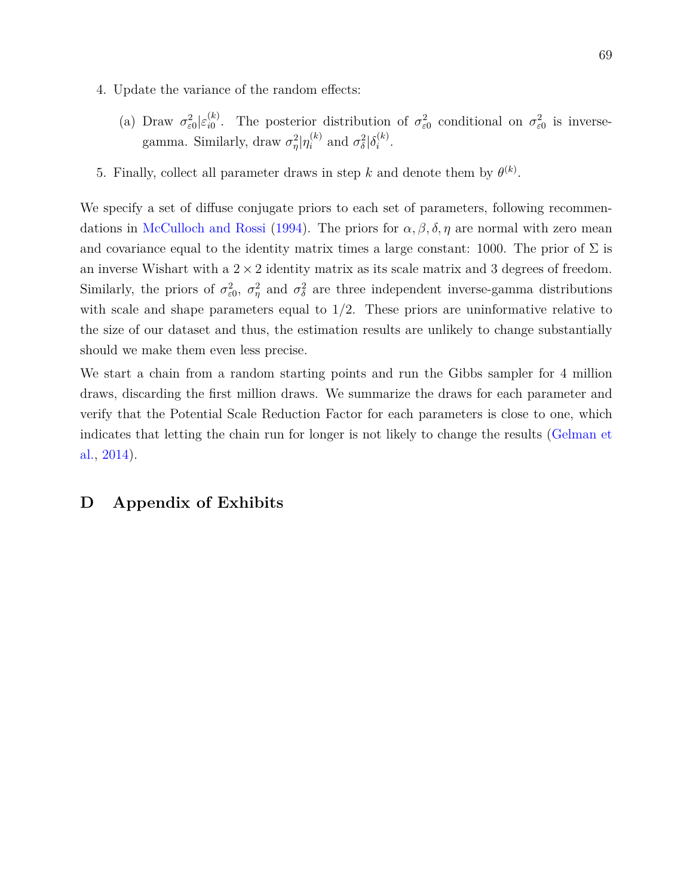4. Update the variance of the random effects:

   (a) Draw $\sigma^2_{\varepsilon 0}|\varepsilon^{(k)}_{i0}$. The posterior distribution of $\sigma^2_{\varepsilon 0}$ conditional on $\sigma^2_{\varepsilon 0}$ is inverse-gamma. Similarly, draw $\sigma^2_{\eta}|\eta^{(k)}_i$ and $\sigma^2_{\delta}|\delta^{(k)}_i$.

5. Finally, collect all parameter draws in step $k$ and denote them by $\theta^{(k)}$.

We specify a set of diffuse conjugate priors to each set of parameters, following recommendations in McCulloch and Rossi (1994). The priors for $\alpha, \beta, \delta, \eta$ are normal with zero mean and covariance equal to the identity matrix times a large constant: 1000. The prior of $\Sigma$ is an inverse Wishart with a $2 \times 2$ identity matrix as its scale matrix and 3 degrees of freedom. Similarly, the priors of $\sigma^2_{\varepsilon 0}$, $\sigma^2_{\eta}$ and $\sigma^2_{\delta}$ are three independent inverse-gamma distributions with scale and shape parameters equal to 1/2. These priors are uninformative relative to the size of our dataset and thus, the estimation results are unlikely to change substantially should we make them even less precise.

We start a chain from a random starting points and run the Gibbs sampler for 4 million draws, discarding the first million draws. We summarize the draws for each parameter and verify that the Potential Scale Reduction Factor for each parameters is close to one, which indicates that letting the chain run for longer is not likely to change the results (Gelman et al., 2014).

# D Appendix of Exhibits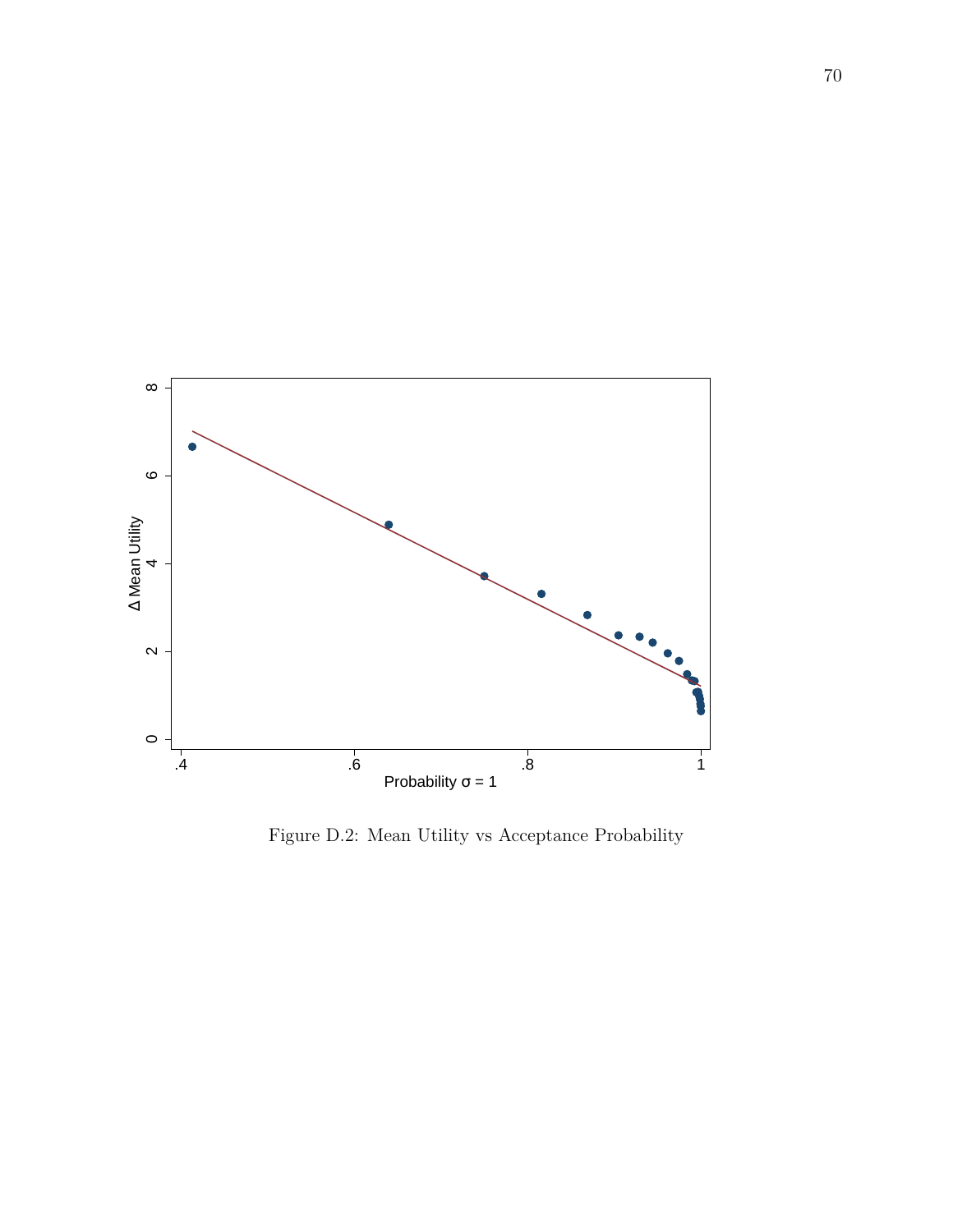8

6

4

2

0

Δ Mean Utility

.4

.6

.8

1

Probability σ = 1

Figure D.2: Mean Utility vs Acceptance Probability